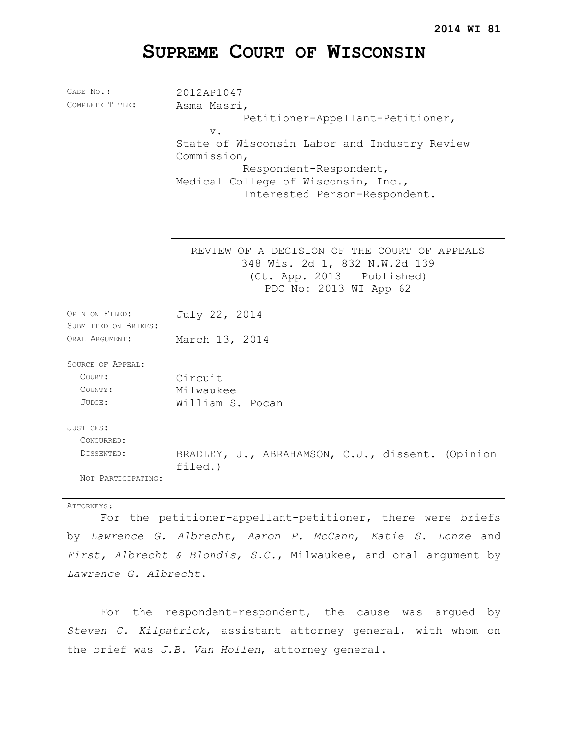**2014 WI 81**

# SUPREME COURT OF WISCONSIN

| | |
|---|---|
| CASE NO.: | 2012AP1047 |
| COMPLETE TITLE: | Asma Masri,<br>Petitioner-Appellant-Petitioner,<br>v.<br>State of Wisconsin Labor and Industry Review Commission,<br>Respondent-Respondent,<br>Medical College of Wisconsin, Inc.,<br>Interested Person-Respondent. |
| | REVIEW OF A DECISION OF THE COURT OF APPEALS<br>348 Wis. 2d 1, 832 N.W.2d 139<br>(Ct. App. 2013 – Published)<br>PDC No: 2013 WI App 62 |
| OPINION FILED: | July 22, 2014 |
| SUBMITTED ON BRIEFS: | |
| ORAL ARGUMENT: | March 13, 2014 |
| SOURCE OF APPEAL: | |
| COURT: | Circuit |
| COUNTY: | Milwaukee |
| JUDGE: | William S. Pocan |
| JUSTICES: | |
| CONCURRED: | |
| DISSENTED: | BRADLEY, J., ABRAHAMSON, C.J., dissent. (Opinion filed.) |
| NOT PARTICIPATING: | |

ATTORNEYS:

For the petitioner-appellant-petitioner, there were briefs by *Lawrence G. Albrecht*, *Aaron P. McCann*, *Katie S. Lonze* and *First, Albrecht & Blondis, S.C.*, Milwaukee, and oral argument by *Lawrence G. Albrecht*.

For the respondent-respondent, the cause was argued by *Steven C. Kilpatrick*, assistant attorney general, with whom on the brief was *J.B. Van Hollen*, attorney general.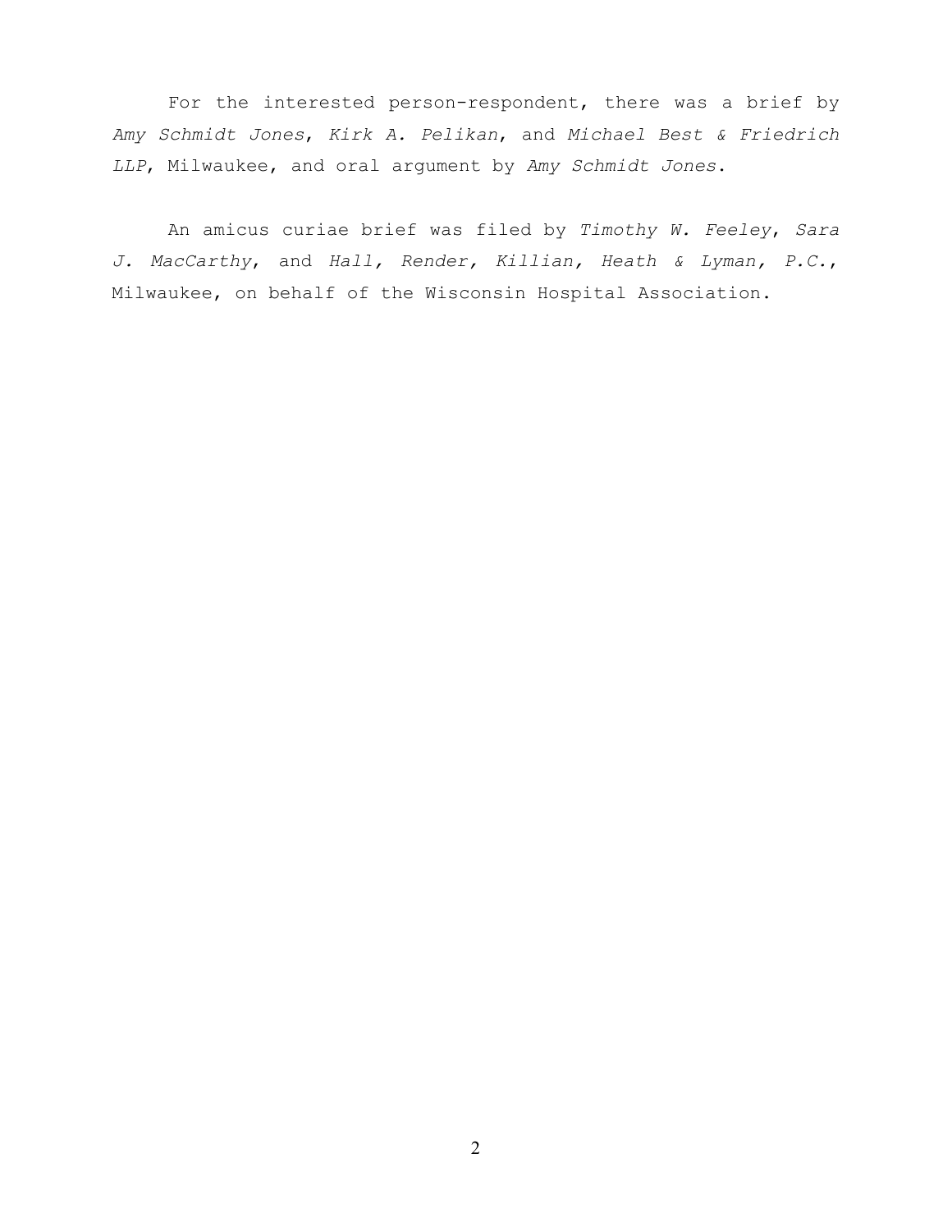For the interested person-respondent, there was a brief by *Amy Schmidt Jones*, *Kirk A. Pelikan*, and *Michael Best & Friedrich LLP*, Milwaukee, and oral argument by *Amy Schmidt Jones*.

An amicus curiae brief was filed by *Timothy W. Feeley*, *Sara J. MacCarthy*, and *Hall, Render, Killian, Heath & Lyman, P.C.*, Milwaukee, on behalf of the Wisconsin Hospital Association.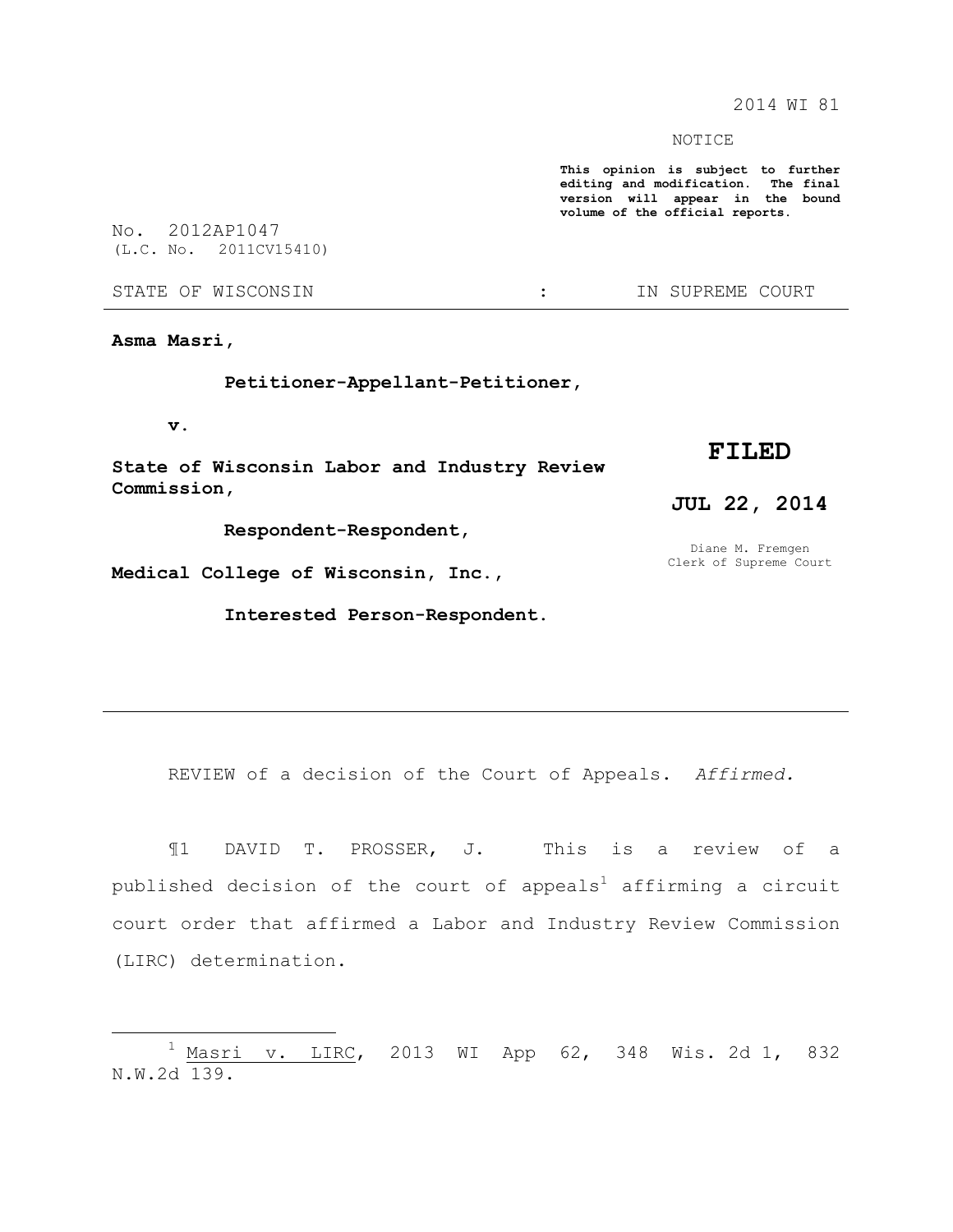2014 WI 81

NOTICE

**This opinion is subject to further editing and modification. The final version will appear in the bound volume of the official reports.**

No. 2012AP1047
(L.C. No. 2011CV15410)

STATE OF WISCONSIN : IN SUPREME COURT

---

**Asma Masri,**

**Petitioner-Appellant-Petitioner,**

**v.**

**State of Wisconsin Labor and Industry Review Commission,**

**Respondent-Respondent,**

**Medical College of Wisconsin, Inc.,**

**Interested Person-Respondent.**

**FILED**

**JUL 22, 2014**

Diane M. Fremgen
Clerk of Supreme Court

---

REVIEW of a decision of the Court of Appeals. *Affirmed.*

¶1 DAVID T. PROSSER, J. This is a review of a published decision of the court of appeals[1] affirming a circuit court order that affirmed a Labor and Industry Review Commission (LIRC) determination.

---

[1] Masri v. LIRC, 2013 WI App 62, 348 Wis. 2d 1, 832 N.W.2d 139.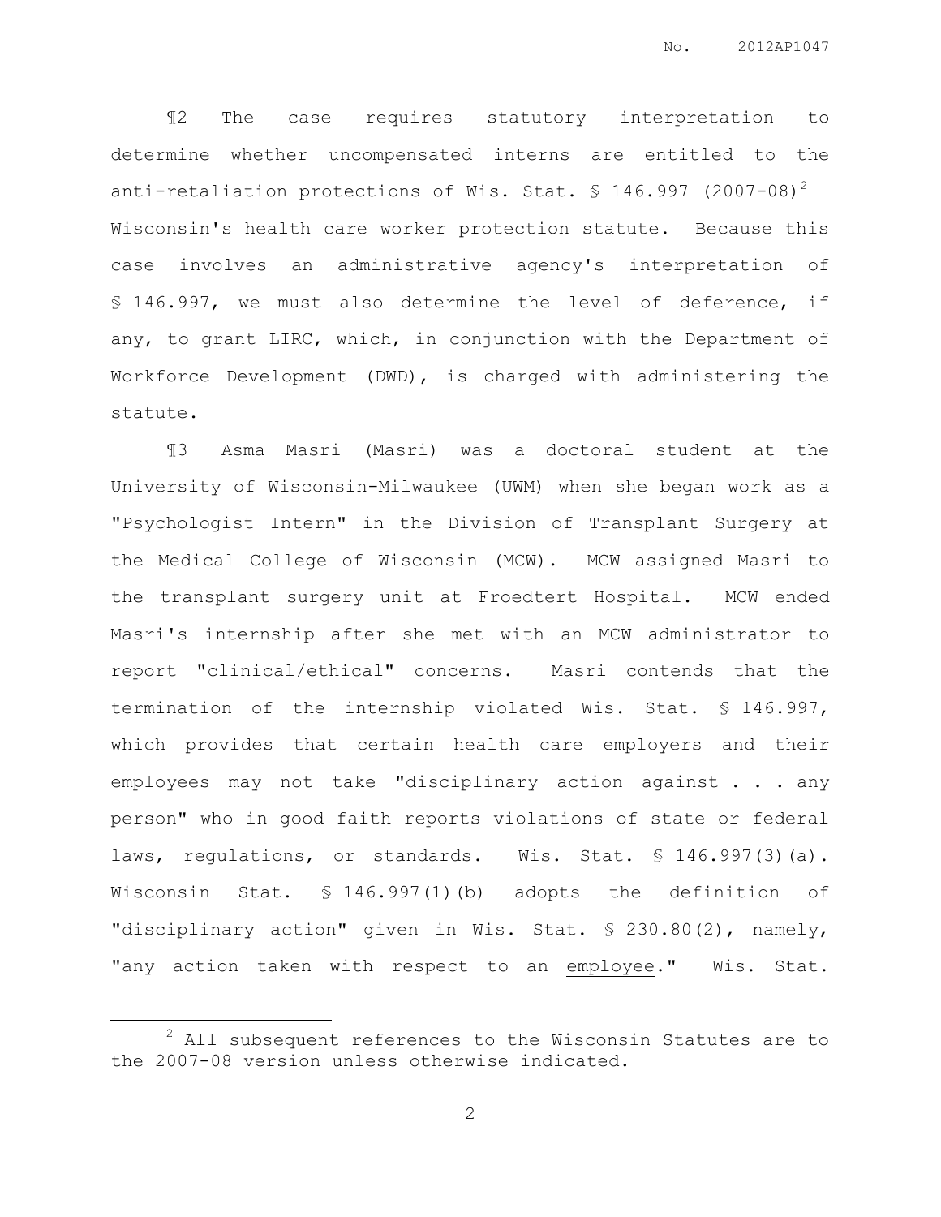¶2 The case requires statutory interpretation to determine whether uncompensated interns are entitled to the anti-retaliation protections of Wis. Stat. § 146.997 (2007-08)[2]—Wisconsin's health care worker protection statute. Because this case involves an administrative agency's interpretation of § 146.997, we must also determine the level of deference, if any, to grant LIRC, which, in conjunction with the Department of Workforce Development (DWD), is charged with administering the statute.

¶3 Asma Masri (Masri) was a doctoral student at the University of Wisconsin-Milwaukee (UWM) when she began work as a "Psychologist Intern" in the Division of Transplant Surgery at the Medical College of Wisconsin (MCW). MCW assigned Masri to the transplant surgery unit at Froedtert Hospital. MCW ended Masri's internship after she met with an MCW administrator to report "clinical/ethical" concerns. Masri contends that the termination of the internship violated Wis. Stat. § 146.997, which provides that certain health care employers and their employees may not take "disciplinary action against . . . any person" who in good faith reports violations of state or federal laws, regulations, or standards. Wis. Stat. § 146.997(3)(a). Wisconsin Stat. § 146.997(1)(b) adopts the definition of "disciplinary action" given in Wis. Stat. § 230.80(2), namely, "any action taken with respect to an <u>employee</u>." Wis. Stat.

---

[2] All subsequent references to the Wisconsin Statutes are to the 2007-08 version unless otherwise indicated.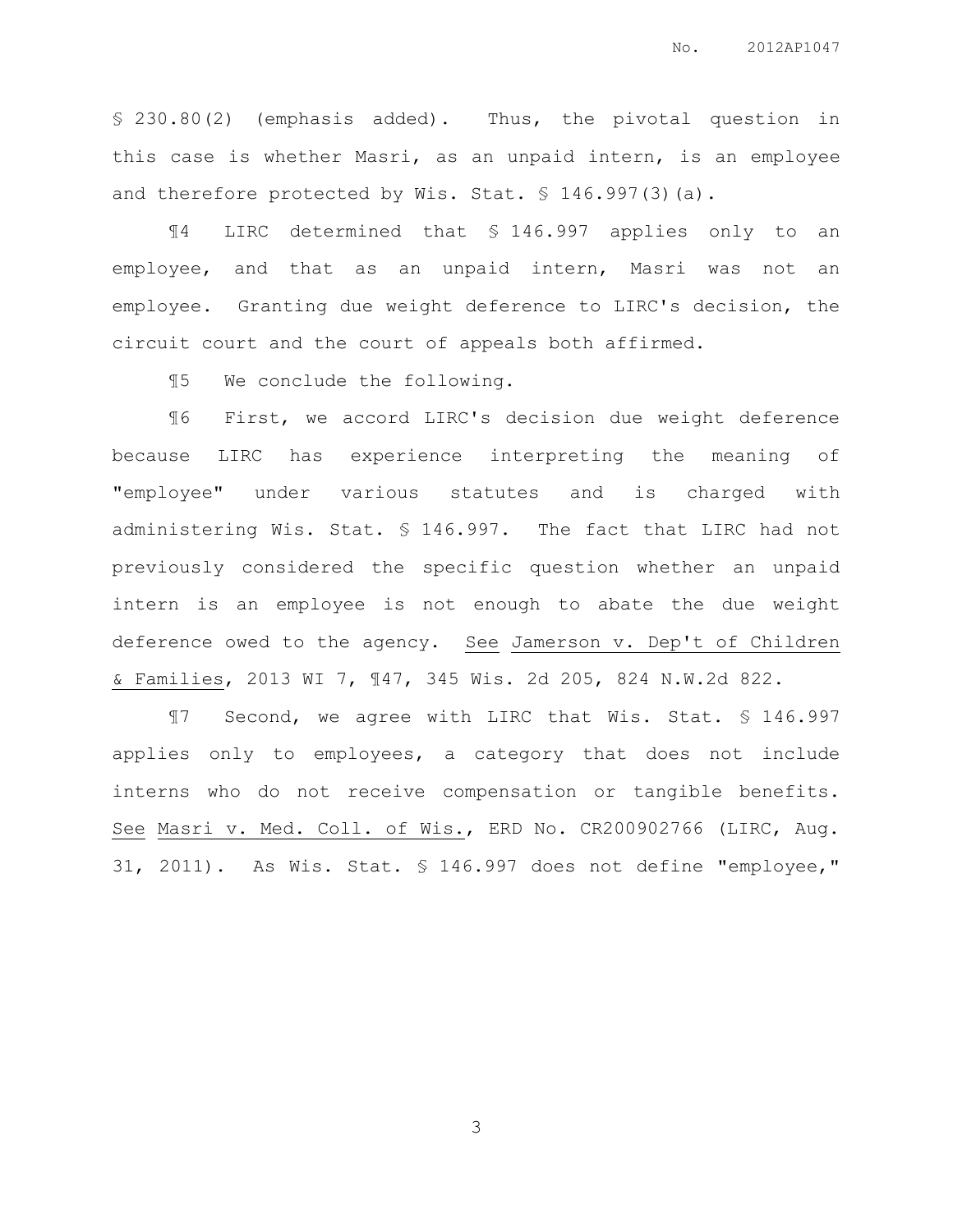§ 230.80(2) (emphasis added). Thus, the pivotal question in this case is whether Masri, as an unpaid intern, is an employee and therefore protected by Wis. Stat. § 146.997(3)(a).

¶4 LIRC determined that § 146.997 applies only to an employee, and that as an unpaid intern, Masri was not an employee. Granting due weight deference to LIRC's decision, the circuit court and the court of appeals both affirmed.

¶5 We conclude the following.

¶6 First, we accord LIRC's decision due weight deference because LIRC has experience interpreting the meaning of "employee" under various statutes and is charged with administering Wis. Stat. § 146.997. The fact that LIRC had not previously considered the specific question whether an unpaid intern is an employee is not enough to abate the due weight deference owed to the agency. See Jamerson v. Dep't of Children & Families, 2013 WI 7, ¶47, 345 Wis. 2d 205, 824 N.W.2d 822.

¶7 Second, we agree with LIRC that Wis. Stat. § 146.997 applies only to employees, a category that does not include interns who do not receive compensation or tangible benefits. See Masri v. Med. Coll. of Wis., ERD No. CR200902766 (LIRC, Aug. 31, 2011). As Wis. Stat. § 146.997 does not define "employee,"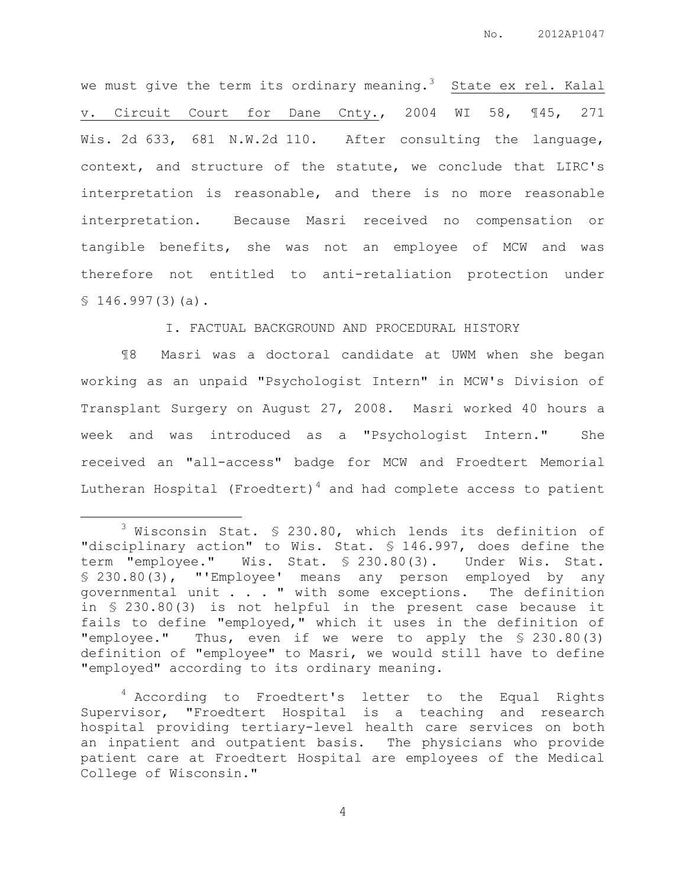we must give the term its ordinary meaning.[3] State ex rel. Kalal v. Circuit Court for Dane Cnty., 2004 WI 58, ¶45, 271 Wis. 2d 633, 681 N.W.2d 110. After consulting the language, context, and structure of the statute, we conclude that LIRC's interpretation is reasonable, and there is no more reasonable interpretation. Because Masri received no compensation or tangible benefits, she was not an employee of MCW and was therefore not entitled to anti-retaliation protection under § 146.997(3)(a).

## I. FACTUAL BACKGROUND AND PROCEDURAL HISTORY

¶8 Masri was a doctoral candidate at UWM when she began working as an unpaid "Psychologist Intern" in MCW's Division of Transplant Surgery on August 27, 2008. Masri worked 40 hours a week and was introduced as a "Psychologist Intern." She received an "all-access" badge for MCW and Froedtert Memorial Lutheran Hospital (Froedtert)[4] and had complete access to patient

---

[3] Wisconsin Stat. § 230.80, which lends its definition of "disciplinary action" to Wis. Stat. § 146.997, does define the term "employee." Wis. Stat. § 230.80(3). Under Wis. Stat. § 230.80(3), "'Employee' means any person employed by any governmental unit . . . " with some exceptions. The definition in § 230.80(3) is not helpful in the present case because it fails to define "employed," which it uses in the definition of "employee." Thus, even if we were to apply the § 230.80(3) definition of "employee" to Masri, we would still have to define "employed" according to its ordinary meaning.

[4] According to Froedtert's letter to the Equal Rights Supervisor, "Froedtert Hospital is a teaching and research hospital providing tertiary-level health care services on both an inpatient and outpatient basis. The physicians who provide patient care at Froedtert Hospital are employees of the Medical College of Wisconsin."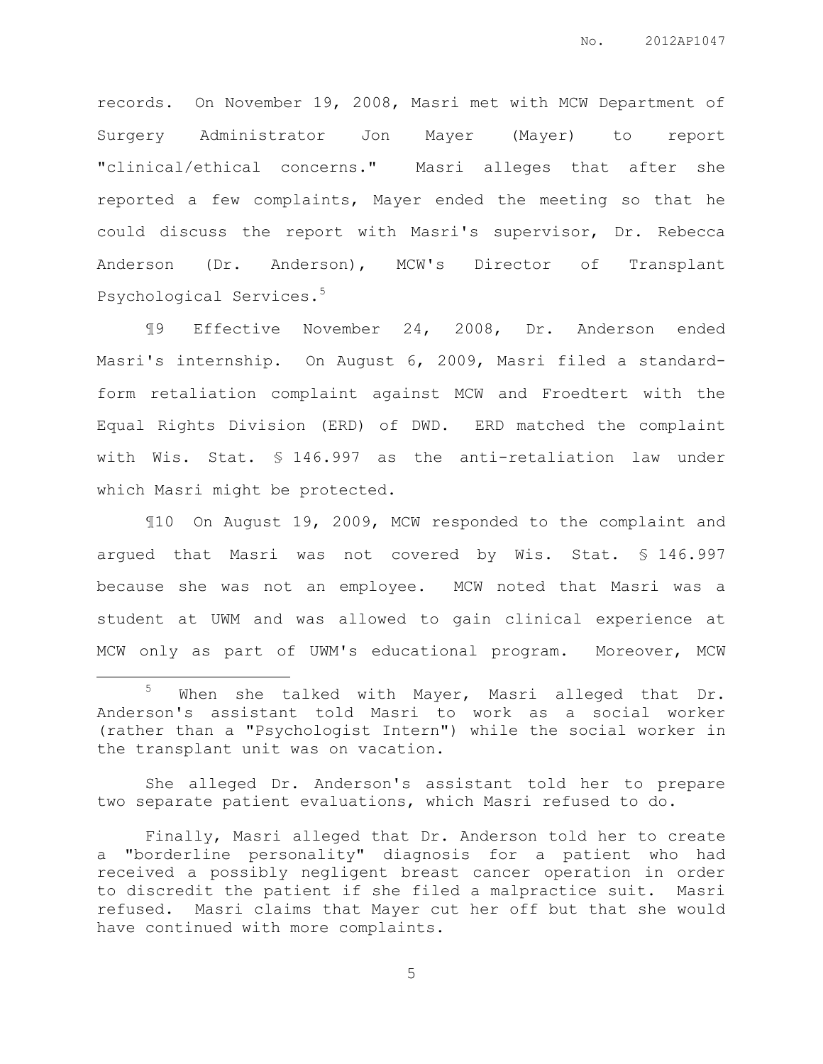records. On November 19, 2008, Masri met with MCW Department of Surgery Administrator Jon Mayer (Mayer) to report "clinical/ethical concerns." Masri alleges that after she reported a few complaints, Mayer ended the meeting so that he could discuss the report with Masri's supervisor, Dr. Rebecca Anderson (Dr. Anderson), MCW's Director of Transplant Psychological Services.[5]

¶9 Effective November 24, 2008, Dr. Anderson ended Masri's internship. On August 6, 2009, Masri filed a standard-form retaliation complaint against MCW and Froedtert with the Equal Rights Division (ERD) of DWD. ERD matched the complaint with Wis. Stat. § 146.997 as the anti-retaliation law under which Masri might be protected.

¶10 On August 19, 2009, MCW responded to the complaint and argued that Masri was not covered by Wis. Stat. § 146.997 because she was not an employee. MCW noted that Masri was a student at UWM and was allowed to gain clinical experience at MCW only as part of UWM's educational program. Moreover, MCW

---

[5] When she talked with Mayer, Masri alleged that Dr. Anderson's assistant told Masri to work as a social worker (rather than a "Psychologist Intern") while the social worker in the transplant unit was on vacation.

She alleged Dr. Anderson's assistant told her to prepare two separate patient evaluations, which Masri refused to do.

Finally, Masri alleged that Dr. Anderson told her to create a "borderline personality" diagnosis for a patient who had received a possibly negligent breast cancer operation in order to discredit the patient if she filed a malpractice suit. Masri refused. Masri claims that Mayer cut her off but that she would have continued with more complaints.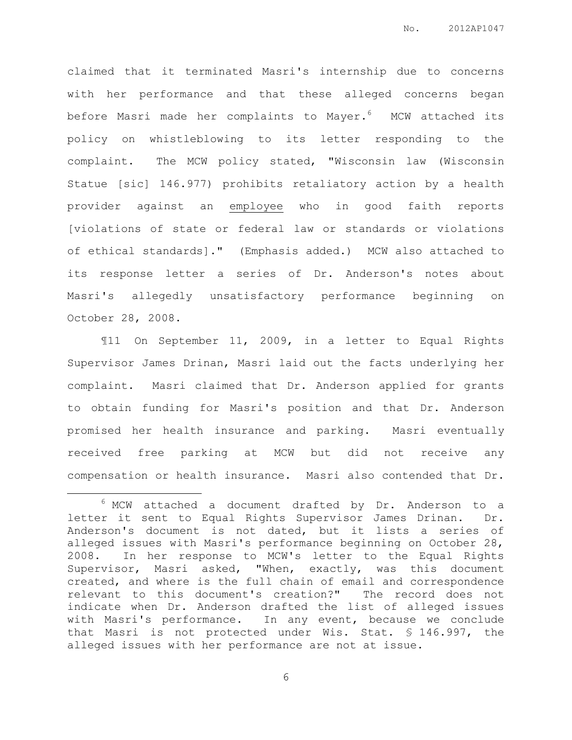claimed that it terminated Masri's internship due to concerns with her performance and that these alleged concerns began before Masri made her complaints to Mayer.[6] MCW attached its policy on whistleblowing to its letter responding to the complaint. The MCW policy stated, "Wisconsin law (Wisconsin Statue [sic] 146.977) prohibits retaliatory action by a health provider against an <u>employee</u> who in good faith reports [violations of state or federal law or standards or violations of ethical standards]." (Emphasis added.) MCW also attached to its response letter a series of Dr. Anderson's notes about Masri's allegedly unsatisfactory performance beginning on October 28, 2008.

¶11 On September 11, 2009, in a letter to Equal Rights Supervisor James Drinan, Masri laid out the facts underlying her complaint. Masri claimed that Dr. Anderson applied for grants to obtain funding for Masri's position and that Dr. Anderson promised her health insurance and parking. Masri eventually received free parking at MCW but did not receive any compensation or health insurance. Masri also contended that Dr.

---

[6] MCW attached a document drafted by Dr. Anderson to a letter it sent to Equal Rights Supervisor James Drinan. Dr. Anderson's document is not dated, but it lists a series of alleged issues with Masri's performance beginning on October 28, 2008. In her response to MCW's letter to the Equal Rights Supervisor, Masri asked, "When, exactly, was this document created, and where is the full chain of email and correspondence relevant to this document's creation?" The record does not indicate when Dr. Anderson drafted the list of alleged issues with Masri's performance. In any event, because we conclude that Masri is not protected under Wis. Stat. § 146.997, the alleged issues with her performance are not at issue.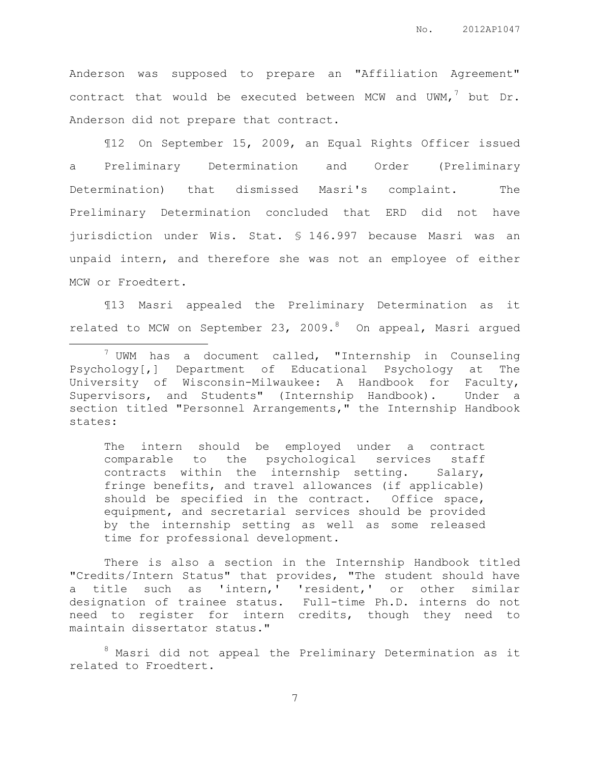Anderson was supposed to prepare an "Affiliation Agreement" contract that would be executed between MCW and UWM,[7] but Dr. Anderson did not prepare that contract.

¶12 On September 15, 2009, an Equal Rights Officer issued a Preliminary Determination and Order (Preliminary Determination) that dismissed Masri's complaint. The Preliminary Determination concluded that ERD did not have jurisdiction under Wis. Stat. § 146.997 because Masri was an unpaid intern, and therefore she was not an employee of either MCW or Froedtert.

¶13 Masri appealed the Preliminary Determination as it related to MCW on September 23, 2009.[8] On appeal, Masri argued

---

[7] UWM has a document called, "Internship in Counseling Psychology[,] Department of Educational Psychology at The University of Wisconsin-Milwaukee: A Handbook for Faculty, Supervisors, and Students" (Internship Handbook). Under a section titled "Personnel Arrangements," the Internship Handbook states:

> The intern should be employed under a contract comparable to the psychological services staff contracts within the internship setting. Salary, fringe benefits, and travel allowances (if applicable) should be specified in the contract. Office space, equipment, and secretarial services should be provided by the internship setting as well as some released time for professional development.

There is also a section in the Internship Handbook titled "Credits/Intern Status" that provides, "The student should have a title such as 'intern,' 'resident,' or other similar designation of trainee status. Full-time Ph.D. interns do not need to register for intern credits, though they need to maintain dissertator status."

[8] Masri did not appeal the Preliminary Determination as it related to Froedtert.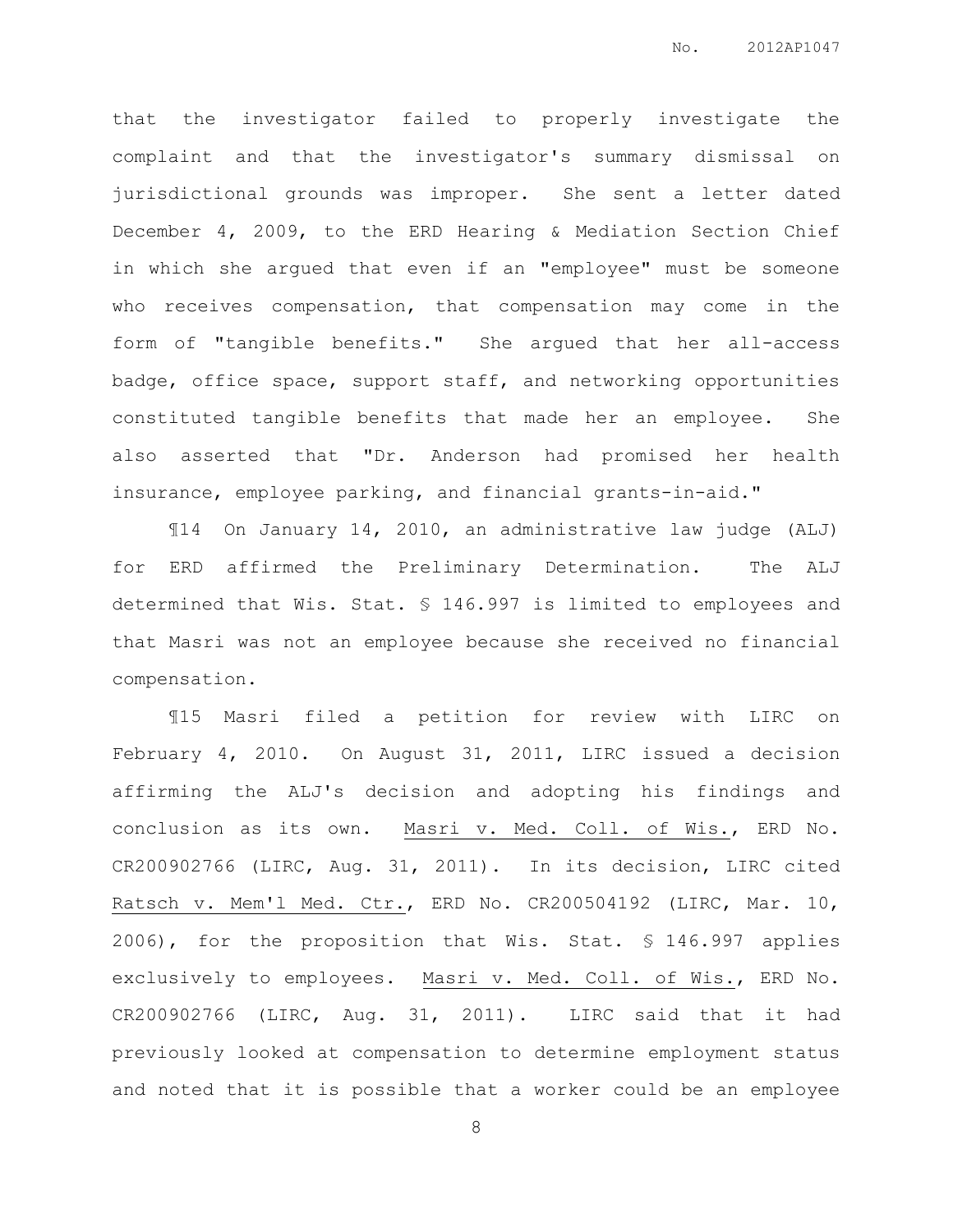that the investigator failed to properly investigate the complaint and that the investigator's summary dismissal on jurisdictional grounds was improper. She sent a letter dated December 4, 2009, to the ERD Hearing & Mediation Section Chief in which she argued that even if an "employee" must be someone who receives compensation, that compensation may come in the form of "tangible benefits." She argued that her all-access badge, office space, support staff, and networking opportunities constituted tangible benefits that made her an employee. She also asserted that "Dr. Anderson had promised her health insurance, employee parking, and financial grants-in-aid."

¶14 On January 14, 2010, an administrative law judge (ALJ) for ERD affirmed the Preliminary Determination. The ALJ determined that Wis. Stat. § 146.997 is limited to employees and that Masri was not an employee because she received no financial compensation.

¶15 Masri filed a petition for review with LIRC on February 4, 2010. On August 31, 2011, LIRC issued a decision affirming the ALJ's decision and adopting his findings and conclusion as its own. Masri v. Med. Coll. of Wis., ERD No. CR200902766 (LIRC, Aug. 31, 2011). In its decision, LIRC cited Ratsch v. Mem'l Med. Ctr., ERD No. CR200504192 (LIRC, Mar. 10, 2006), for the proposition that Wis. Stat. § 146.997 applies exclusively to employees. Masri v. Med. Coll. of Wis., ERD No. CR200902766 (LIRC, Aug. 31, 2011). LIRC said that it had previously looked at compensation to determine employment status and noted that it is possible that a worker could be an employee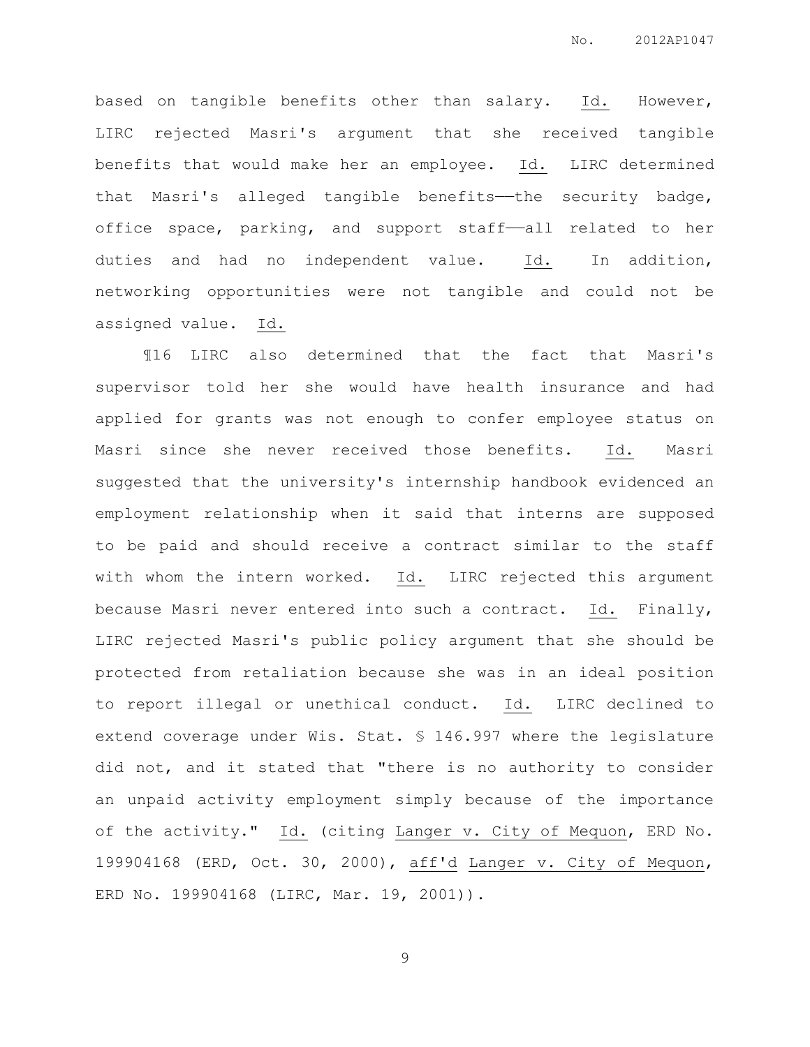based on tangible benefits other than salary. Id. However, LIRC rejected Masri's argument that she received tangible benefits that would make her an employee. Id. LIRC determined that Masri's alleged tangible benefits——the security badge, office space, parking, and support staff——all related to her duties and had no independent value. Id. In addition, networking opportunities were not tangible and could not be assigned value. Id.

¶16 LIRC also determined that the fact that Masri's supervisor told her she would have health insurance and had applied for grants was not enough to confer employee status on Masri since she never received those benefits. Id. Masri suggested that the university's internship handbook evidenced an employment relationship when it said that interns are supposed to be paid and should receive a contract similar to the staff with whom the intern worked. Id. LIRC rejected this argument because Masri never entered into such a contract. Id. Finally, LIRC rejected Masri's public policy argument that she should be protected from retaliation because she was in an ideal position to report illegal or unethical conduct. Id. LIRC declined to extend coverage under Wis. Stat. § 146.997 where the legislature did not, and it stated that "there is no authority to consider an unpaid activity employment simply because of the importance of the activity." Id. (citing Langer v. City of Mequon, ERD No. 199904168 (ERD, Oct. 30, 2000), aff'd Langer v. City of Mequon, ERD No. 199904168 (LIRC, Mar. 19, 2001)).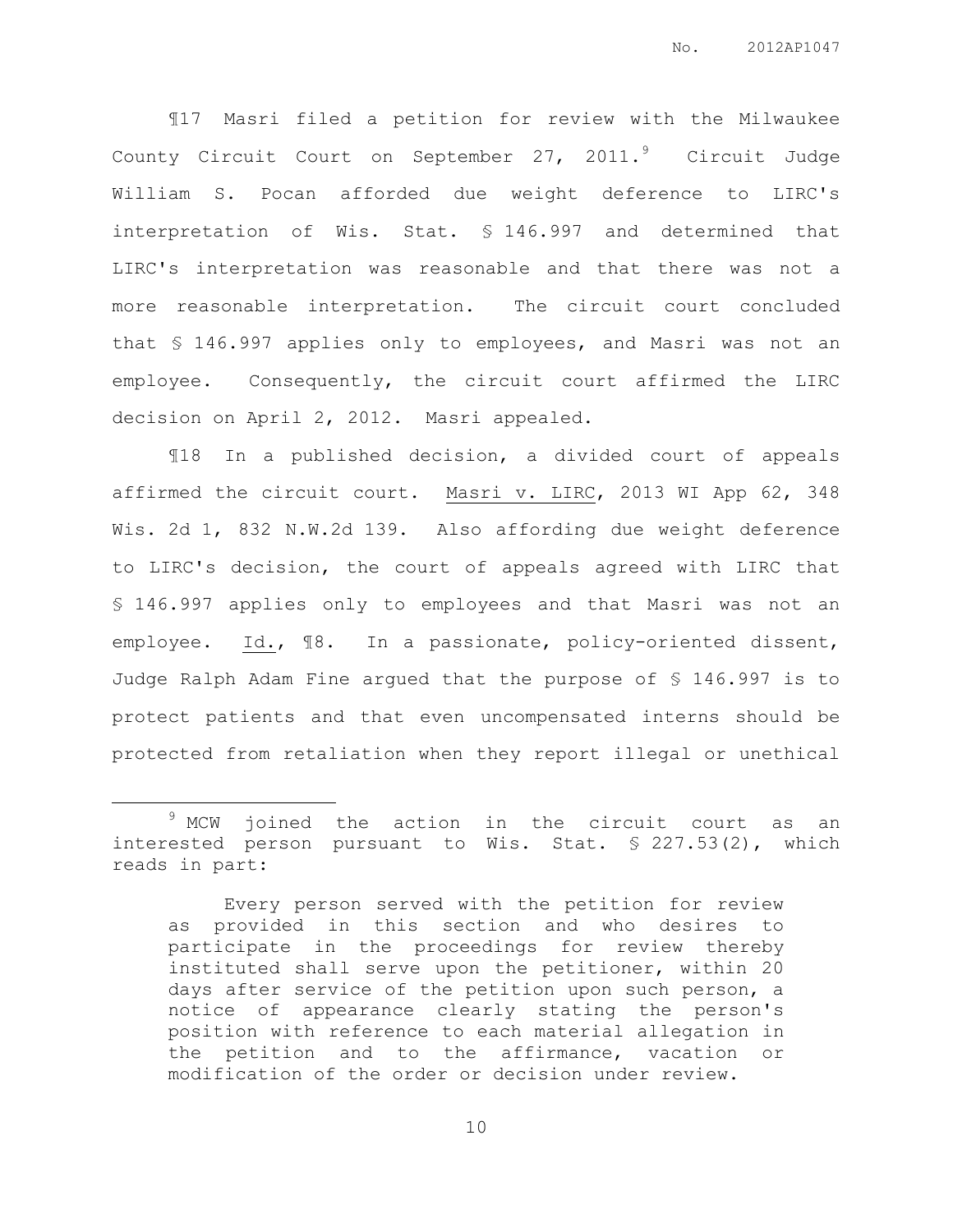¶17 Masri filed a petition for review with the Milwaukee County Circuit Court on September 27, 2011.[9] Circuit Judge William S. Pocan afforded due weight deference to LIRC's interpretation of Wis. Stat. § 146.997 and determined that LIRC's interpretation was reasonable and that there was not a more reasonable interpretation. The circuit court concluded that § 146.997 applies only to employees, and Masri was not an employee. Consequently, the circuit court affirmed the LIRC decision on April 2, 2012. Masri appealed.

¶18 In a published decision, a divided court of appeals affirmed the circuit court. Masri v. LIRC, 2013 WI App 62, 348 Wis. 2d 1, 832 N.W.2d 139. Also affording due weight deference to LIRC's decision, the court of appeals agreed with LIRC that § 146.997 applies only to employees and that Masri was not an employee. Id., ¶8. In a passionate, policy-oriented dissent, Judge Ralph Adam Fine argued that the purpose of § 146.997 is to protect patients and that even uncompensated interns should be protected from retaliation when they report illegal or unethical

---

[9] MCW joined the action in the circuit court as an interested person pursuant to Wis. Stat. § 227.53(2), which reads in part:

> Every person served with the petition for review as provided in this section and who desires to participate in the proceedings for review thereby instituted shall serve upon the petitioner, within 20 days after service of the petition upon such person, a notice of appearance clearly stating the person's position with reference to each material allegation in the petition and to the affirmance, vacation or modification of the order or decision under review.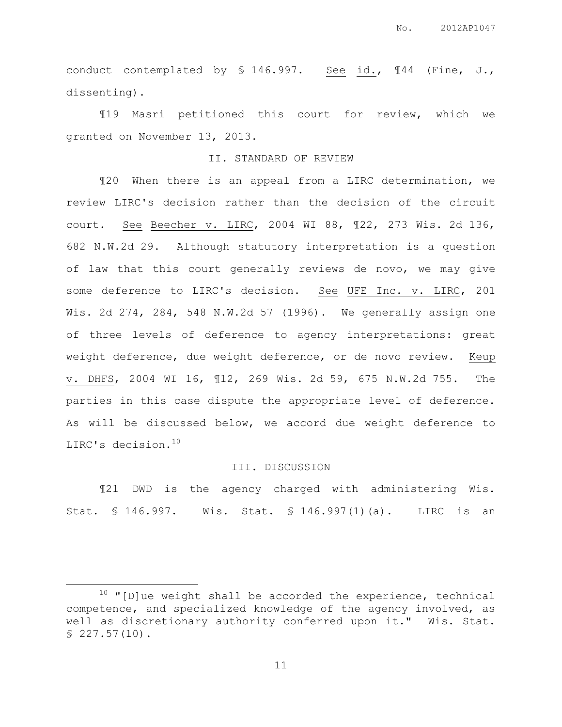conduct contemplated by § 146.997. See id., ¶44 (Fine, J., dissenting).

¶19 Masri petitioned this court for review, which we granted on November 13, 2013.

## II. STANDARD OF REVIEW

¶20 When there is an appeal from a LIRC determination, we review LIRC's decision rather than the decision of the circuit court. See Beecher v. LIRC, 2004 WI 88, ¶22, 273 Wis. 2d 136, 682 N.W.2d 29. Although statutory interpretation is a question of law that this court generally reviews de novo, we may give some deference to LIRC's decision. See UFE Inc. v. LIRC, 201 Wis. 2d 274, 284, 548 N.W.2d 57 (1996). We generally assign one of three levels of deference to agency interpretations: great weight deference, due weight deference, or de novo review. Keup v. DHFS, 2004 WI 16, ¶12, 269 Wis. 2d 59, 675 N.W.2d 755. The parties in this case dispute the appropriate level of deference. As will be discussed below, we accord due weight deference to LIRC's decision.[10]

## III. DISCUSSION

¶21 DWD is the agency charged with administering Wis. Stat. § 146.997. Wis. Stat. § 146.997(1)(a). LIRC is an

---

[10] "[D]ue weight shall be accorded the experience, technical competence, and specialized knowledge of the agency involved, as well as discretionary authority conferred upon it." Wis. Stat. § 227.57(10).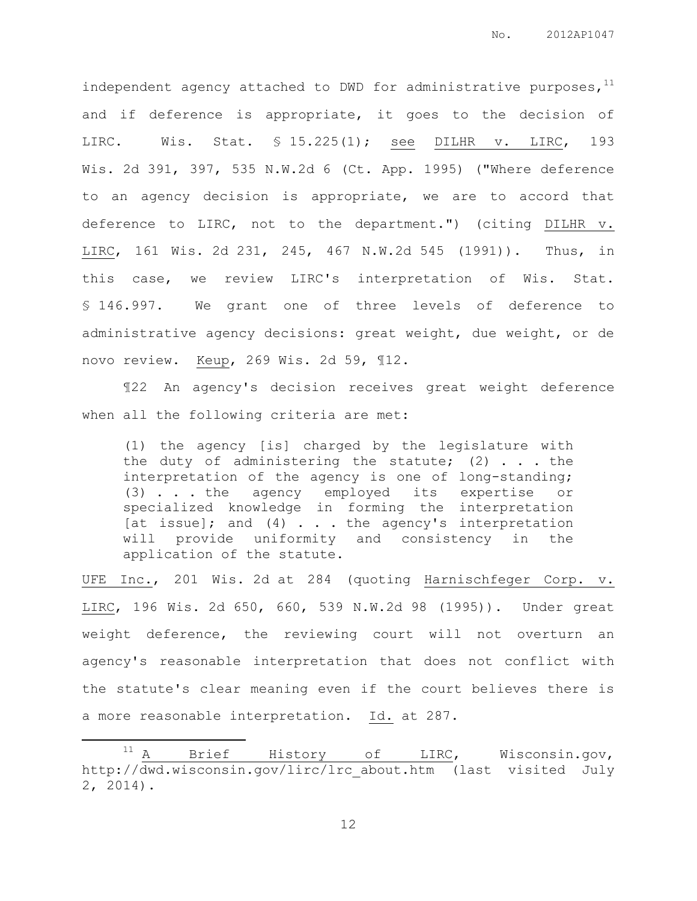independent agency attached to DWD for administrative purposes,[11] and if deference is appropriate, it goes to the decision of LIRC. Wis. Stat. § 15.225(1); see DILHR v. LIRC, 193 Wis. 2d 391, 397, 535 N.W.2d 6 (Ct. App. 1995) ("Where deference to an agency decision is appropriate, we are to accord that deference to LIRC, not to the department.") (citing DILHR v. LIRC, 161 Wis. 2d 231, 245, 467 N.W.2d 545 (1991)). Thus, in this case, we review LIRC's interpretation of Wis. Stat. § 146.997. We grant one of three levels of deference to administrative agency decisions: great weight, due weight, or de novo review. Keup, 269 Wis. 2d 59, ¶12.

¶22 An agency's decision receives great weight deference when all the following criteria are met:

> (1) the agency [is] charged by the legislature with the duty of administering the statute; (2) . . . the interpretation of the agency is one of long-standing; (3) . . . the agency employed its expertise or specialized knowledge in forming the interpretation [at issue]; and (4) . . . the agency's interpretation will provide uniformity and consistency in the application of the statute.

UFE Inc., 201 Wis. 2d at 284 (quoting Harnischfeger Corp. v. LIRC, 196 Wis. 2d 650, 660, 539 N.W.2d 98 (1995)). Under great weight deference, the reviewing court will not overturn an agency's reasonable interpretation that does not conflict with the statute's clear meaning even if the court believes there is a more reasonable interpretation. Id. at 287.

---

[11] A Brief History of LIRC, Wisconsin.gov, http://dwd.wisconsin.gov/lirc/lrc_about.htm (last visited July 2, 2014).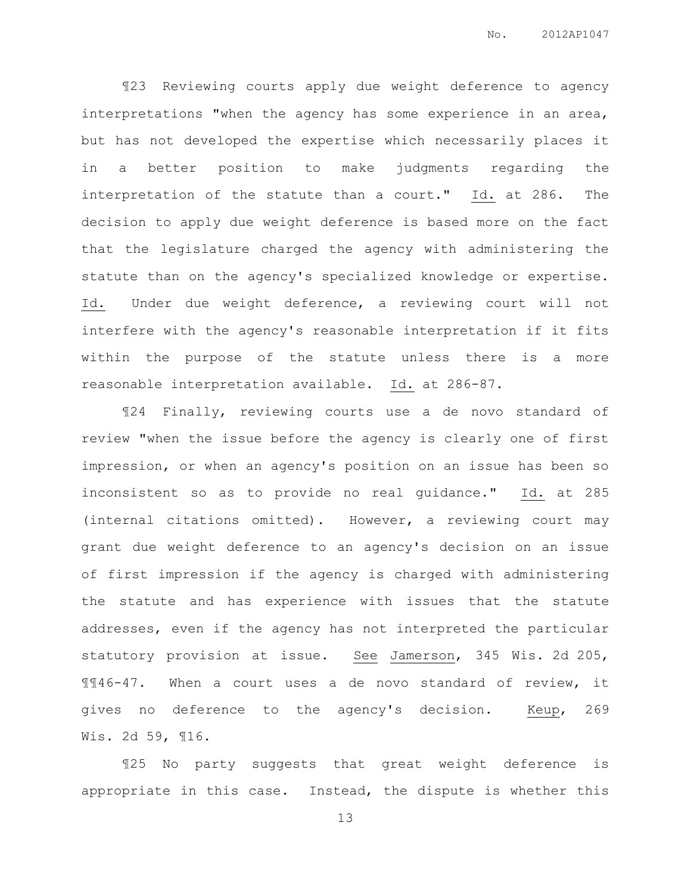¶23 Reviewing courts apply due weight deference to agency interpretations "when the agency has some experience in an area, but has not developed the expertise which necessarily places it in a better position to make judgments regarding the interpretation of the statute than a court." Id. at 286. The decision to apply due weight deference is based more on the fact that the legislature charged the agency with administering the statute than on the agency's specialized knowledge or expertise. Id. Under due weight deference, a reviewing court will not interfere with the agency's reasonable interpretation if it fits within the purpose of the statute unless there is a more reasonable interpretation available. Id. at 286-87.

¶24 Finally, reviewing courts use a de novo standard of review "when the issue before the agency is clearly one of first impression, or when an agency's position on an issue has been so inconsistent so as to provide no real guidance." Id. at 285 (internal citations omitted). However, a reviewing court may grant due weight deference to an agency's decision on an issue of first impression if the agency is charged with administering the statute and has experience with issues that the statute addresses, even if the agency has not interpreted the particular statutory provision at issue. See Jamerson, 345 Wis. 2d 205, ¶¶46-47. When a court uses a de novo standard of review, it gives no deference to the agency's decision. Keup, 269 Wis. 2d 59, ¶16.

¶25 No party suggests that great weight deference is appropriate in this case. Instead, the dispute is whether this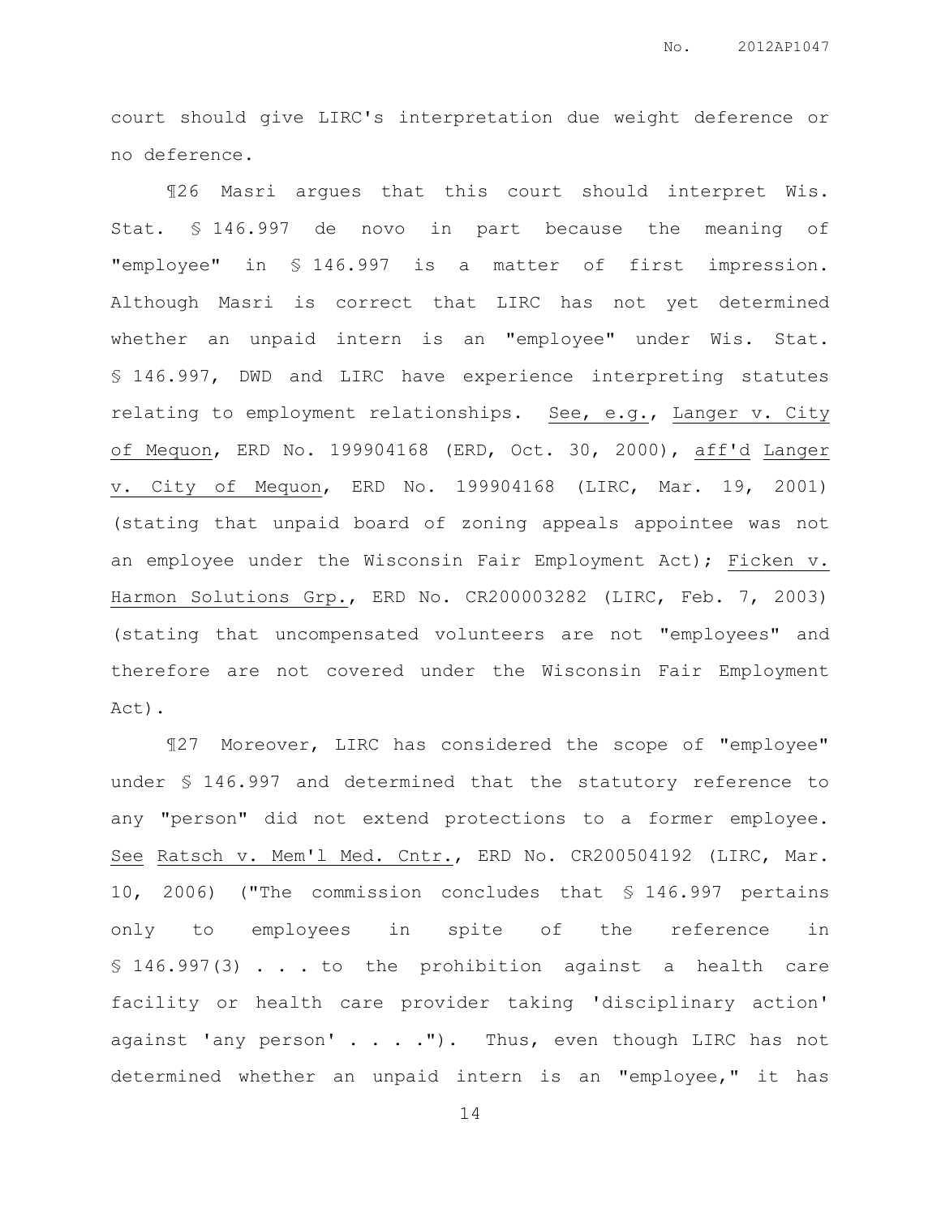court should give LIRC's interpretation due weight deference or no deference.

¶26 Masri argues that this court should interpret Wis. Stat. § 146.997 de novo in part because the meaning of "employee" in § 146.997 is a matter of first impression. Although Masri is correct that LIRC has not yet determined whether an unpaid intern is an "employee" under Wis. Stat. § 146.997, DWD and LIRC have experience interpreting statutes relating to employment relationships. See, e.g., Langer v. City of Mequon, ERD No. 199904168 (ERD, Oct. 30, 2000), aff'd Langer v. City of Mequon, ERD No. 199904168 (LIRC, Mar. 19, 2001) (stating that unpaid board of zoning appeals appointee was not an employee under the Wisconsin Fair Employment Act); Ficken v. Harmon Solutions Grp., ERD No. CR200003282 (LIRC, Feb. 7, 2003) (stating that uncompensated volunteers are not "employees" and therefore are not covered under the Wisconsin Fair Employment Act).

¶27 Moreover, LIRC has considered the scope of "employee" under § 146.997 and determined that the statutory reference to any "person" did not extend protections to a former employee. See Ratsch v. Mem'l Med. Cntr., ERD No. CR200504192 (LIRC, Mar. 10, 2006) ("The commission concludes that § 146.997 pertains only to employees in spite of the reference in § 146.997(3) . . . to the prohibition against a health care facility or health care provider taking 'disciplinary action' against 'any person' . . . ."). Thus, even though LIRC has not determined whether an unpaid intern is an "employee," it has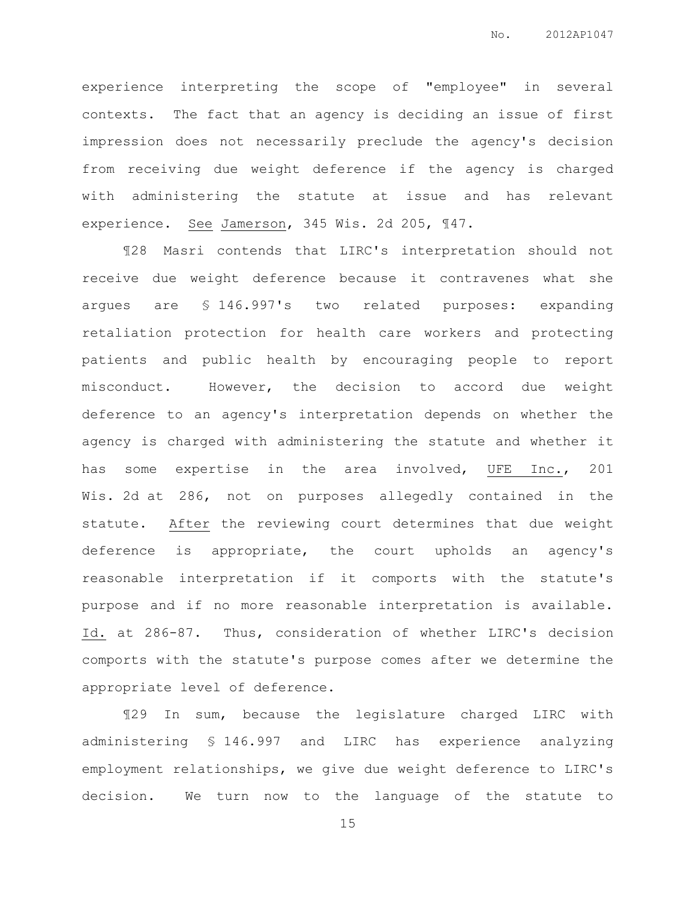experience interpreting the scope of "employee" in several contexts. The fact that an agency is deciding an issue of first impression does not necessarily preclude the agency's decision from receiving due weight deference if the agency is charged with administering the statute at issue and has relevant experience. See Jamerson, 345 Wis. 2d 205, ¶47.

¶28 Masri contends that LIRC's interpretation should not receive due weight deference because it contravenes what she argues are § 146.997's two related purposes: expanding retaliation protection for health care workers and protecting patients and public health by encouraging people to report misconduct. However, the decision to accord due weight deference to an agency's interpretation depends on whether the agency is charged with administering the statute and whether it has some expertise in the area involved, UFE Inc., 201 Wis. 2d at 286, not on purposes allegedly contained in the statute. After the reviewing court determines that due weight deference is appropriate, the court upholds an agency's reasonable interpretation if it comports with the statute's purpose and if no more reasonable interpretation is available. Id. at 286-87. Thus, consideration of whether LIRC's decision comports with the statute's purpose comes after we determine the appropriate level of deference.

¶29 In sum, because the legislature charged LIRC with administering § 146.997 and LIRC has experience analyzing employment relationships, we give due weight deference to LIRC's decision. We turn now to the language of the statute to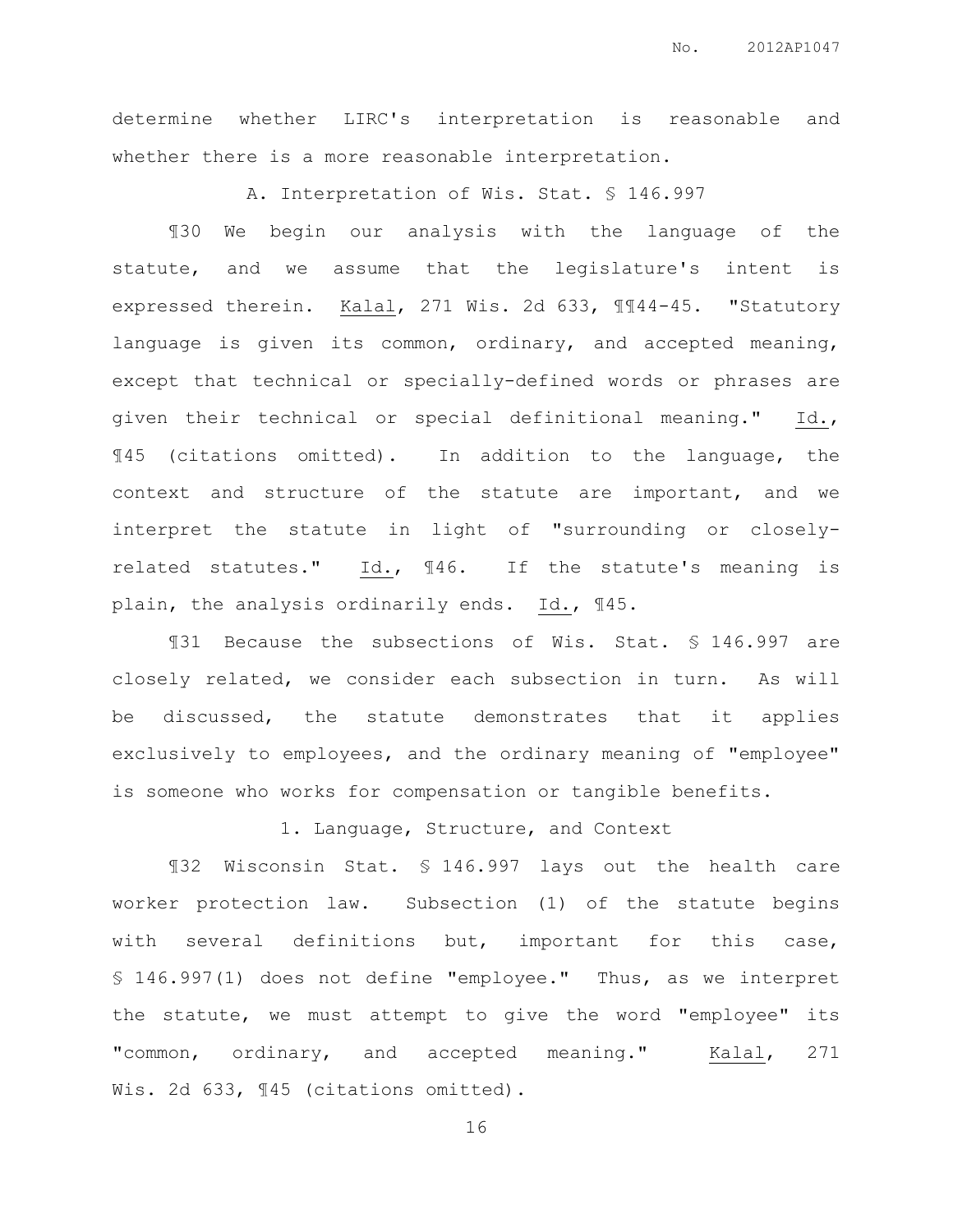determine whether LIRC's interpretation is reasonable and whether there is a more reasonable interpretation.

### A. Interpretation of Wis. Stat. § 146.997

¶30 We begin our analysis with the language of the statute, and we assume that the legislature's intent is expressed therein. Kalal, 271 Wis. 2d 633, ¶¶44-45. "Statutory language is given its common, ordinary, and accepted meaning, except that technical or specially-defined words or phrases are given their technical or special definitional meaning." Id., ¶45 (citations omitted). In addition to the language, the context and structure of the statute are important, and we interpret the statute in light of "surrounding or closely-related statutes." Id., ¶46. If the statute's meaning is plain, the analysis ordinarily ends. Id., ¶45.

¶31 Because the subsections of Wis. Stat. § 146.997 are closely related, we consider each subsection in turn. As will be discussed, the statute demonstrates that it applies exclusively to employees, and the ordinary meaning of "employee" is someone who works for compensation or tangible benefits.

#### 1. Language, Structure, and Context

¶32 Wisconsin Stat. § 146.997 lays out the health care worker protection law. Subsection (1) of the statute begins with several definitions but, important for this case, § 146.997(1) does not define "employee." Thus, as we interpret the statute, we must attempt to give the word "employee" its "common, ordinary, and accepted meaning." Kalal, 271 Wis. 2d 633, ¶45 (citations omitted).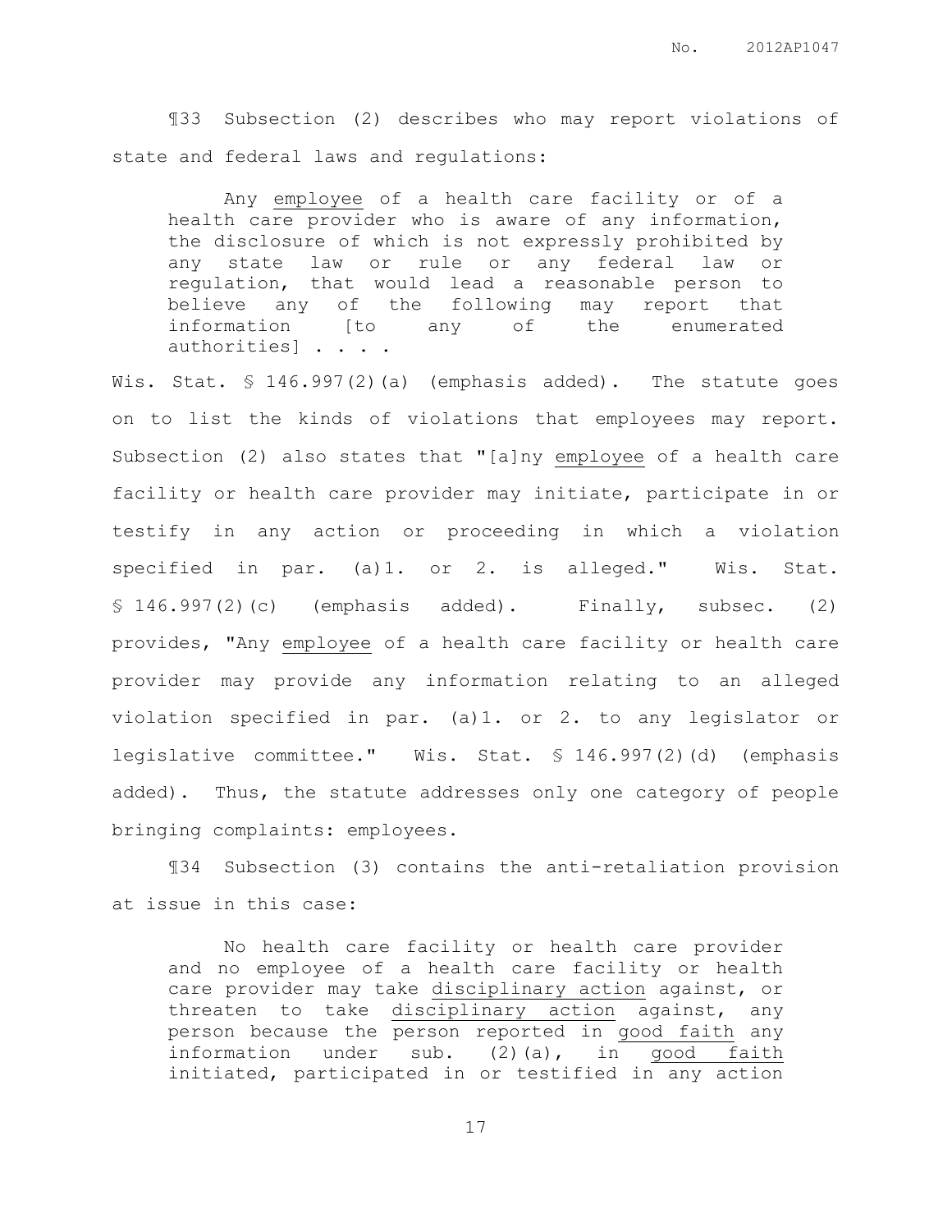¶33 Subsection (2) describes who may report violations of state and federal laws and regulations:

> Any <u>employee</u> of a health care facility or of a health care provider who is aware of any information, the disclosure of which is not expressly prohibited by any state law or rule or any federal law or regulation, that would lead a reasonable person to believe any of the following may report that information [to any of the enumerated authorities] . . . .

Wis. Stat. § 146.997(2)(a) (emphasis added). The statute goes on to list the kinds of violations that employees may report. Subsection (2) also states that "[a]ny <u>employee</u> of a health care facility or health care provider may initiate, participate in or testify in any action or proceeding in which a violation specified in par. (a)1. or 2. is alleged." Wis. Stat. § 146.997(2)(c) (emphasis added). Finally, subsec. (2) provides, "Any <u>employee</u> of a health care facility or health care provider may provide any information relating to an alleged violation specified in par. (a)1. or 2. to any legislator or legislative committee." Wis. Stat. § 146.997(2)(d) (emphasis added). Thus, the statute addresses only one category of people bringing complaints: employees.

¶34 Subsection (3) contains the anti-retaliation provision at issue in this case:

> No health care facility or health care provider and no employee of a health care facility or health care provider may take <u>disciplinary action</u> against, or threaten to take <u>disciplinary action</u> against, any person because the person reported in <u>good faith</u> any information under sub. (2)(a), in <u>good faith</u> initiated, participated in or testified in any action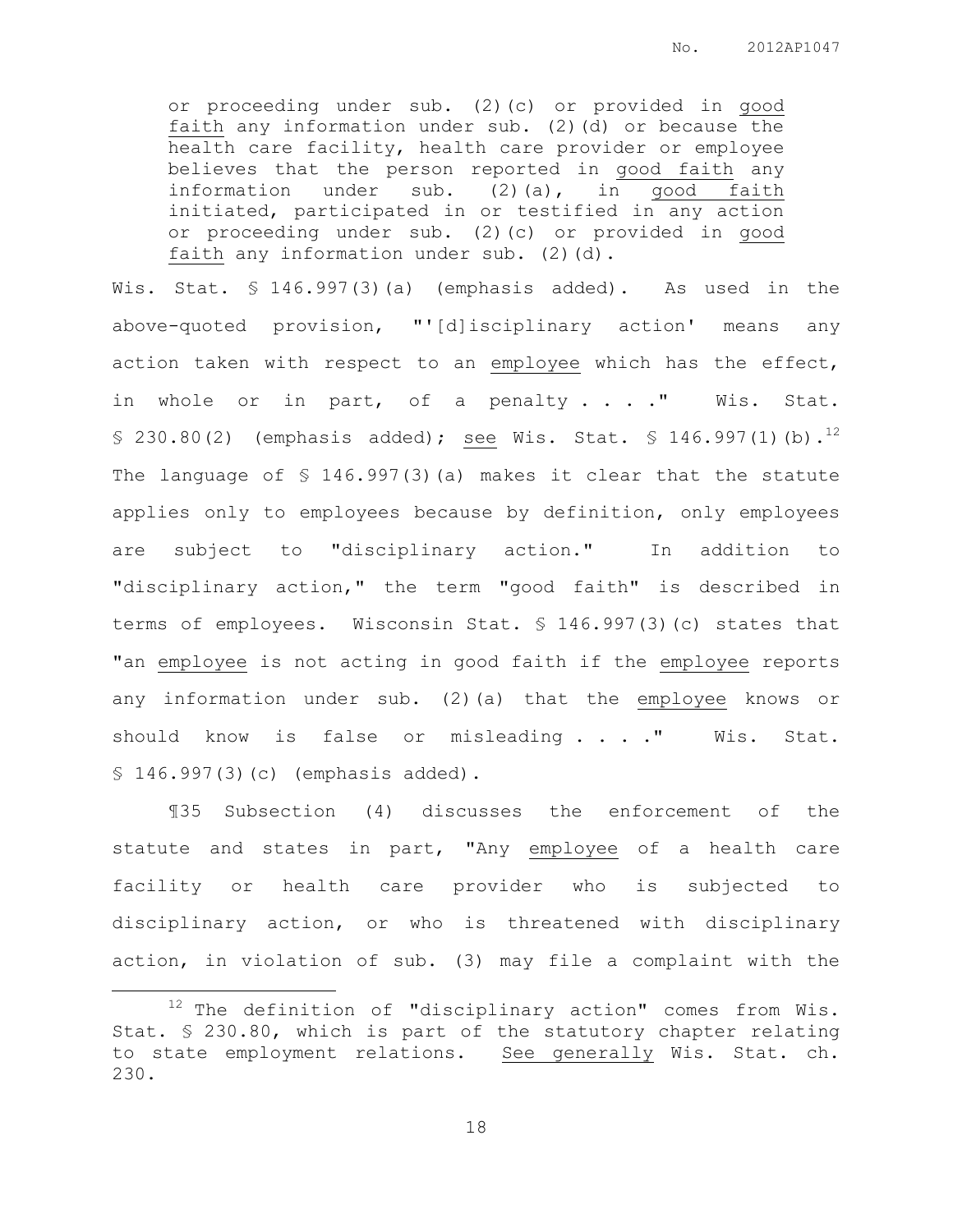> or proceeding under sub. (2)(c) or provided in good faith any information under sub. (2)(d) or because the health care facility, health care provider or employee believes that the person reported in good faith any information under sub. (2)(a), in good faith initiated, participated in or testified in any action or proceeding under sub. (2)(c) or provided in good faith any information under sub. (2)(d).

Wis. Stat. § 146.997(3)(a) (emphasis added). As used in the above-quoted provision, "'[d]isciplinary action' means any action taken with respect to an employee which has the effect, in whole or in part, of a penalty . . . ." Wis. Stat. § 230.80(2) (emphasis added); see Wis. Stat. § 146.997(1)(b).[12] The language of § 146.997(3)(a) makes it clear that the statute applies only to employees because by definition, only employees are subject to "disciplinary action." In addition to "disciplinary action," the term "good faith" is described in terms of employees. Wisconsin Stat. § 146.997(3)(c) states that "an employee is not acting in good faith if the employee reports any information under sub. (2)(a) that the employee knows or should know is false or misleading . . . ." Wis. Stat. § 146.997(3)(c) (emphasis added).

¶35 Subsection (4) discusses the enforcement of the statute and states in part, "Any employee of a health care facility or health care provider who is subjected to disciplinary action, or who is threatened with disciplinary action, in violation of sub. (3) may file a complaint with the

---

[12] The definition of "disciplinary action" comes from Wis. Stat. § 230.80, which is part of the statutory chapter relating to state employment relations. See generally Wis. Stat. ch. 230.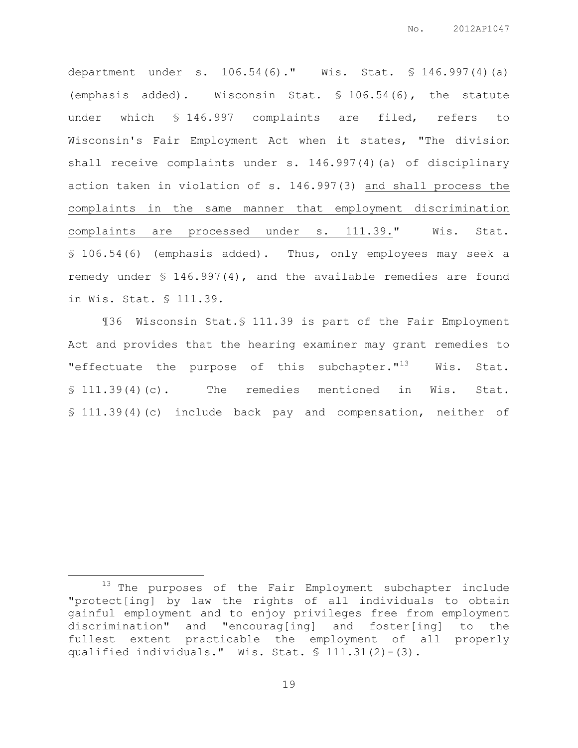department under s. 106.54(6)." Wis. Stat. § 146.997(4)(a) (emphasis added). Wisconsin Stat. § 106.54(6), the statute under which § 146.997 complaints are filed, refers to Wisconsin's Fair Employment Act when it states, "The division shall receive complaints under s. 146.997(4)(a) of disciplinary action taken in violation of s. 146.997(3) <u>and shall process the complaints in the same manner that employment discrimination complaints are processed under s. 111.39.</u>" Wis. Stat. § 106.54(6) (emphasis added). Thus, only employees may seek a remedy under § 146.997(4), and the available remedies are found in Wis. Stat. § 111.39.

¶36 Wisconsin Stat.§ 111.39 is part of the Fair Employment Act and provides that the hearing examiner may grant remedies to "effectuate the purpose of this subchapter."[13] Wis. Stat. § 111.39(4)(c). The remedies mentioned in Wis. Stat. § 111.39(4)(c) include back pay and compensation, neither of

---

[13] The purposes of the Fair Employment subchapter include "protect[ing] by law the rights of all individuals to obtain gainful employment and to enjoy privileges free from employment discrimination" and "encourag[ing] and foster[ing] to the fullest extent practicable the employment of all properly qualified individuals." Wis. Stat. § 111.31(2)-(3).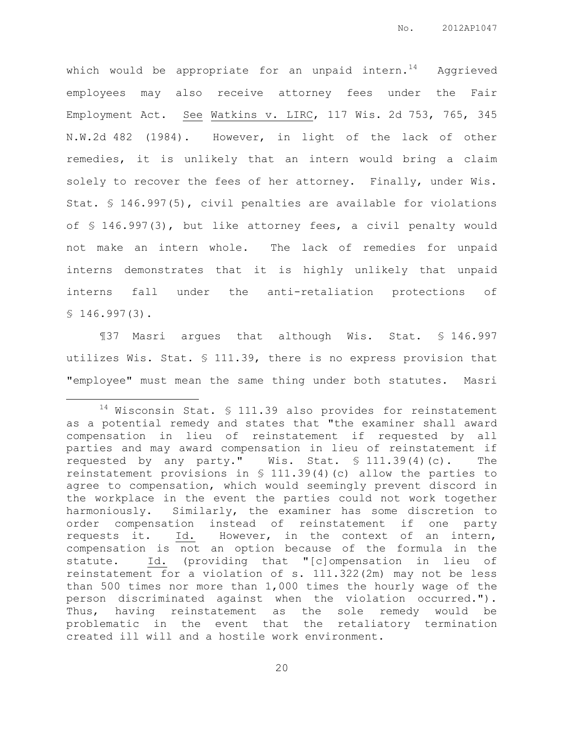which would be appropriate for an unpaid intern.[14] Aggrieved employees may also receive attorney fees under the Fair Employment Act. See Watkins v. LIRC, 117 Wis. 2d 753, 765, 345 N.W.2d 482 (1984). However, in light of the lack of other remedies, it is unlikely that an intern would bring a claim solely to recover the fees of her attorney. Finally, under Wis. Stat. § 146.997(5), civil penalties are available for violations of § 146.997(3), but like attorney fees, a civil penalty would not make an intern whole. The lack of remedies for unpaid interns demonstrates that it is highly unlikely that unpaid interns fall under the anti-retaliation protections of § 146.997(3).

¶37 Masri argues that although Wis. Stat. § 146.997 utilizes Wis. Stat. § 111.39, there is no express provision that "employee" must mean the same thing under both statutes. Masri

---

[14] Wisconsin Stat. § 111.39 also provides for reinstatement as a potential remedy and states that "the examiner shall award compensation in lieu of reinstatement if requested by all parties and may award compensation in lieu of reinstatement if requested by any party." Wis. Stat. § 111.39(4)(c). The reinstatement provisions in § 111.39(4)(c) allow the parties to agree to compensation, which would seemingly prevent discord in the workplace in the event the parties could not work together harmoniously. Similarly, the examiner has some discretion to order compensation instead of reinstatement if one party requests it. Id. However, in the context of an intern, compensation is not an option because of the formula in the statute. Id. (providing that "[c]ompensation in lieu of reinstatement for a violation of s. 111.322(2m) may not be less than 500 times nor more than 1,000 times the hourly wage of the person discriminated against when the violation occurred."). Thus, having reinstatement as the sole remedy would be problematic in the event that the retaliatory termination created ill will and a hostile work environment.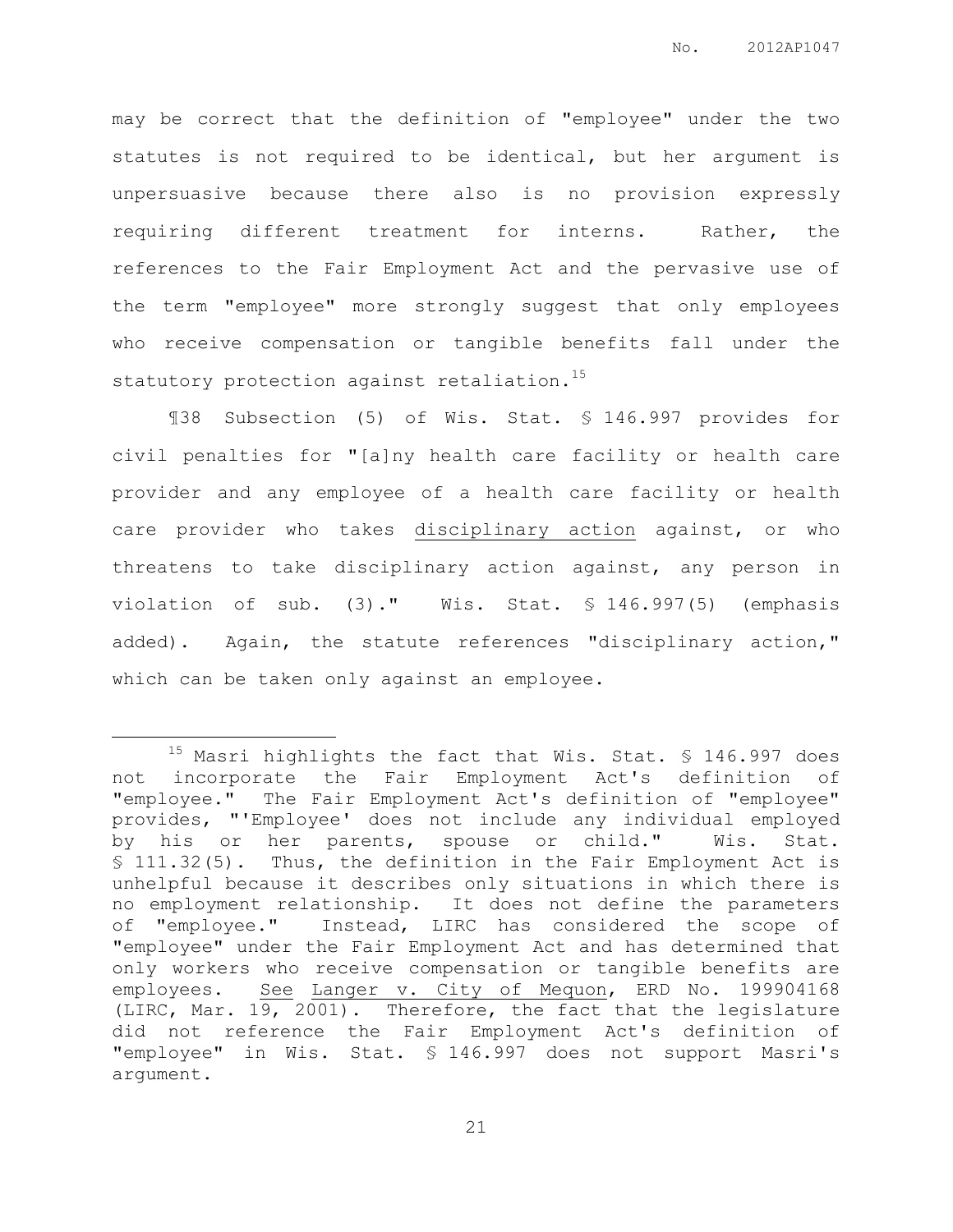may be correct that the definition of "employee" under the two statutes is not required to be identical, but her argument is unpersuasive because there also is no provision expressly requiring different treatment for interns. Rather, the references to the Fair Employment Act and the pervasive use of the term "employee" more strongly suggest that only employees who receive compensation or tangible benefits fall under the statutory protection against retaliation.[15]

¶38 Subsection (5) of Wis. Stat. § 146.997 provides for civil penalties for "[a]ny health care facility or health care provider and any employee of a health care facility or health care provider who takes <u>disciplinary action</u> against, or who threatens to take disciplinary action against, any person in violation of sub. (3)." Wis. Stat. § 146.997(5) (emphasis added). Again, the statute references "disciplinary action," which can be taken only against an employee.

---

[15] Masri highlights the fact that Wis. Stat. § 146.997 does not incorporate the Fair Employment Act's definition of "employee." The Fair Employment Act's definition of "employee" provides, "'Employee' does not include any individual employed by his or her parents, spouse or child." Wis. Stat. § 111.32(5). Thus, the definition in the Fair Employment Act is unhelpful because it describes only situations in which there is no employment relationship. It does not define the parameters of "employee." Instead, LIRC has considered the scope of "employee" under the Fair Employment Act and has determined that only workers who receive compensation or tangible benefits are employees. <u>See</u> <u>Langer v. City of Mequon</u>, ERD No. 199904168 (LIRC, Mar. 19, 2001). Therefore, the fact that the legislature did not reference the Fair Employment Act's definition of "employee" in Wis. Stat. § 146.997 does not support Masri's argument.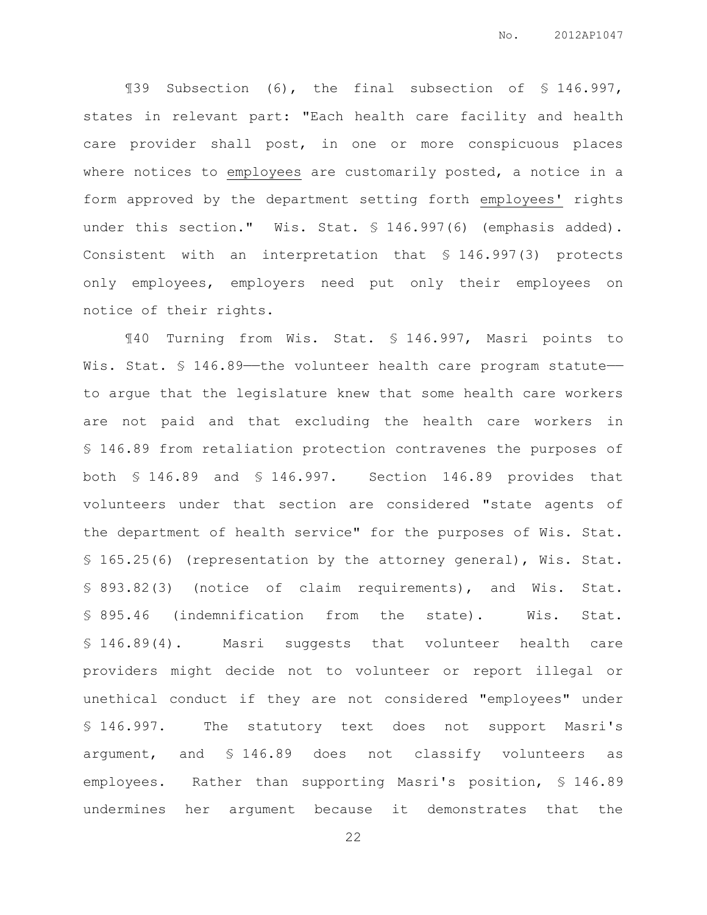¶39 Subsection (6), the final subsection of § 146.997, states in relevant part: "Each health care facility and health care provider shall post, in one or more conspicuous places where notices to <u>employees</u> are customarily posted, a notice in a form approved by the department setting forth <u>employees'</u> rights under this section." Wis. Stat. § 146.997(6) (emphasis added). Consistent with an interpretation that § 146.997(3) protects only employees, employers need put only their employees on notice of their rights.

¶40 Turning from Wis. Stat. § 146.997, Masri points to Wis. Stat. § 146.89——the volunteer health care program statute—— to argue that the legislature knew that some health care workers are not paid and that excluding the health care workers in § 146.89 from retaliation protection contravenes the purposes of both § 146.89 and § 146.997. Section 146.89 provides that volunteers under that section are considered "state agents of the department of health service" for the purposes of Wis. Stat. § 165.25(6) (representation by the attorney general), Wis. Stat. § 893.82(3) (notice of claim requirements), and Wis. Stat. § 895.46 (indemnification from the state). Wis. Stat. § 146.89(4). Masri suggests that volunteer health care providers might decide not to volunteer or report illegal or unethical conduct if they are not considered "employees" under § 146.997. The statutory text does not support Masri's argument, and § 146.89 does not classify volunteers as employees. Rather than supporting Masri's position, § 146.89 undermines her argument because it demonstrates that the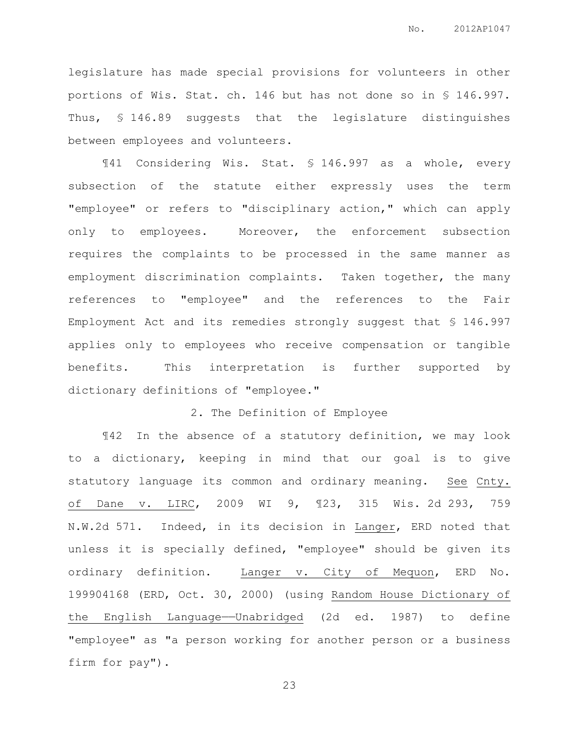legislature has made special provisions for volunteers in other portions of Wis. Stat. ch. 146 but has not done so in § 146.997. Thus, § 146.89 suggests that the legislature distinguishes between employees and volunteers.

¶41 Considering Wis. Stat. § 146.997 as a whole, every subsection of the statute either expressly uses the term "employee" or refers to "disciplinary action," which can apply only to employees. Moreover, the enforcement subsection requires the complaints to be processed in the same manner as employment discrimination complaints. Taken together, the many references to "employee" and the references to the Fair Employment Act and its remedies strongly suggest that § 146.997 applies only to employees who receive compensation or tangible benefits. This interpretation is further supported by dictionary definitions of "employee."

### 2. The Definition of Employee

¶42 In the absence of a statutory definition, we may look to a dictionary, keeping in mind that our goal is to give statutory language its common and ordinary meaning. See Cnty. of Dane v. LIRC, 2009 WI 9, ¶23, 315 Wis. 2d 293, 759 N.W.2d 571. Indeed, in its decision in Langer, ERD noted that unless it is specially defined, "employee" should be given its ordinary definition. Langer v. City of Mequon, ERD No. 199904168 (ERD, Oct. 30, 2000) (using Random House Dictionary of the English Language——Unabridged (2d ed. 1987) to define "employee" as "a person working for another person or a business firm for pay").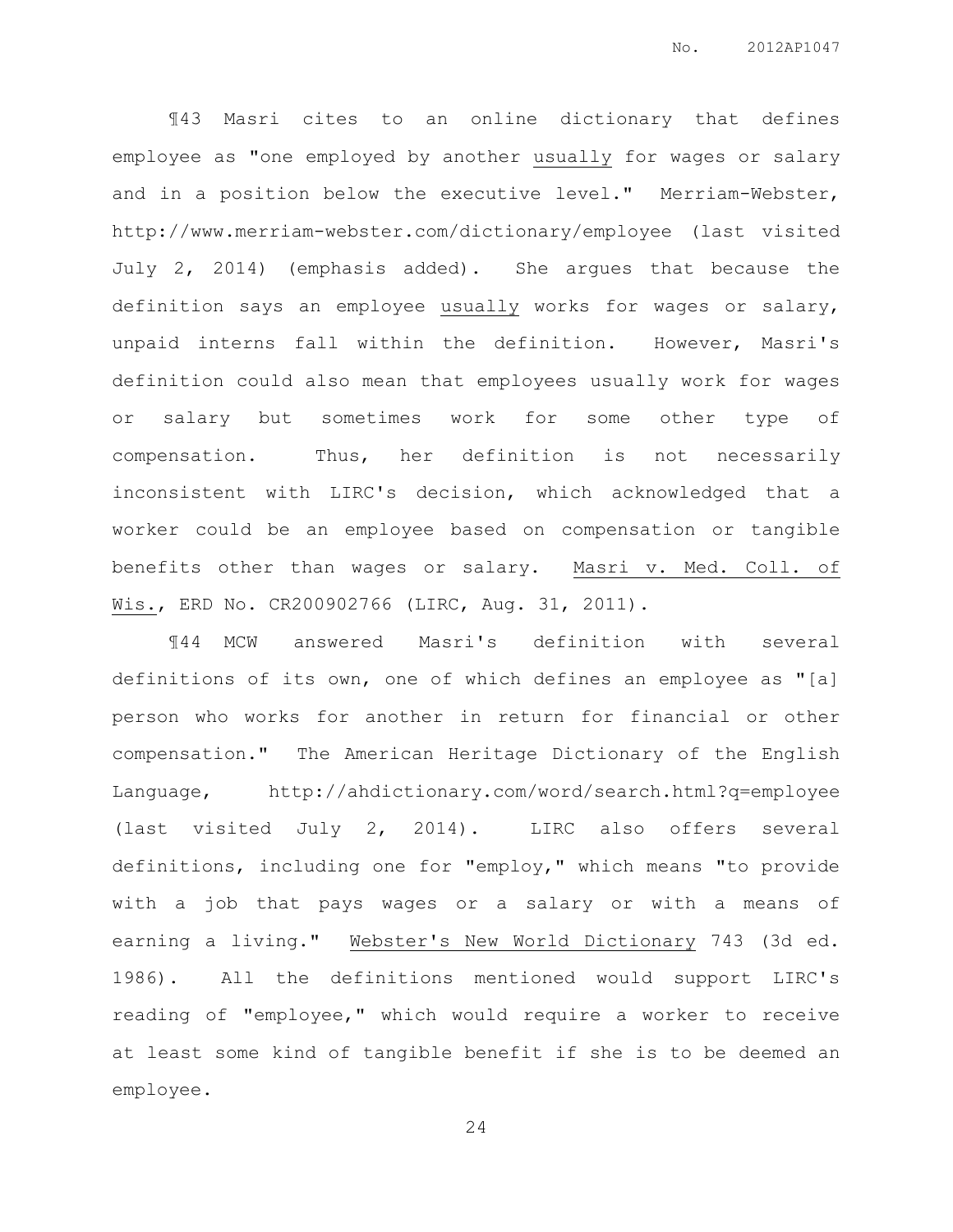¶43 Masri cites to an online dictionary that defines employee as "one employed by another usually for wages or salary and in a position below the executive level." Merriam-Webster, http://www.merriam-webster.com/dictionary/employee (last visited July 2, 2014) (emphasis added). She argues that because the definition says an employee usually works for wages or salary, unpaid interns fall within the definition. However, Masri's definition could also mean that employees usually work for wages or salary but sometimes work for some other type of compensation. Thus, her definition is not necessarily inconsistent with LIRC's decision, which acknowledged that a worker could be an employee based on compensation or tangible benefits other than wages or salary. Masri v. Med. Coll. of Wis., ERD No. CR200902766 (LIRC, Aug. 31, 2011).

¶44 MCW answered Masri's definition with several definitions of its own, one of which defines an employee as "[a] person who works for another in return for financial or other compensation." The American Heritage Dictionary of the English Language, http://ahdictionary.com/word/search.html?q=employee (last visited July 2, 2014). LIRC also offers several definitions, including one for "employ," which means "to provide with a job that pays wages or a salary or with a means of earning a living." Webster's New World Dictionary 743 (3d ed. 1986). All the definitions mentioned would support LIRC's reading of "employee," which would require a worker to receive at least some kind of tangible benefit if she is to be deemed an employee.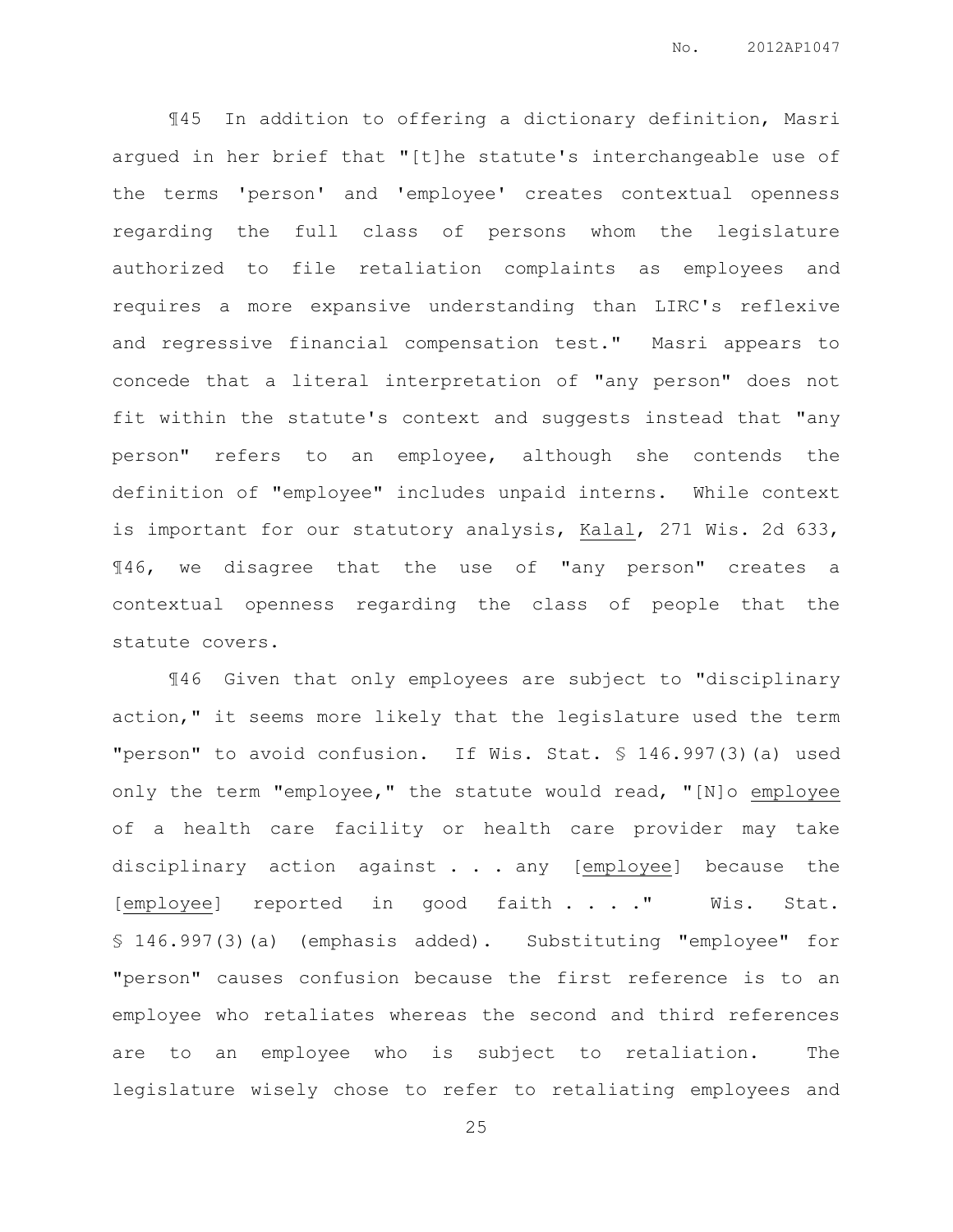¶45 In addition to offering a dictionary definition, Masri argued in her brief that "[t]he statute's interchangeable use of the terms 'person' and 'employee' creates contextual openness regarding the full class of persons whom the legislature authorized to file retaliation complaints as employees and requires a more expansive understanding than LIRC's reflexive and regressive financial compensation test." Masri appears to concede that a literal interpretation of "any person" does not fit within the statute's context and suggests instead that "any person" refers to an employee, although she contends the definition of "employee" includes unpaid interns. While context is important for our statutory analysis, Kalal, 271 Wis. 2d 633, ¶46, we disagree that the use of "any person" creates a contextual openness regarding the class of people that the statute covers.

¶46 Given that only employees are subject to "disciplinary action," it seems more likely that the legislature used the term "person" to avoid confusion. If Wis. Stat. § 146.997(3)(a) used only the term "employee," the statute would read, "[N]o employee of a health care facility or health care provider may take disciplinary action against . . . any [employee] because the [employee] reported in good faith . . . ." Wis. Stat. § 146.997(3)(a) (emphasis added). Substituting "employee" for "person" causes confusion because the first reference is to an employee who retaliates whereas the second and third references are to an employee who is subject to retaliation. The legislature wisely chose to refer to retaliating employees and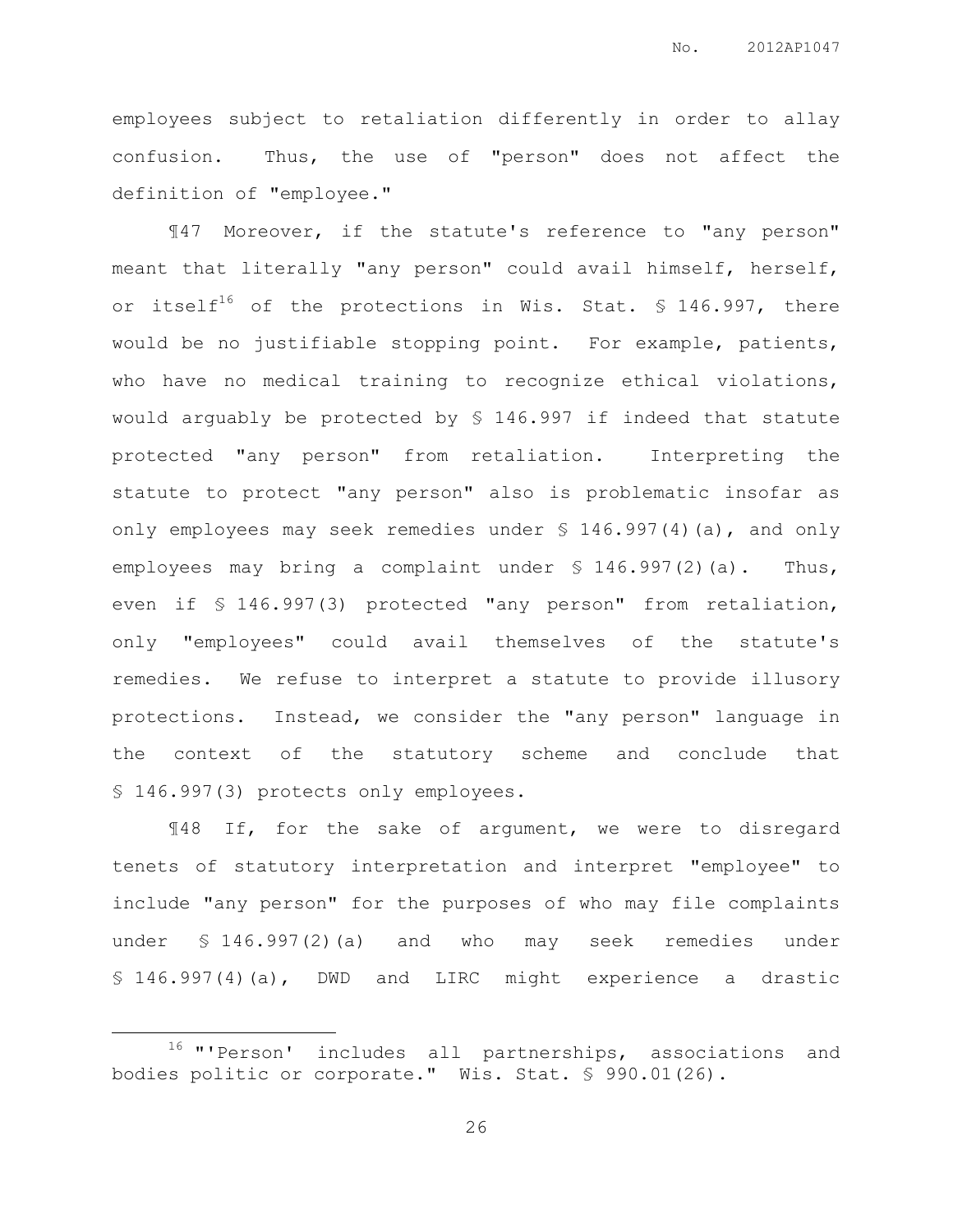employees subject to retaliation differently in order to allay confusion. Thus, the use of "person" does not affect the definition of "employee."

¶47 Moreover, if the statute's reference to "any person" meant that literally "any person" could avail himself, herself, or itself[16] of the protections in Wis. Stat. § 146.997, there would be no justifiable stopping point. For example, patients, who have no medical training to recognize ethical violations, would arguably be protected by § 146.997 if indeed that statute protected "any person" from retaliation. Interpreting the statute to protect "any person" also is problematic insofar as only employees may seek remedies under § 146.997(4)(a), and only employees may bring a complaint under § 146.997(2)(a). Thus, even if § 146.997(3) protected "any person" from retaliation, only "employees" could avail themselves of the statute's remedies. We refuse to interpret a statute to provide illusory protections. Instead, we consider the "any person" language in the context of the statutory scheme and conclude that § 146.997(3) protects only employees.

¶48 If, for the sake of argument, we were to disregard tenets of statutory interpretation and interpret "employee" to include "any person" for the purposes of who may file complaints under § 146.997(2)(a) and who may seek remedies under § 146.997(4)(a), DWD and LIRC might experience a drastic

---

[16] "'Person' includes all partnerships, associations and bodies politic or corporate." Wis. Stat. § 990.01(26).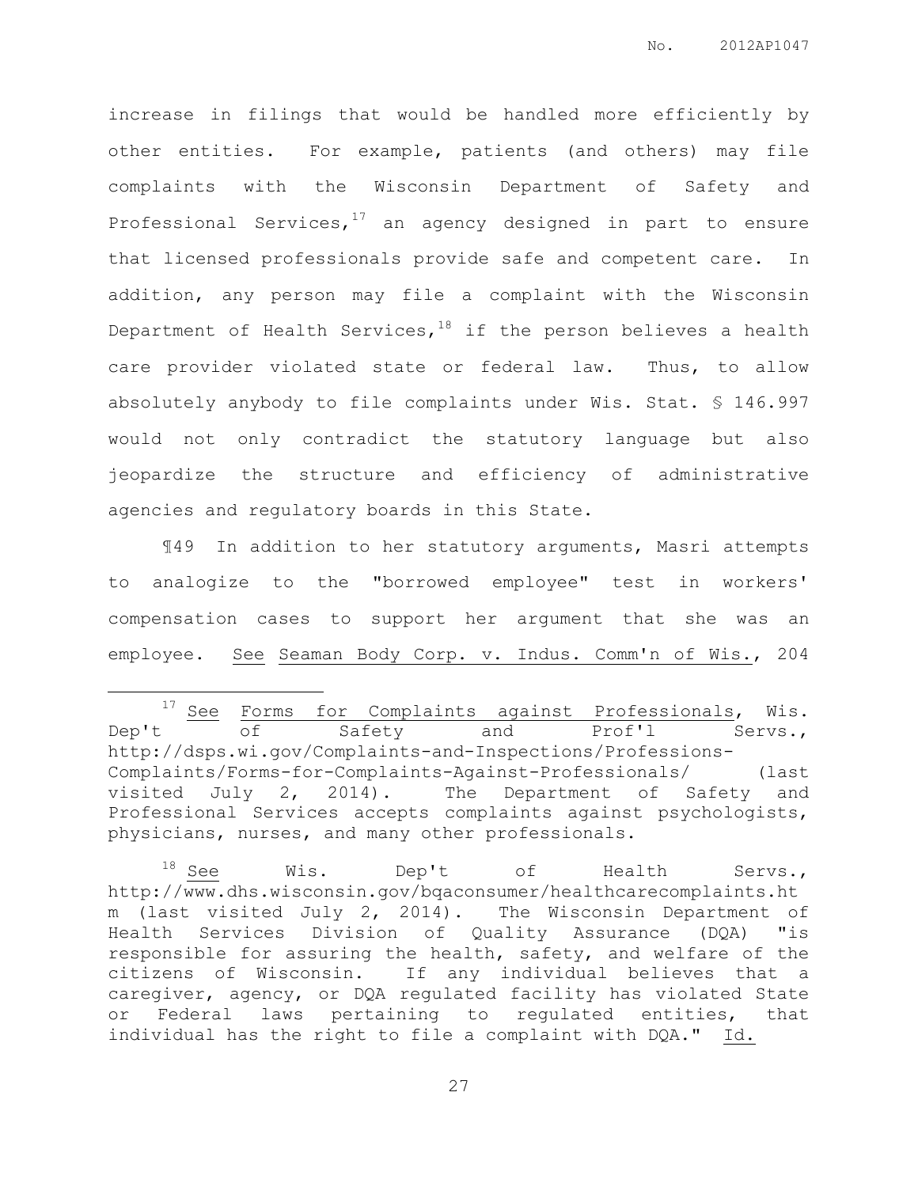increase in filings that would be handled more efficiently by other entities. For example, patients (and others) may file complaints with the Wisconsin Department of Safety and Professional Services,[17] an agency designed in part to ensure that licensed professionals provide safe and competent care. In addition, any person may file a complaint with the Wisconsin Department of Health Services,[18] if the person believes a health care provider violated state or federal law. Thus, to allow absolutely anybody to file complaints under Wis. Stat. § 146.997 would not only contradict the statutory language but also jeopardize the structure and efficiency of administrative agencies and regulatory boards in this State.

¶49 In addition to her statutory arguments, Masri attempts to analogize to the "borrowed employee" test in workers' compensation cases to support her argument that she was an employee. See Seaman Body Corp. v. Indus. Comm'n of Wis., 204

---

[17] See Forms for Complaints against Professionals, Wis. Dep't of Safety and Prof'l Servs., http://dsps.wi.gov/Complaints-and-Inspections/Professions-Complaints/Forms-for-Complaints-Against-Professionals/ (last visited July 2, 2014). The Department of Safety and Professional Services accepts complaints against psychologists, physicians, nurses, and many other professionals.

[18] See Wis. Dep't of Health Servs., http://www.dhs.wisconsin.gov/bqaconsumer/healthcarecomplaints.htm (last visited July 2, 2014). The Wisconsin Department of Health Services Division of Quality Assurance (DQA) "is responsible for assuring the health, safety, and welfare of the citizens of Wisconsin. If any individual believes that a caregiver, agency, or DQA regulated facility has violated State or Federal laws pertaining to regulated entities, that individual has the right to file a complaint with DQA." Id.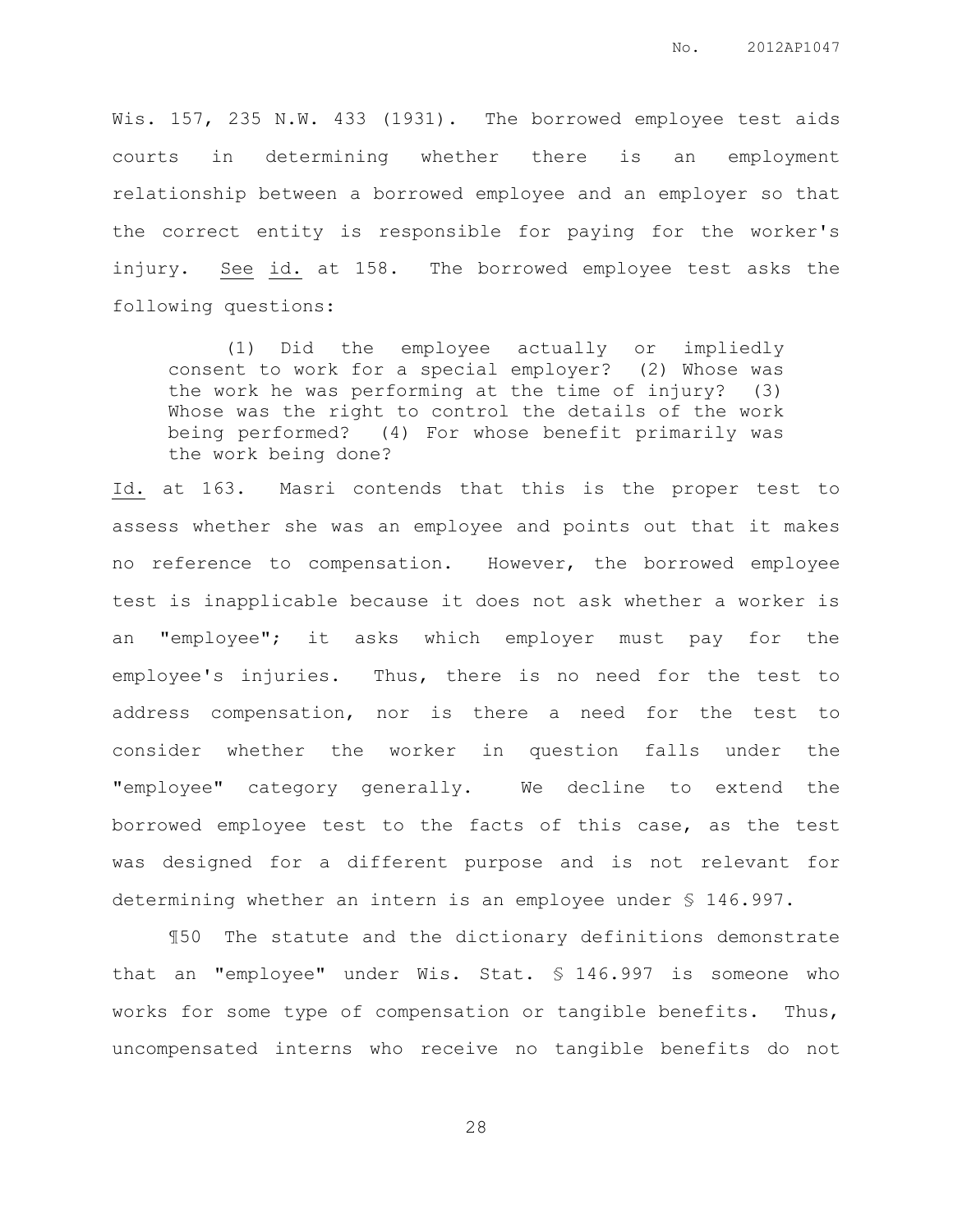Wis. 157, 235 N.W. 433 (1931). The borrowed employee test aids courts in determining whether there is an employment relationship between a borrowed employee and an employer so that the correct entity is responsible for paying for the worker's injury. See id. at 158. The borrowed employee test asks the following questions:

> (1) Did the employee actually or impliedly consent to work for a special employer? (2) Whose was the work he was performing at the time of injury? (3) Whose was the right to control the details of the work being performed? (4) For whose benefit primarily was the work being done?

Id. at 163. Masri contends that this is the proper test to assess whether she was an employee and points out that it makes no reference to compensation. However, the borrowed employee test is inapplicable because it does not ask whether a worker is an "employee"; it asks which employer must pay for the employee's injuries. Thus, there is no need for the test to address compensation, nor is there a need for the test to consider whether the worker in question falls under the "employee" category generally. We decline to extend the borrowed employee test to the facts of this case, as the test was designed for a different purpose and is not relevant for determining whether an intern is an employee under § 146.997.

¶50 The statute and the dictionary definitions demonstrate that an "employee" under Wis. Stat. § 146.997 is someone who works for some type of compensation or tangible benefits. Thus, uncompensated interns who receive no tangible benefits do not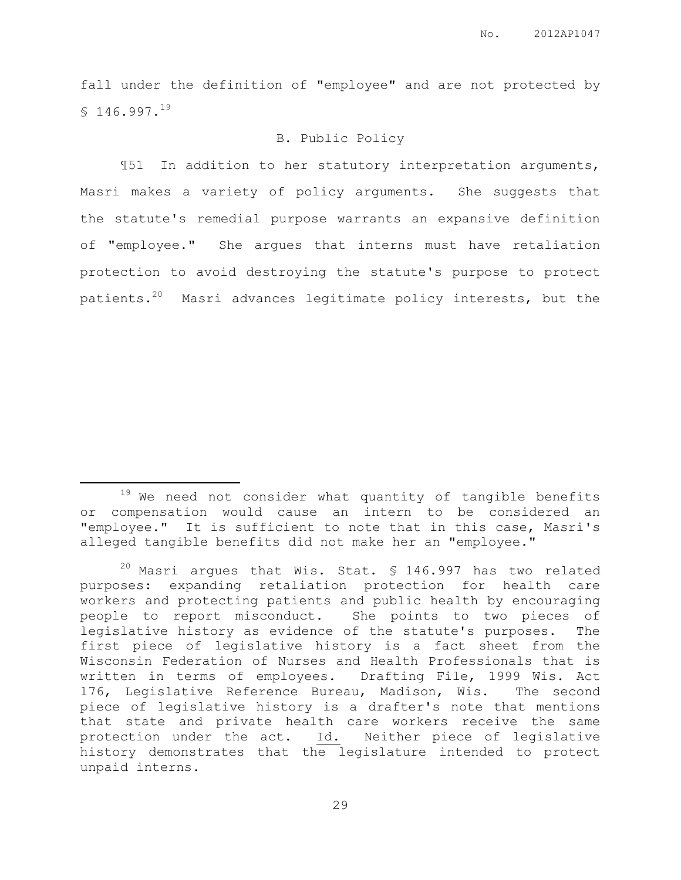fall under the definition of "employee" and are not protected by § 146.997.[19]

### B. Public Policy

¶51 In addition to her statutory interpretation arguments, Masri makes a variety of policy arguments. She suggests that the statute's remedial purpose warrants an expansive definition of "employee." She argues that interns must have retaliation protection to avoid destroying the statute's purpose to protect patients.[20] Masri advances legitimate policy interests, but the

---

[19] We need not consider what quantity of tangible benefits or compensation would cause an intern to be considered an "employee." It is sufficient to note that in this case, Masri's alleged tangible benefits did not make her an "employee."

[20] Masri argues that Wis. Stat. § 146.997 has two related purposes: expanding retaliation protection for health care workers and protecting patients and public health by encouraging people to report misconduct. She points to two pieces of legislative history as evidence of the statute's purposes. The first piece of legislative history is a fact sheet from the Wisconsin Federation of Nurses and Health Professionals that is written in terms of employees. Drafting File, 1999 Wis. Act 176, Legislative Reference Bureau, Madison, Wis. The second piece of legislative history is a drafter's note that mentions that state and private health care workers receive the same protection under the act. Id. Neither piece of legislative history demonstrates that the legislature intended to protect unpaid interns.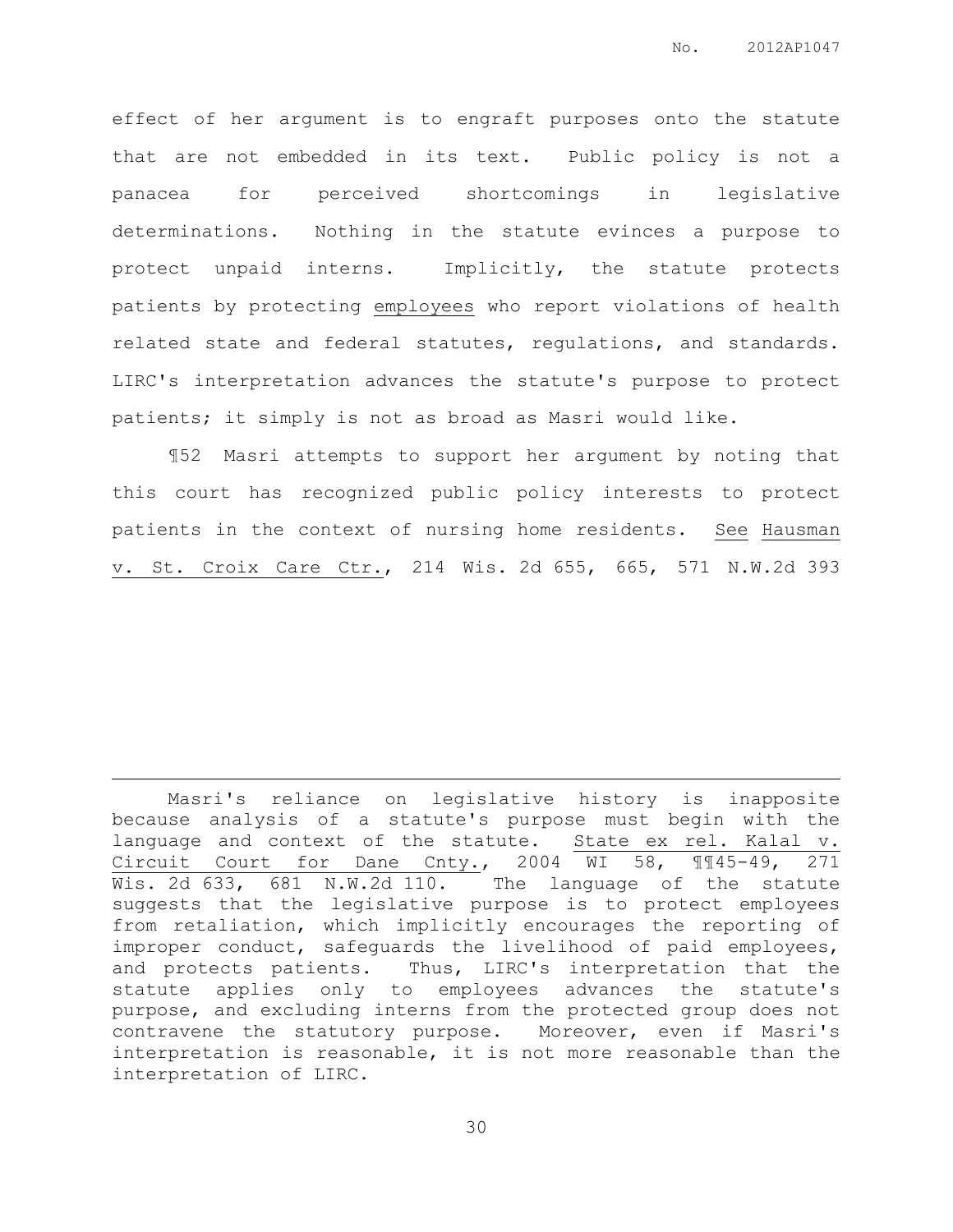effect of her argument is to engraft purposes onto the statute that are not embedded in its text. Public policy is not a panacea for perceived shortcomings in legislative determinations. Nothing in the statute evinces a purpose to protect unpaid interns. Implicitly, the statute protects patients by protecting <u>employees</u> who report violations of health related state and federal statutes, regulations, and standards. LIRC's interpretation advances the statute's purpose to protect patients; it simply is not as broad as Masri would like.

¶52 Masri attempts to support her argument by noting that this court has recognized public policy interests to protect patients in the context of nursing home residents. <u>See</u> <u>Hausman v. St. Croix Care Ctr.</u>, 214 Wis. 2d 655, 665, 571 N.W.2d 393

---

Masri's reliance on legislative history is inapposite because analysis of a statute's purpose must begin with the language and context of the statute. <u>State ex rel. Kalal v. Circuit Court for Dane Cnty.</u>, 2004 WI 58, ¶¶45-49, 271 Wis. 2d 633, 681 N.W.2d 110. The language of the statute suggests that the legislative purpose is to protect employees from retaliation, which implicitly encourages the reporting of improper conduct, safeguards the livelihood of paid employees, and protects patients. Thus, LIRC's interpretation that the statute applies only to employees advances the statute's purpose, and excluding interns from the protected group does not contravene the statutory purpose. Moreover, even if Masri's interpretation is reasonable, it is not more reasonable than the interpretation of LIRC.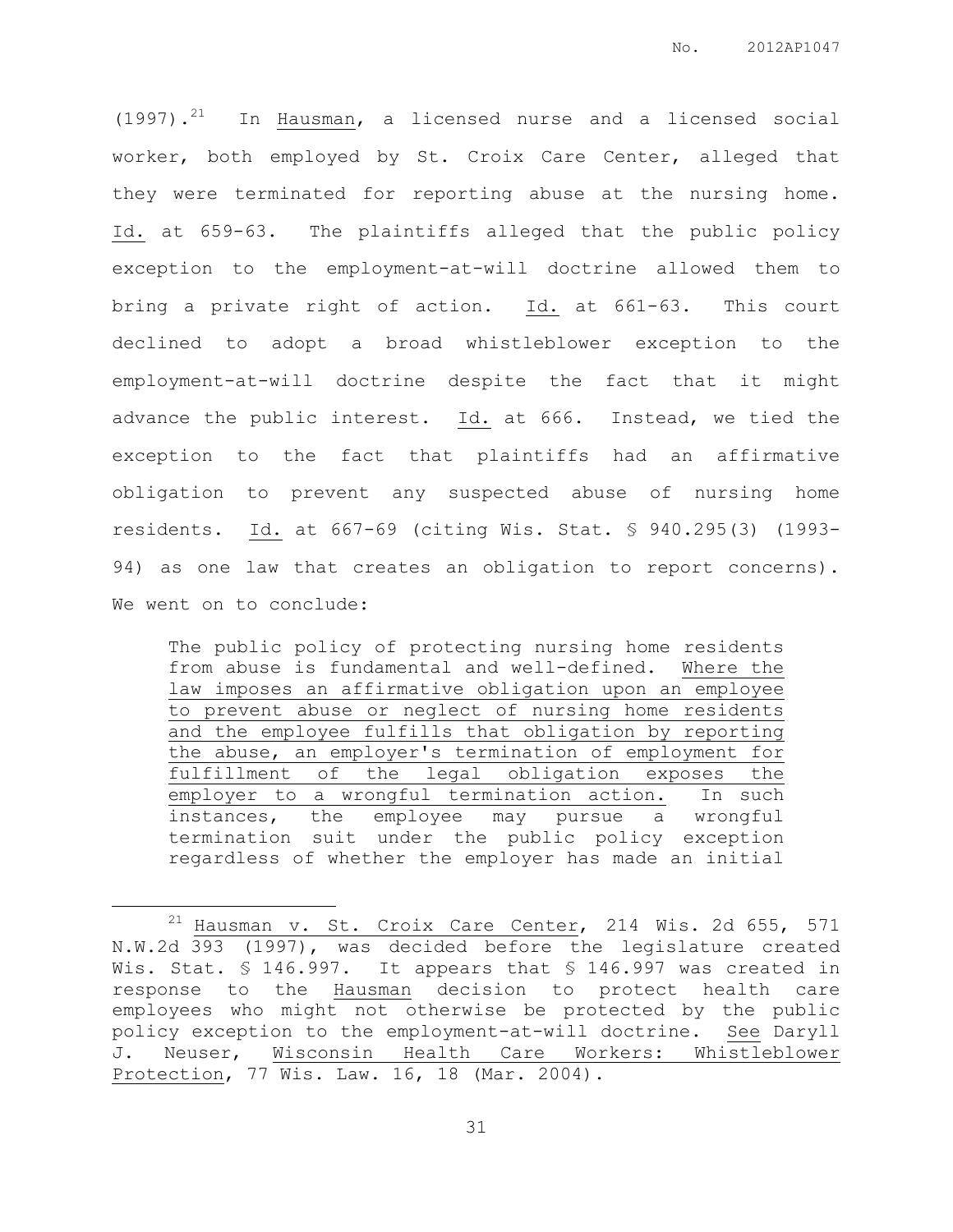(1997).[21] In Hausman, a licensed nurse and a licensed social worker, both employed by St. Croix Care Center, alleged that they were terminated for reporting abuse at the nursing home. Id. at 659-63. The plaintiffs alleged that the public policy exception to the employment-at-will doctrine allowed them to bring a private right of action. Id. at 661-63. This court declined to adopt a broad whistleblower exception to the employment-at-will doctrine despite the fact that it might advance the public interest. Id. at 666. Instead, we tied the exception to the fact that plaintiffs had an affirmative obligation to prevent any suspected abuse of nursing home residents. Id. at 667-69 (citing Wis. Stat. § 940.295(3) (1993-94) as one law that creates an obligation to report concerns). We went on to conclude:

> The public policy of protecting nursing home residents from abuse is fundamental and well-defined. <u>Where the law imposes an affirmative obligation upon an employee to prevent abuse or neglect of nursing home residents and the employee fulfills that obligation by reporting the abuse, an employer's termination of employment for fulfillment of the legal obligation exposes the employer to a wrongful termination action.</u> In such instances, the employee may pursue a wrongful termination suit under the public policy exception regardless of whether the employer has made an initial

---

[21] Hausman v. St. Croix Care Center, 214 Wis. 2d 655, 571 N.W.2d 393 (1997), was decided before the legislature created Wis. Stat. § 146.997. It appears that § 146.997 was created in response to the Hausman decision to protect health care employees who might not otherwise be protected by the public policy exception to the employment-at-will doctrine. See Daryll J. Neuser, Wisconsin Health Care Workers: Whistleblower Protection, 77 Wis. Law. 16, 18 (Mar. 2004).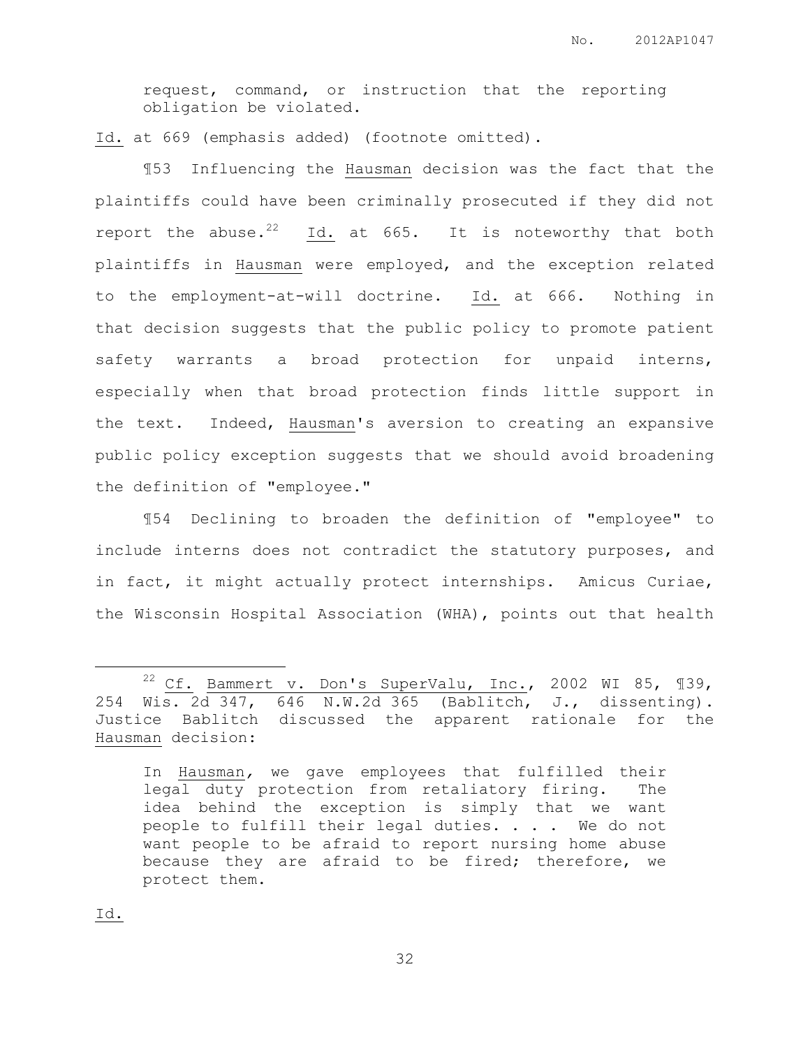> request, command, or instruction that the reporting obligation be violated.

Id. at 669 (emphasis added) (footnote omitted).

¶53 Influencing the Hausman decision was the fact that the plaintiffs could have been criminally prosecuted if they did not report the abuse.[22] Id. at 665. It is noteworthy that both plaintiffs in Hausman were employed, and the exception related to the employment-at-will doctrine. Id. at 666. Nothing in that decision suggests that the public policy to promote patient safety warrants a broad protection for unpaid interns, especially when that broad protection finds little support in the text. Indeed, Hausman's aversion to creating an expansive public policy exception suggests that we should avoid broadening the definition of "employee."

¶54 Declining to broaden the definition of "employee" to include interns does not contradict the statutory purposes, and in fact, it might actually protect internships. Amicus Curiae, the Wisconsin Hospital Association (WHA), points out that health

---

[22] Cf. Bammert v. Don's SuperValu, Inc., 2002 WI 85, ¶39, 254 Wis. 2d 347, 646 N.W.2d 365 (Bablitch, J., dissenting). Justice Bablitch discussed the apparent rationale for the Hausman decision:

> In Hausman, we gave employees that fulfilled their legal duty protection from retaliatory firing. The idea behind the exception is simply that we want people to fulfill their legal duties. . . . We do not want people to be afraid to report nursing home abuse because they are afraid to be fired; therefore, we protect them.

Id.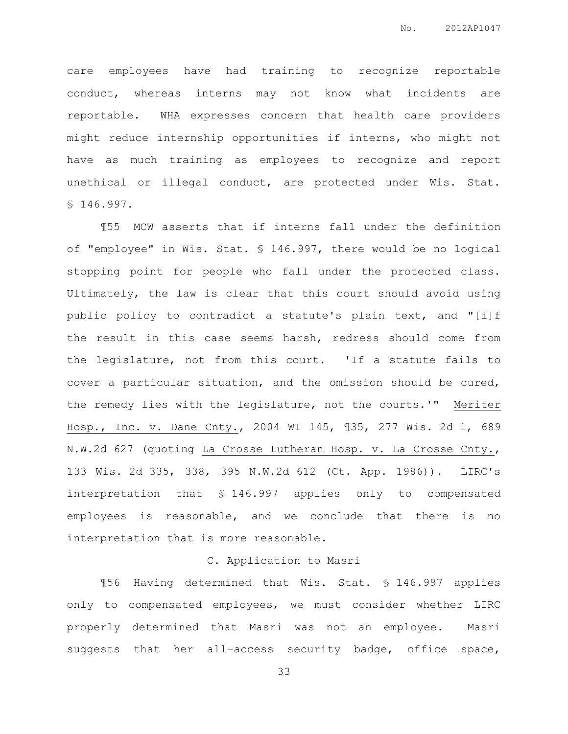care employees have had training to recognize reportable conduct, whereas interns may not know what incidents are reportable. WHA expresses concern that health care providers might reduce internship opportunities if interns, who might not have as much training as employees to recognize and report unethical or illegal conduct, are protected under Wis. Stat. § 146.997.

¶55 MCW asserts that if interns fall under the definition of "employee" in Wis. Stat. § 146.997, there would be no logical stopping point for people who fall under the protected class. Ultimately, the law is clear that this court should avoid using public policy to contradict a statute's plain text, and "[i]f the result in this case seems harsh, redress should come from the legislature, not from this court. 'If a statute fails to cover a particular situation, and the omission should be cured, the remedy lies with the legislature, not the courts.'" Meriter Hosp., Inc. v. Dane Cnty., 2004 WI 145, ¶35, 277 Wis. 2d 1, 689 N.W.2d 627 (quoting La Crosse Lutheran Hosp. v. La Crosse Cnty., 133 Wis. 2d 335, 338, 395 N.W.2d 612 (Ct. App. 1986)). LIRC's interpretation that § 146.997 applies only to compensated employees is reasonable, and we conclude that there is no interpretation that is more reasonable.

### C. Application to Masri

¶56 Having determined that Wis. Stat. § 146.997 applies only to compensated employees, we must consider whether LIRC properly determined that Masri was not an employee. Masri suggests that her all-access security badge, office space,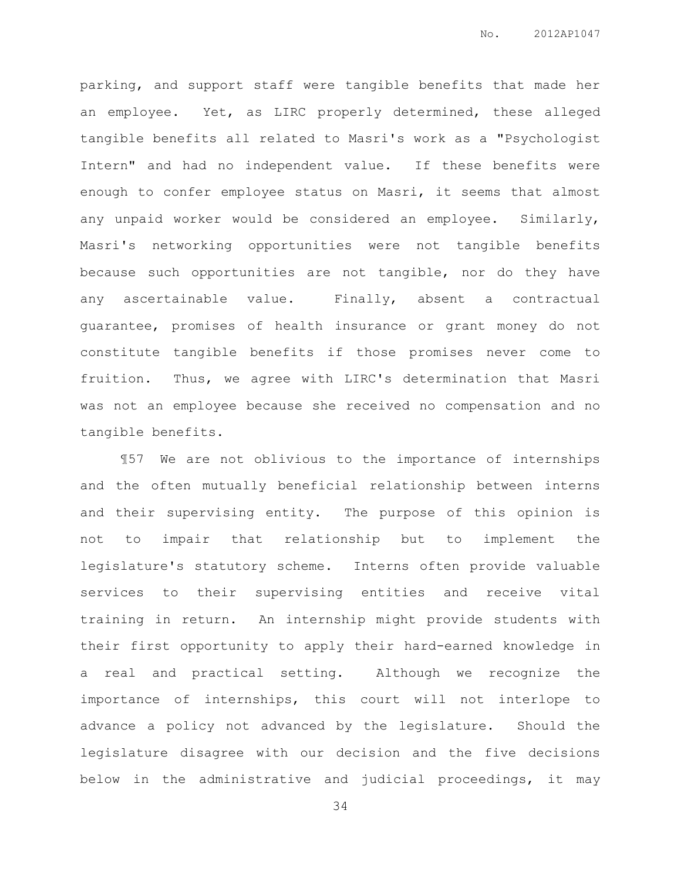parking, and support staff were tangible benefits that made her an employee. Yet, as LIRC properly determined, these alleged tangible benefits all related to Masri's work as a "Psychologist Intern" and had no independent value. If these benefits were enough to confer employee status on Masri, it seems that almost any unpaid worker would be considered an employee. Similarly, Masri's networking opportunities were not tangible benefits because such opportunities are not tangible, nor do they have any ascertainable value. Finally, absent a contractual guarantee, promises of health insurance or grant money do not constitute tangible benefits if those promises never come to fruition. Thus, we agree with LIRC's determination that Masri was not an employee because she received no compensation and no tangible benefits.

¶57 We are not oblivious to the importance of internships and the often mutually beneficial relationship between interns and their supervising entity. The purpose of this opinion is not to impair that relationship but to implement the legislature's statutory scheme. Interns often provide valuable services to their supervising entities and receive vital training in return. An internship might provide students with their first opportunity to apply their hard-earned knowledge in a real and practical setting. Although we recognize the importance of internships, this court will not interlope to advance a policy not advanced by the legislature. Should the legislature disagree with our decision and the five decisions below in the administrative and judicial proceedings, it may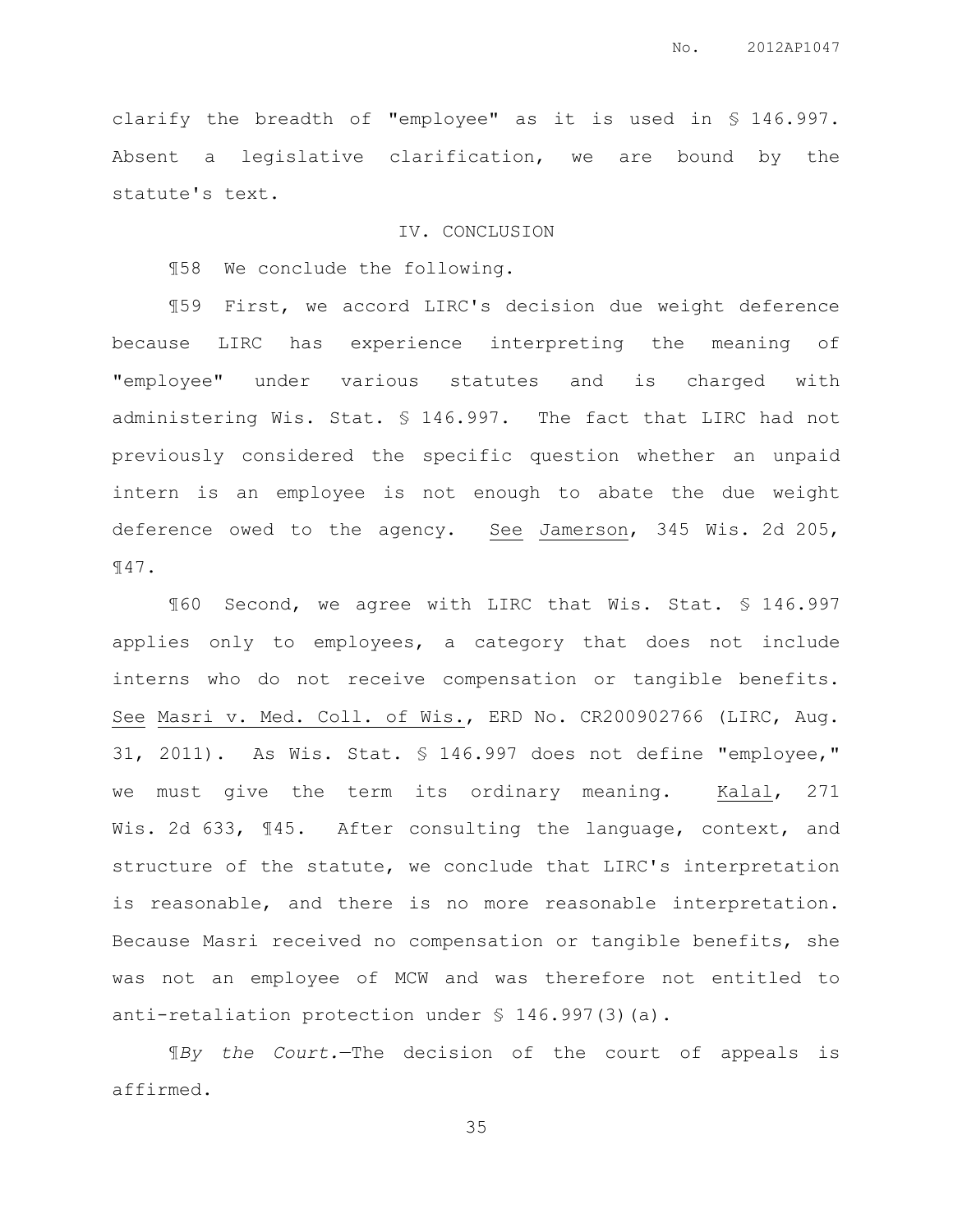clarify the breadth of "employee" as it is used in § 146.997. Absent a legislative clarification, we are bound by the statute's text.

## IV. CONCLUSION

¶58 We conclude the following.

¶59 First, we accord LIRC's decision due weight deference because LIRC has experience interpreting the meaning of "employee" under various statutes and is charged with administering Wis. Stat. § 146.997. The fact that LIRC had not previously considered the specific question whether an unpaid intern is an employee is not enough to abate the due weight deference owed to the agency. See Jamerson, 345 Wis. 2d 205, ¶47.

¶60 Second, we agree with LIRC that Wis. Stat. § 146.997 applies only to employees, a category that does not include interns who do not receive compensation or tangible benefits. See Masri v. Med. Coll. of Wis., ERD No. CR200902766 (LIRC, Aug. 31, 2011). As Wis. Stat. § 146.997 does not define "employee," we must give the term its ordinary meaning. Kalal, 271 Wis. 2d 633, ¶45. After consulting the language, context, and structure of the statute, we conclude that LIRC's interpretation is reasonable, and there is no more reasonable interpretation. Because Masri received no compensation or tangible benefits, she was not an employee of MCW and was therefore not entitled to anti-retaliation protection under § 146.997(3)(a).

¶*By the Court.*—The decision of the court of appeals is affirmed.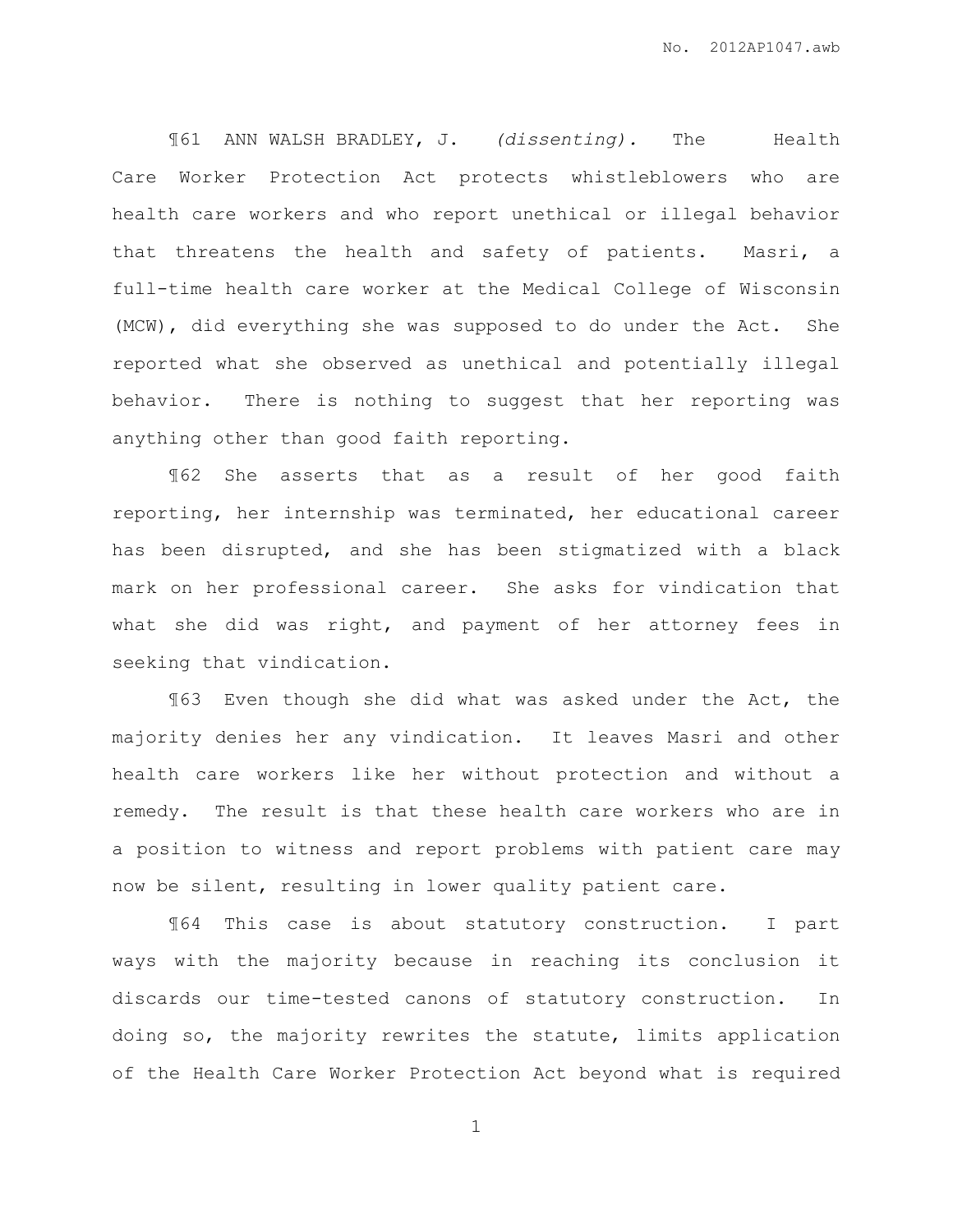¶61 ANN WALSH BRADLEY, J. *(dissenting).* The Health Care Worker Protection Act protects whistleblowers who are health care workers and who report unethical or illegal behavior that threatens the health and safety of patients. Masri, a full-time health care worker at the Medical College of Wisconsin (MCW), did everything she was supposed to do under the Act. She reported what she observed as unethical and potentially illegal behavior. There is nothing to suggest that her reporting was anything other than good faith reporting.

¶62 She asserts that as a result of her good faith reporting, her internship was terminated, her educational career has been disrupted, and she has been stigmatized with a black mark on her professional career. She asks for vindication that what she did was right, and payment of her attorney fees in seeking that vindication.

¶63 Even though she did what was asked under the Act, the majority denies her any vindication. It leaves Masri and other health care workers like her without protection and without a remedy. The result is that these health care workers who are in a position to witness and report problems with patient care may now be silent, resulting in lower quality patient care.

¶64 This case is about statutory construction. I part ways with the majority because in reaching its conclusion it discards our time-tested canons of statutory construction. In doing so, the majority rewrites the statute, limits application of the Health Care Worker Protection Act beyond what is required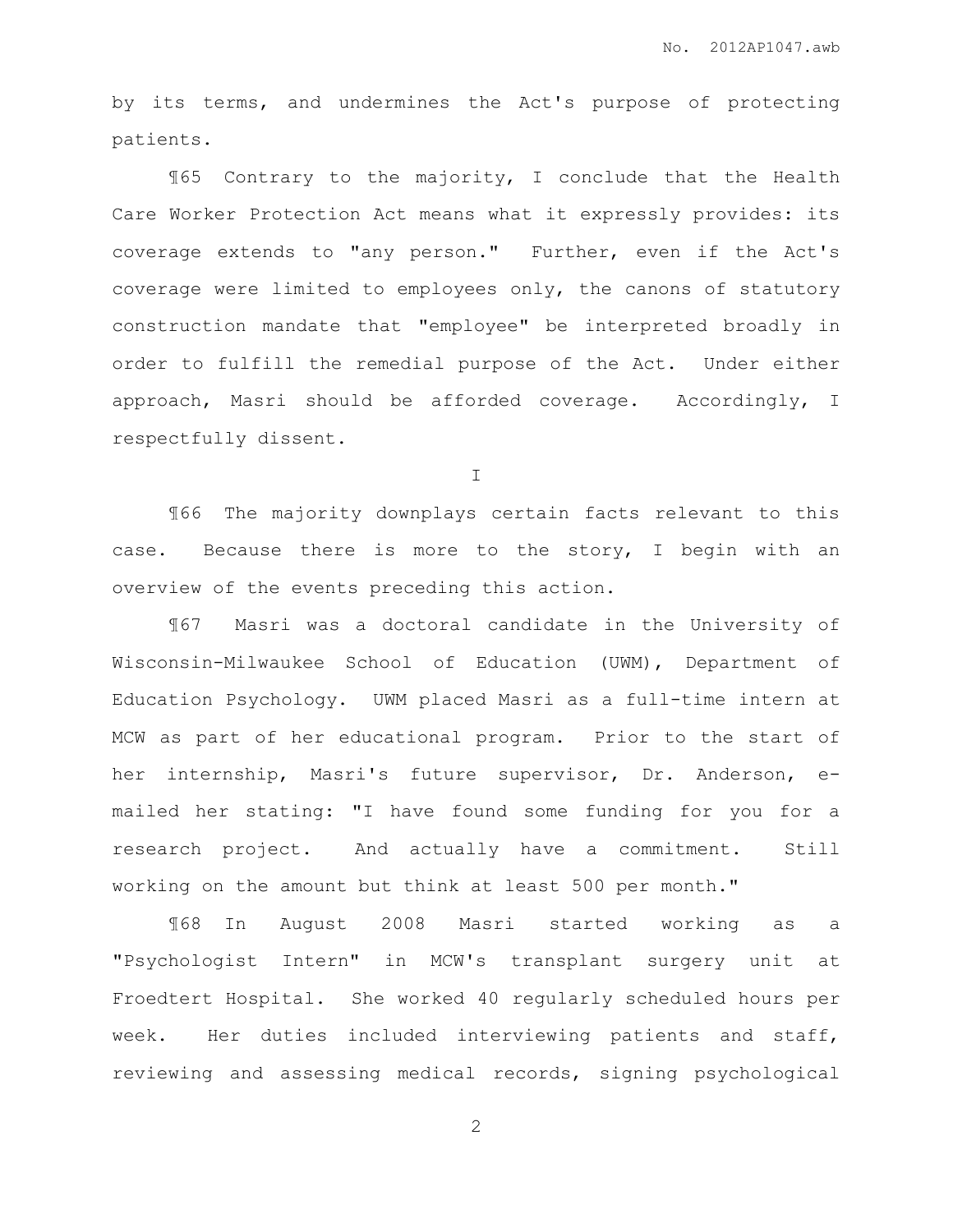by its terms, and undermines the Act's purpose of protecting patients.

¶65 Contrary to the majority, I conclude that the Health Care Worker Protection Act means what it expressly provides: its coverage extends to "any person." Further, even if the Act's coverage were limited to employees only, the canons of statutory construction mandate that "employee" be interpreted broadly in order to fulfill the remedial purpose of the Act. Under either approach, Masri should be afforded coverage. Accordingly, I respectfully dissent.

I

¶66 The majority downplays certain facts relevant to this case. Because there is more to the story, I begin with an overview of the events preceding this action.

¶67 Masri was a doctoral candidate in the University of Wisconsin-Milwaukee School of Education (UWM), Department of Education Psychology. UWM placed Masri as a full-time intern at MCW as part of her educational program. Prior to the start of her internship, Masri's future supervisor, Dr. Anderson, e-mailed her stating: "I have found some funding for you for a research project. And actually have a commitment. Still working on the amount but think at least 500 per month."

¶68 In August 2008 Masri started working as a "Psychologist Intern" in MCW's transplant surgery unit at Froedtert Hospital. She worked 40 regularly scheduled hours per week. Her duties included interviewing patients and staff, reviewing and assessing medical records, signing psychological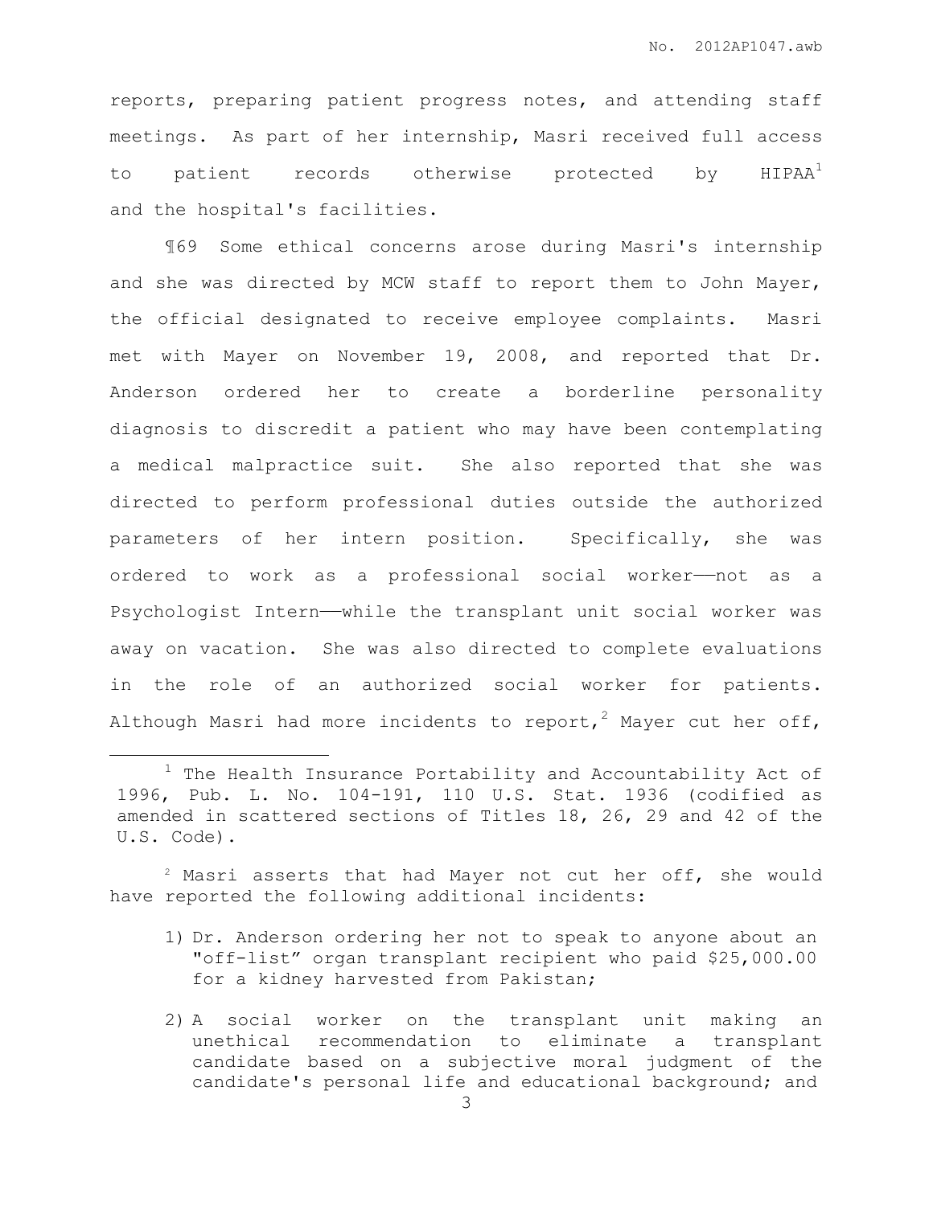reports, preparing patient progress notes, and attending staff meetings. As part of her internship, Masri received full access to patient records otherwise protected by HIPAA[1] and the hospital's facilities.

¶69 Some ethical concerns arose during Masri's internship and she was directed by MCW staff to report them to John Mayer, the official designated to receive employee complaints. Masri met with Mayer on November 19, 2008, and reported that Dr. Anderson ordered her to create a borderline personality diagnosis to discredit a patient who may have been contemplating a medical malpractice suit. She also reported that she was directed to perform professional duties outside the authorized parameters of her intern position. Specifically, she was ordered to work as a professional social worker——not as a Psychologist Intern——while the transplant unit social worker was away on vacation. She was also directed to complete evaluations in the role of an authorized social worker for patients. Although Masri had more incidents to report,[2] Mayer cut her off,

---

[1] The Health Insurance Portability and Accountability Act of 1996, Pub. L. No. 104-191, 110 U.S. Stat. 1936 (codified as amended in scattered sections of Titles 18, 26, 29 and 42 of the U.S. Code).

[2] Masri asserts that had Mayer not cut her off, she would have reported the following additional incidents:

1) Dr. Anderson ordering her not to speak to anyone about an "off-list" organ transplant recipient who paid $25,000.00 for a kidney harvested from Pakistan;

2) A social worker on the transplant unit making an unethical recommendation to eliminate a transplant candidate based on a subjective moral judgment of the candidate's personal life and educational background; and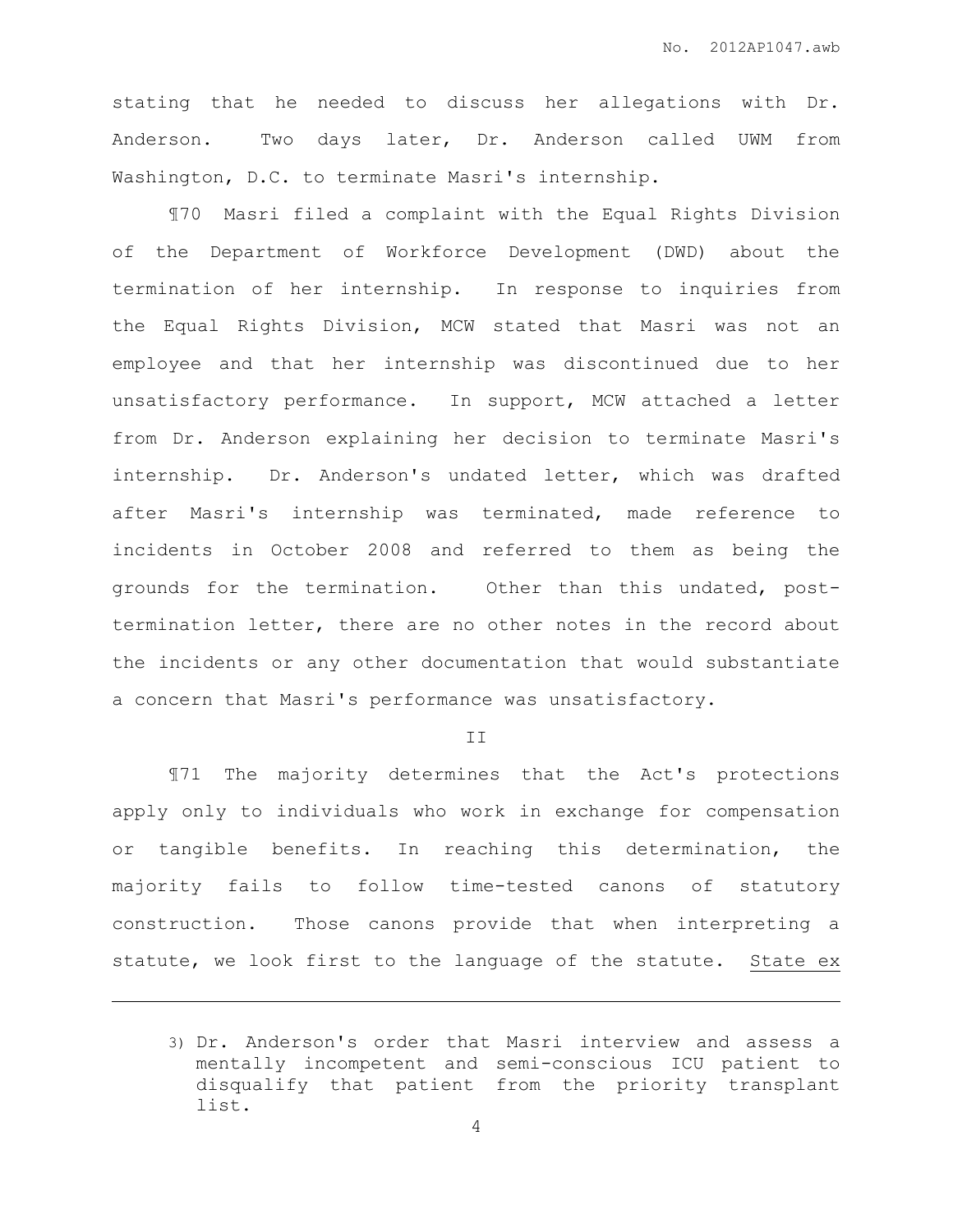stating that he needed to discuss her allegations with Dr. Anderson. Two days later, Dr. Anderson called UWM from Washington, D.C. to terminate Masri's internship.

¶70 Masri filed a complaint with the Equal Rights Division of the Department of Workforce Development (DWD) about the termination of her internship. In response to inquiries from the Equal Rights Division, MCW stated that Masri was not an employee and that her internship was discontinued due to her unsatisfactory performance. In support, MCW attached a letter from Dr. Anderson explaining her decision to terminate Masri's internship. Dr. Anderson's undated letter, which was drafted after Masri's internship was terminated, made reference to incidents in October 2008 and referred to them as being the grounds for the termination. Other than this undated, post-termination letter, there are no other notes in the record about the incidents or any other documentation that would substantiate a concern that Masri's performance was unsatisfactory.

II

¶71 The majority determines that the Act's protections apply only to individuals who work in exchange for compensation or tangible benefits. In reaching this determination, the majority fails to follow time-tested canons of statutory construction. Those canons provide that when interpreting a statute, we look first to the language of the statute. State ex

---

3) Dr. Anderson's order that Masri interview and assess a mentally incompetent and semi-conscious ICU patient to disqualify that patient from the priority transplant list.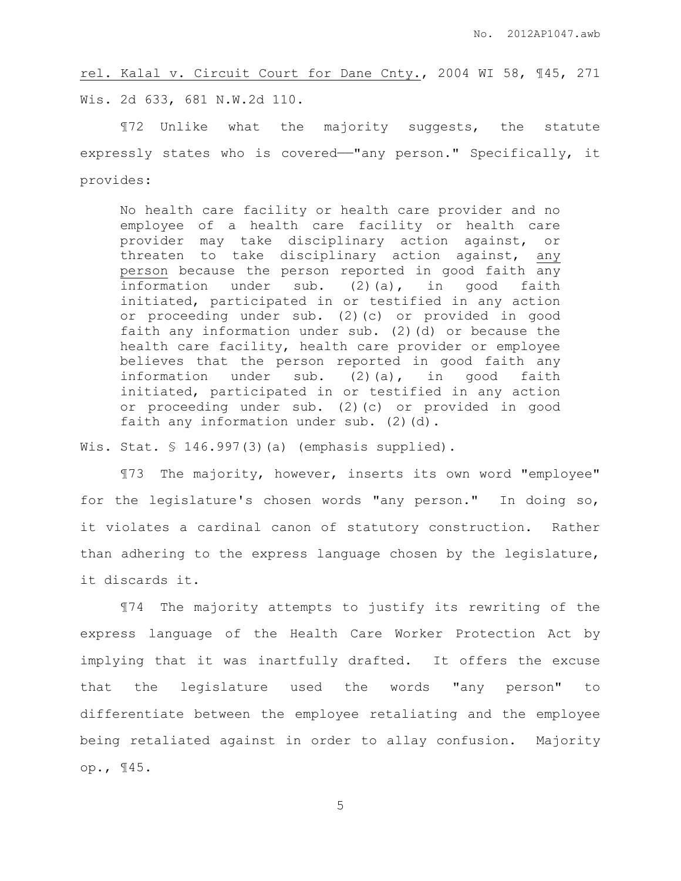rel. Kalal v. Circuit Court for Dane Cnty., 2004 WI 58, ¶45, 271 Wis. 2d 633, 681 N.W.2d 110.

¶72 Unlike what the majority suggests, the statute expressly states who is covered——"any person." Specifically, it provides:

> No health care facility or health care provider and no employee of a health care facility or health care provider may take disciplinary action against, or threaten to take disciplinary action against, any person because the person reported in good faith any information under sub. (2)(a), in good faith initiated, participated in or testified in any action or proceeding under sub. (2)(c) or provided in good faith any information under sub. (2)(d) or because the health care facility, health care provider or employee believes that the person reported in good faith any information under sub. (2)(a), in good faith initiated, participated in or testified in any action or proceeding under sub. (2)(c) or provided in good faith any information under sub. (2)(d).

Wis. Stat. § 146.997(3)(a) (emphasis supplied).

¶73 The majority, however, inserts its own word "employee" for the legislature's chosen words "any person." In doing so, it violates a cardinal canon of statutory construction. Rather than adhering to the express language chosen by the legislature, it discards it.

¶74 The majority attempts to justify its rewriting of the express language of the Health Care Worker Protection Act by implying that it was inartfully drafted. It offers the excuse that the legislature used the words "any person" to differentiate between the employee retaliating and the employee being retaliated against in order to allay confusion. Majority op., ¶45.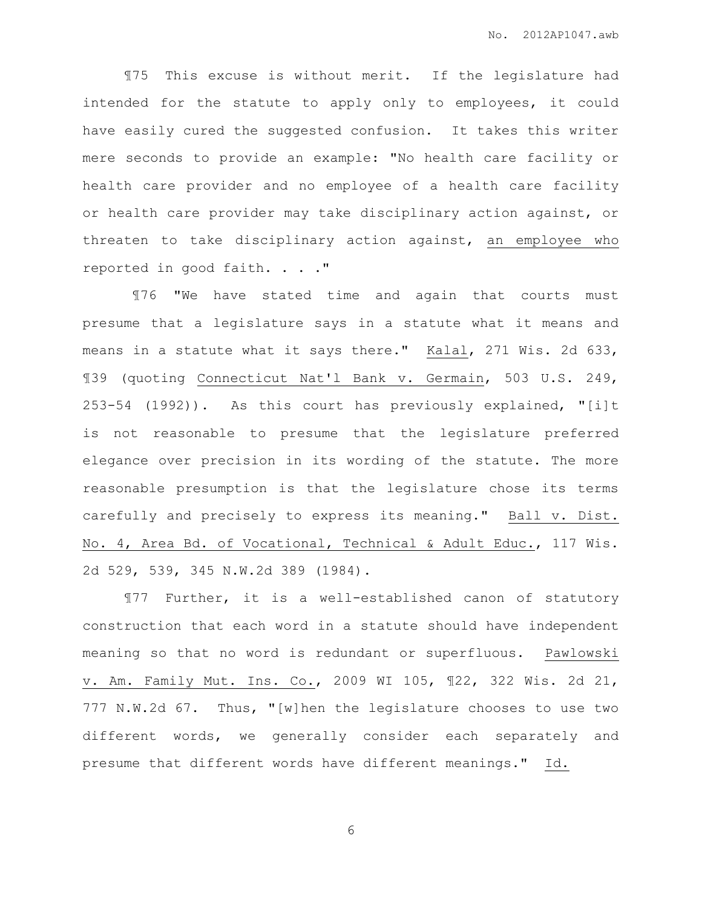¶75 This excuse is without merit. If the legislature had intended for the statute to apply only to employees, it could have easily cured the suggested confusion. It takes this writer mere seconds to provide an example: "No health care facility or health care provider and no employee of a health care facility or health care provider may take disciplinary action against, or threaten to take disciplinary action against, <u>an employee who</u> reported in good faith. . . ."

¶76 "We have stated time and again that courts must presume that a legislature says in a statute what it means and means in a statute what it says there." <u>Kalal</u>, 271 Wis. 2d 633, ¶39 (quoting <u>Connecticut Nat'l Bank v. Germain</u>, 503 U.S. 249, 253-54 (1992)). As this court has previously explained, "[i]t is not reasonable to presume that the legislature preferred elegance over precision in its wording of the statute. The more reasonable presumption is that the legislature chose its terms carefully and precisely to express its meaning." <u>Ball v. Dist. No. 4, Area Bd. of Vocational, Technical & Adult Educ.</u>, 117 Wis. 2d 529, 539, 345 N.W.2d 389 (1984).

¶77 Further, it is a well-established canon of statutory construction that each word in a statute should have independent meaning so that no word is redundant or superfluous. <u>Pawlowski v. Am. Family Mut. Ins. Co.</u>, 2009 WI 105, ¶22, 322 Wis. 2d 21, 777 N.W.2d 67. Thus, "[w]hen the legislature chooses to use two different words, we generally consider each separately and presume that different words have different meanings." <u>Id.</u>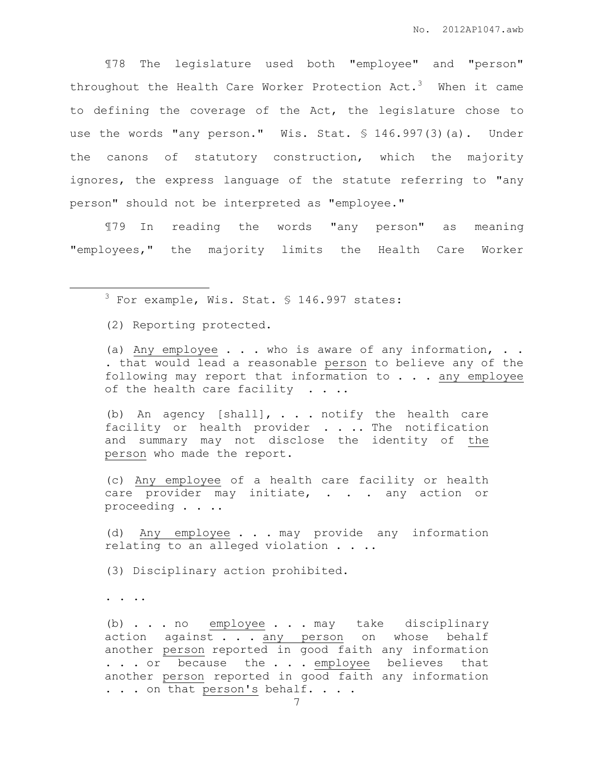¶78 The legislature used both "employee" and "person" throughout the Health Care Worker Protection Act.[3] When it came to defining the coverage of the Act, the legislature chose to use the words "any person." Wis. Stat. § 146.997(3)(a). Under the canons of statutory construction, which the majority ignores, the express language of the statute referring to "any person" should not be interpreted as "employee."

¶79 In reading the words "any person" as meaning "employees," the majority limits the Health Care Worker

---

[3] For example, Wis. Stat. § 146.997 states:

> (2) Reporting protected.
>
> (a) Any employee . . . who is aware of any information, . . . that would lead a reasonable person to believe any of the following may report that information to . . . any employee of the health care facility . . ..
>
> (b) An agency [shall], . . . notify the health care facility or health provider . . .. The notification and summary may not disclose the identity of the person who made the report.
>
> (c) Any employee of a health care facility or health care provider may initiate, . . . any action or proceeding . . ..
>
> (d) Any employee . . . may provide any information relating to an alleged violation . . ..
>
> (3) Disciplinary action prohibited.
>
> . . ..
>
> (b) . . . no employee . . . may take disciplinary action against . . . any person on whose behalf another person reported in good faith any information . . . or because the . . . employee believes that another person reported in good faith any information . . . on that person's behalf. . . .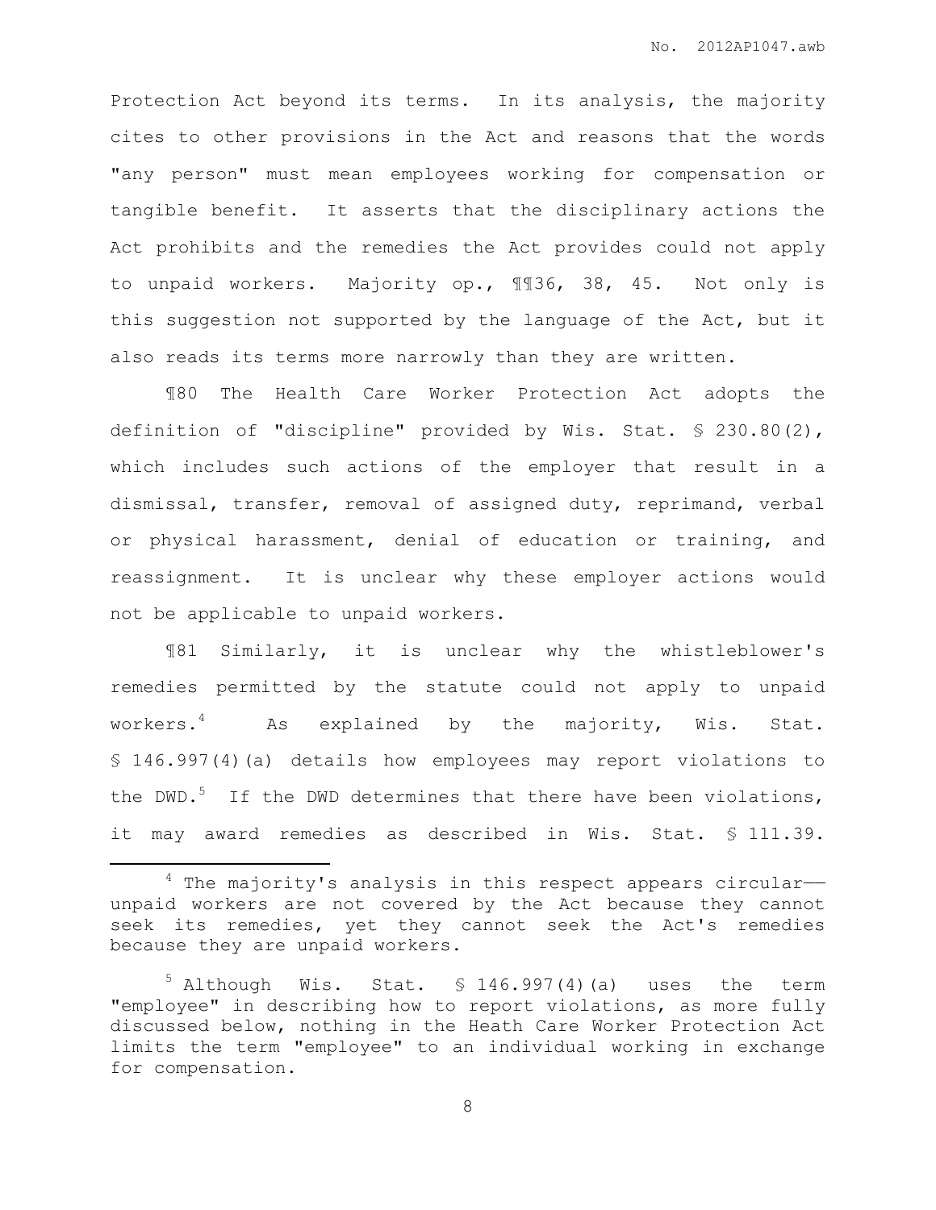Protection Act beyond its terms. In its analysis, the majority cites to other provisions in the Act and reasons that the words "any person" must mean employees working for compensation or tangible benefit. It asserts that the disciplinary actions the Act prohibits and the remedies the Act provides could not apply to unpaid workers. Majority op., ¶¶36, 38, 45. Not only is this suggestion not supported by the language of the Act, but it also reads its terms more narrowly than they are written.

¶80 The Health Care Worker Protection Act adopts the definition of "discipline" provided by Wis. Stat. § 230.80(2), which includes such actions of the employer that result in a dismissal, transfer, removal of assigned duty, reprimand, verbal or physical harassment, denial of education or training, and reassignment. It is unclear why these employer actions would not be applicable to unpaid workers.

¶81 Similarly, it is unclear why the whistleblower's remedies permitted by the statute could not apply to unpaid workers.[4] As explained by the majority, Wis. Stat. § 146.997(4)(a) details how employees may report violations to the DWD.[5] If the DWD determines that there have been violations, it may award remedies as described in Wis. Stat. § 111.39.

---

[4] The majority's analysis in this respect appears circular—unpaid workers are not covered by the Act because they cannot seek its remedies, yet they cannot seek the Act's remedies because they are unpaid workers.

[5] Although Wis. Stat. § 146.997(4)(a) uses the term "employee" in describing how to report violations, as more fully discussed below, nothing in the Heath Care Worker Protection Act limits the term "employee" to an individual working in exchange for compensation.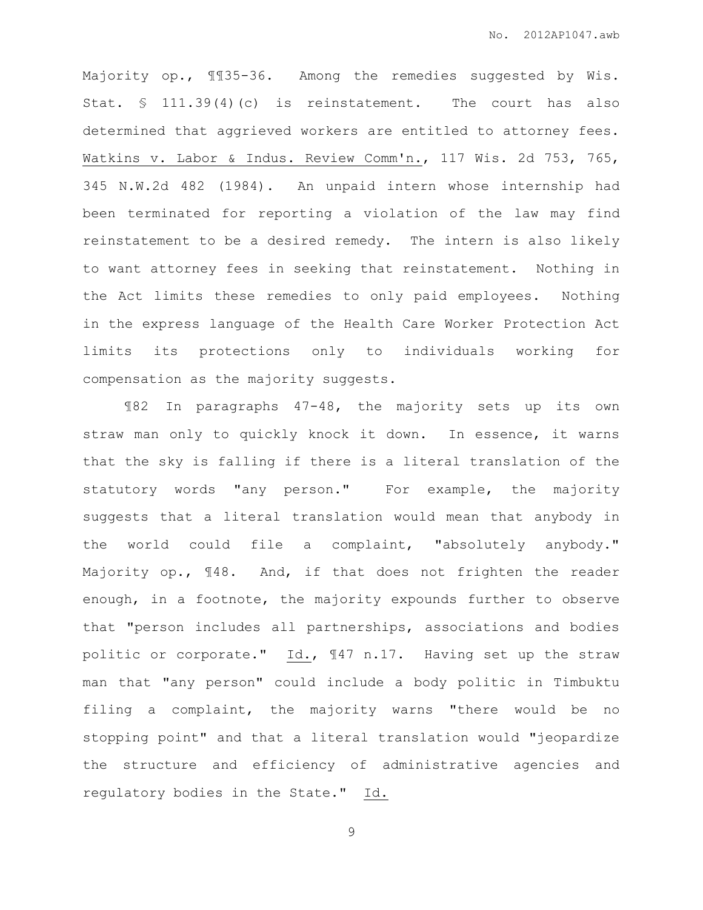Majority op., ¶¶35-36. Among the remedies suggested by Wis. Stat. § 111.39(4)(c) is reinstatement. The court has also determined that aggrieved workers are entitled to attorney fees. Watkins v. Labor & Indus. Review Comm'n., 117 Wis. 2d 753, 765, 345 N.W.2d 482 (1984). An unpaid intern whose internship had been terminated for reporting a violation of the law may find reinstatement to be a desired remedy. The intern is also likely to want attorney fees in seeking that reinstatement. Nothing in the Act limits these remedies to only paid employees. Nothing in the express language of the Health Care Worker Protection Act limits its protections only to individuals working for compensation as the majority suggests.

¶82 In paragraphs 47-48, the majority sets up its own straw man only to quickly knock it down. In essence, it warns that the sky is falling if there is a literal translation of the statutory words "any person." For example, the majority suggests that a literal translation would mean that anybody in the world could file a complaint, "absolutely anybody." Majority op., ¶48. And, if that does not frighten the reader enough, in a footnote, the majority expounds further to observe that "person includes all partnerships, associations and bodies politic or corporate." Id., ¶47 n.17. Having set up the straw man that "any person" could include a body politic in Timbuktu filing a complaint, the majority warns "there would be no stopping point" and that a literal translation would "jeopardize the structure and efficiency of administrative agencies and regulatory bodies in the State." Id.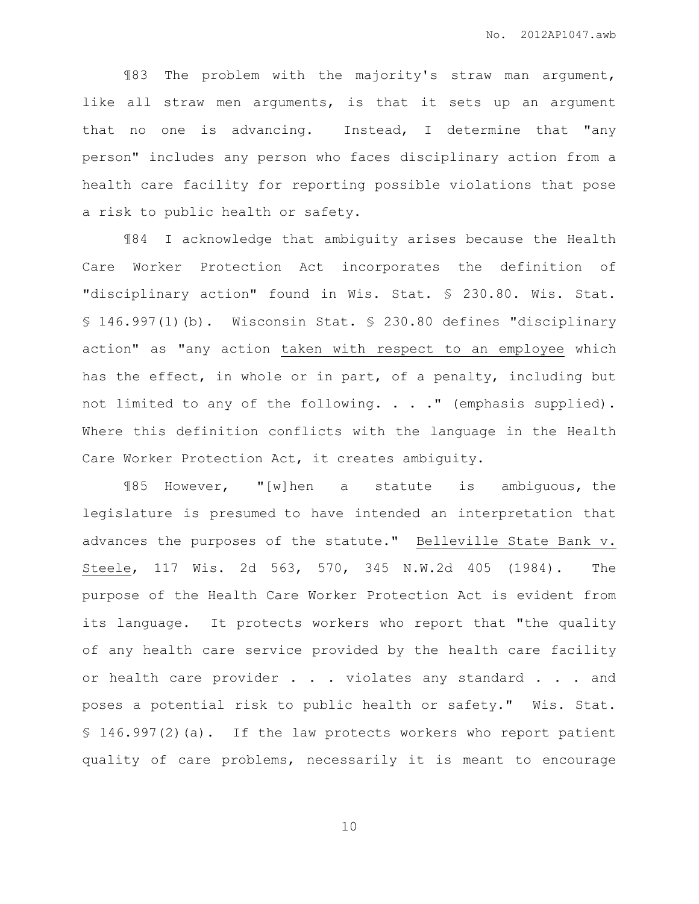¶83 The problem with the majority's straw man argument, like all straw men arguments, is that it sets up an argument that no one is advancing. Instead, I determine that "any person" includes any person who faces disciplinary action from a health care facility for reporting possible violations that pose a risk to public health or safety.

¶84 I acknowledge that ambiguity arises because the Health Care Worker Protection Act incorporates the definition of "disciplinary action" found in Wis. Stat. § 230.80. Wis. Stat. § 146.997(1)(b). Wisconsin Stat. § 230.80 defines "disciplinary action" as "any action <u>taken with respect to an employee</u> which has the effect, in whole or in part, of a penalty, including but not limited to any of the following. . . ." (emphasis supplied). Where this definition conflicts with the language in the Health Care Worker Protection Act, it creates ambiguity.

¶85 However, "[w]hen a statute is ambiguous, the legislature is presumed to have intended an interpretation that advances the purposes of the statute." <u>Belleville State Bank v. Steele</u>, 117 Wis. 2d 563, 570, 345 N.W.2d 405 (1984). The purpose of the Health Care Worker Protection Act is evident from its language. It protects workers who report that "the quality of any health care service provided by the health care facility or health care provider . . . violates any standard . . . and poses a potential risk to public health or safety." Wis. Stat. § 146.997(2)(a). If the law protects workers who report patient quality of care problems, necessarily it is meant to encourage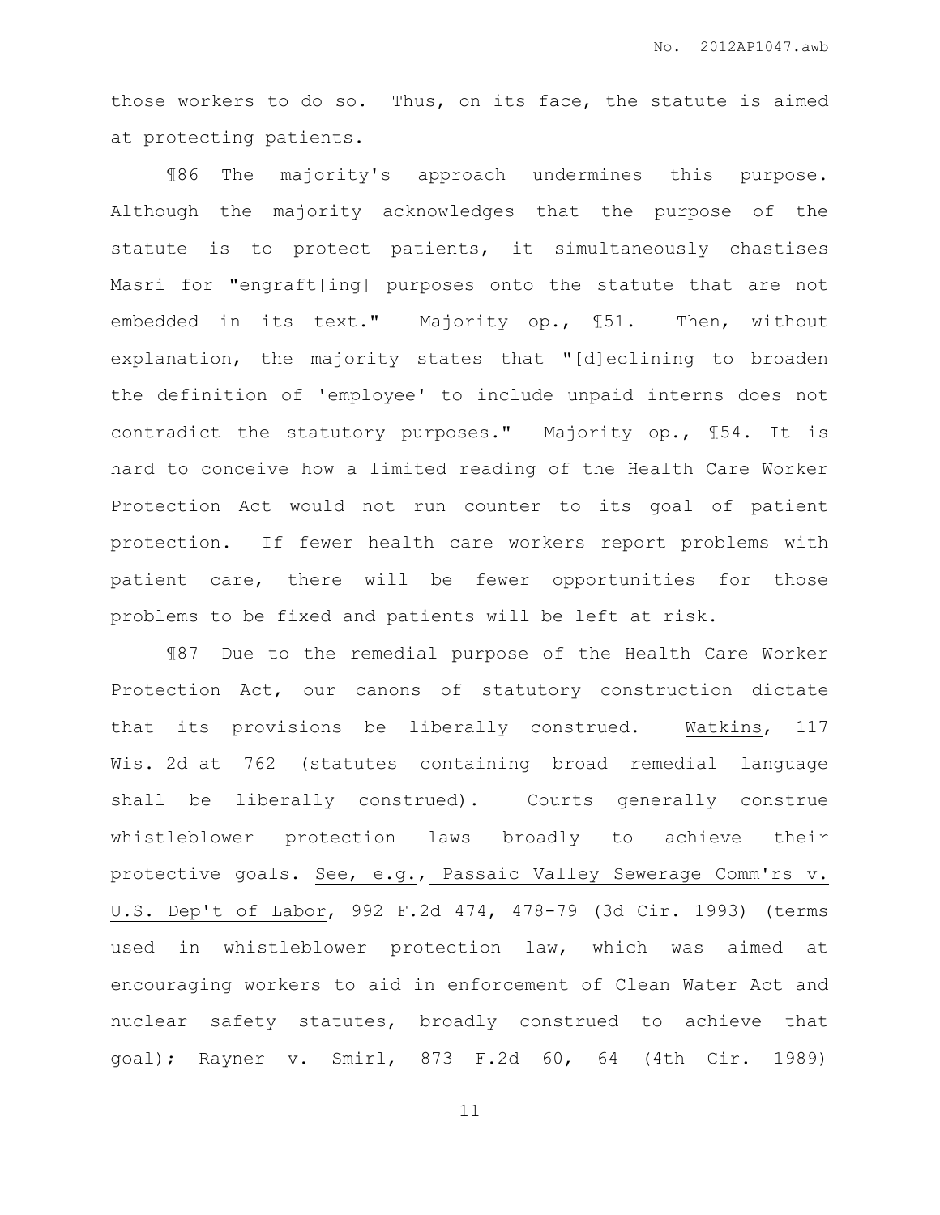those workers to do so. Thus, on its face, the statute is aimed at protecting patients.

¶86 The majority's approach undermines this purpose. Although the majority acknowledges that the purpose of the statute is to protect patients, it simultaneously chastises Masri for "engraft[ing] purposes onto the statute that are not embedded in its text." Majority op., ¶51. Then, without explanation, the majority states that "[d]eclining to broaden the definition of 'employee' to include unpaid interns does not contradict the statutory purposes." Majority op., ¶54. It is hard to conceive how a limited reading of the Health Care Worker Protection Act would not run counter to its goal of patient protection. If fewer health care workers report problems with patient care, there will be fewer opportunities for those problems to be fixed and patients will be left at risk.

¶87 Due to the remedial purpose of the Health Care Worker Protection Act, our canons of statutory construction dictate that its provisions be liberally construed. Watkins, 117 Wis. 2d at 762 (statutes containing broad remedial language shall be liberally construed). Courts generally construe whistleblower protection laws broadly to achieve their protective goals. See, e.g., Passaic Valley Sewerage Comm'rs v. U.S. Dep't of Labor, 992 F.2d 474, 478-79 (3d Cir. 1993) (terms used in whistleblower protection law, which was aimed at encouraging workers to aid in enforcement of Clean Water Act and nuclear safety statutes, broadly construed to achieve that goal); Rayner v. Smirl, 873 F.2d 60, 64 (4th Cir. 1989)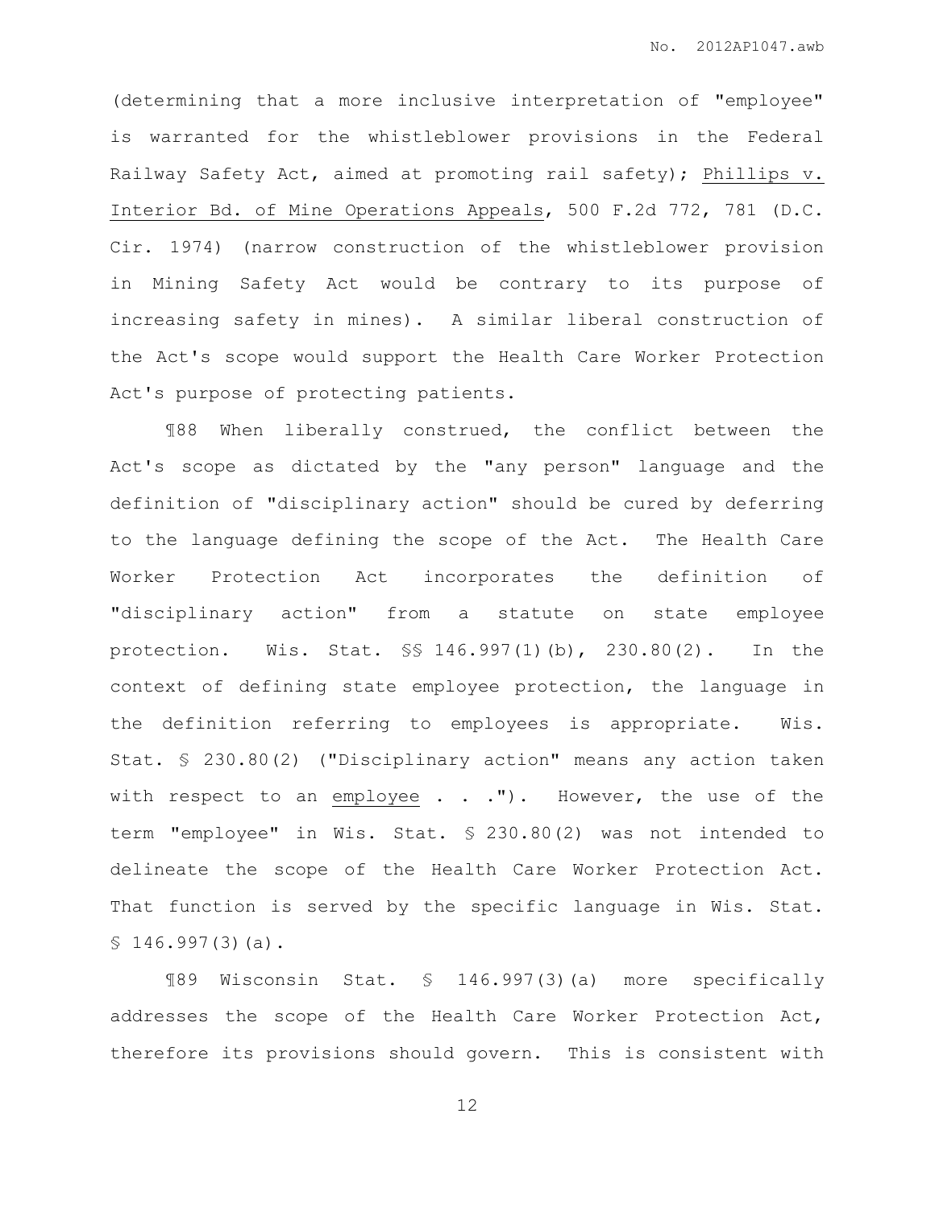(determining that a more inclusive interpretation of "employee" is warranted for the whistleblower provisions in the Federal Railway Safety Act, aimed at promoting rail safety); Phillips v. Interior Bd. of Mine Operations Appeals, 500 F.2d 772, 781 (D.C. Cir. 1974) (narrow construction of the whistleblower provision in Mining Safety Act would be contrary to its purpose of increasing safety in mines). A similar liberal construction of the Act's scope would support the Health Care Worker Protection Act's purpose of protecting patients.

¶88 When liberally construed, the conflict between the Act's scope as dictated by the "any person" language and the definition of "disciplinary action" should be cured by deferring to the language defining the scope of the Act. The Health Care Worker Protection Act incorporates the definition of "disciplinary action" from a statute on state employee protection. Wis. Stat. §§ 146.997(1)(b), 230.80(2). In the context of defining state employee protection, the language in the definition referring to employees is appropriate. Wis. Stat. § 230.80(2) ("Disciplinary action" means any action taken with respect to an employee . . ."). However, the use of the term "employee" in Wis. Stat. § 230.80(2) was not intended to delineate the scope of the Health Care Worker Protection Act. That function is served by the specific language in Wis. Stat. § 146.997(3)(a).

¶89 Wisconsin Stat. § 146.997(3)(a) more specifically addresses the scope of the Health Care Worker Protection Act, therefore its provisions should govern. This is consistent with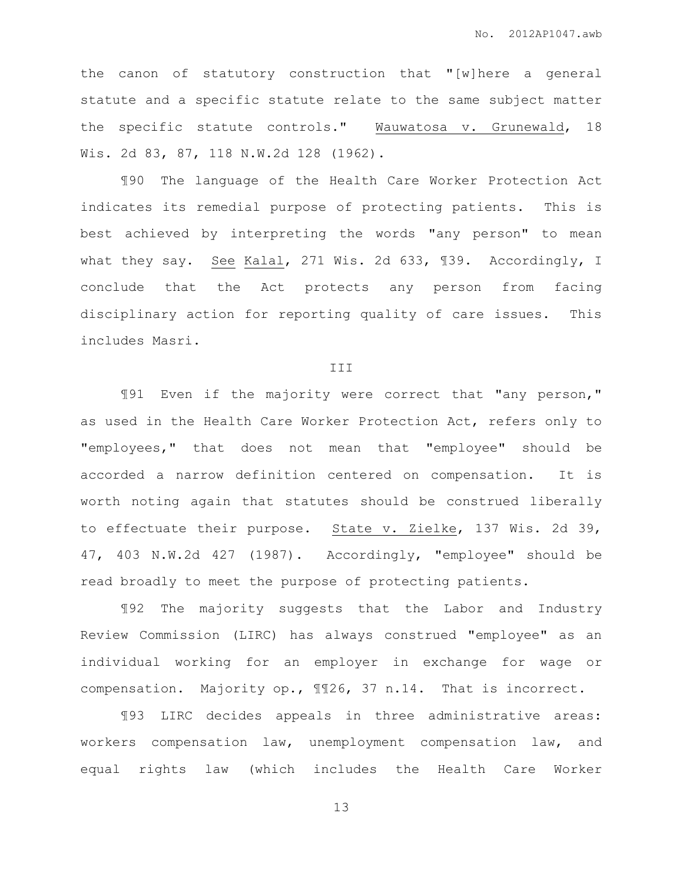the canon of statutory construction that "[w]here a general statute and a specific statute relate to the same subject matter the specific statute controls." Wauwatosa v. Grunewald, 18 Wis. 2d 83, 87, 118 N.W.2d 128 (1962).

¶90 The language of the Health Care Worker Protection Act indicates its remedial purpose of protecting patients. This is best achieved by interpreting the words "any person" to mean what they say. See Kalal, 271 Wis. 2d 633, ¶39. Accordingly, I conclude that the Act protects any person from facing disciplinary action for reporting quality of care issues. This includes Masri.

III

¶91 Even if the majority were correct that "any person," as used in the Health Care Worker Protection Act, refers only to "employees," that does not mean that "employee" should be accorded a narrow definition centered on compensation. It is worth noting again that statutes should be construed liberally to effectuate their purpose. State v. Zielke, 137 Wis. 2d 39, 47, 403 N.W.2d 427 (1987). Accordingly, "employee" should be read broadly to meet the purpose of protecting patients.

¶92 The majority suggests that the Labor and Industry Review Commission (LIRC) has always construed "employee" as an individual working for an employer in exchange for wage or compensation. Majority op., ¶¶26, 37 n.14. That is incorrect.

¶93 LIRC decides appeals in three administrative areas: workers compensation law, unemployment compensation law, and equal rights law (which includes the Health Care Worker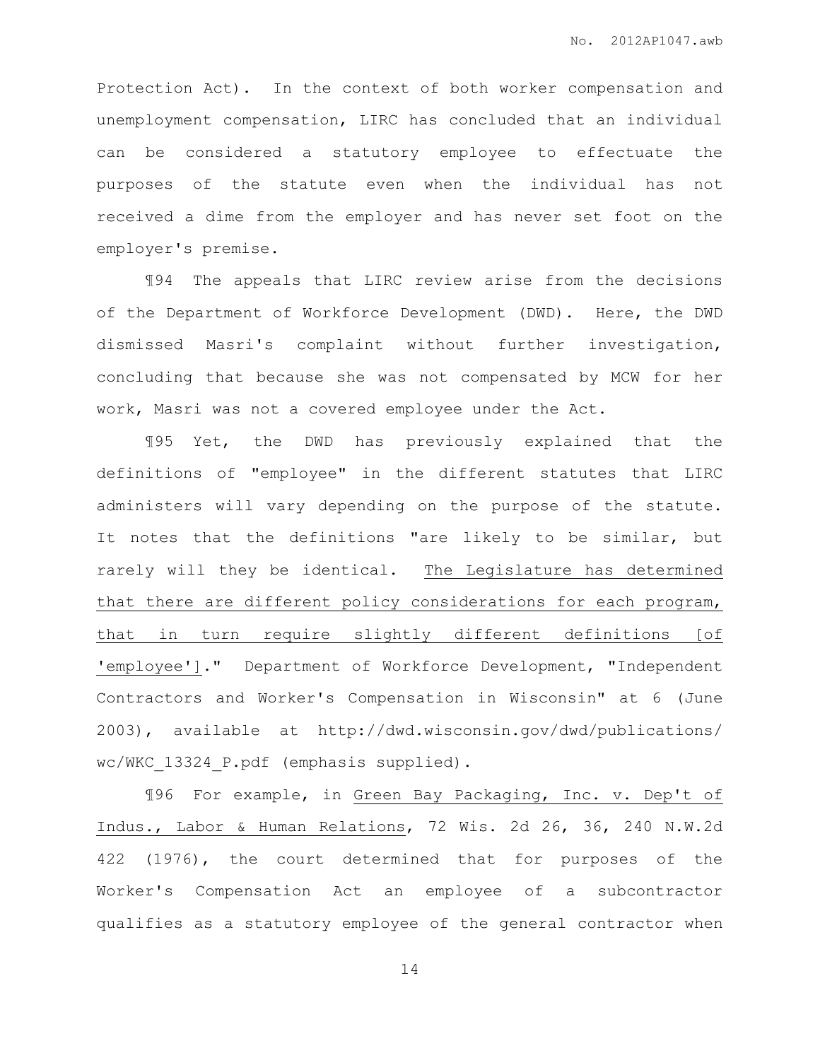Protection Act). In the context of both worker compensation and unemployment compensation, LIRC has concluded that an individual can be considered a statutory employee to effectuate the purposes of the statute even when the individual has not received a dime from the employer and has never set foot on the employer's premise.

¶94 The appeals that LIRC review arise from the decisions of the Department of Workforce Development (DWD). Here, the DWD dismissed Masri's complaint without further investigation, concluding that because she was not compensated by MCW for her work, Masri was not a covered employee under the Act.

¶95 Yet, the DWD has previously explained that the definitions of "employee" in the different statutes that LIRC administers will vary depending on the purpose of the statute. It notes that the definitions "are likely to be similar, but rarely will they be identical. <u>The Legislature has determined that there are different policy considerations for each program, that in turn require slightly different definitions [of 'employee']</u>." Department of Workforce Development, "Independent Contractors and Worker's Compensation in Wisconsin" at 6 (June 2003), available at http://dwd.wisconsin.gov/dwd/publications/wc/WKC_13324_P.pdf (emphasis supplied).

¶96 For example, in <u>Green Bay Packaging, Inc. v. Dep't of Indus., Labor & Human Relations</u>, 72 Wis. 2d 26, 36, 240 N.W.2d 422 (1976), the court determined that for purposes of the Worker's Compensation Act an employee of a subcontractor qualifies as a statutory employee of the general contractor when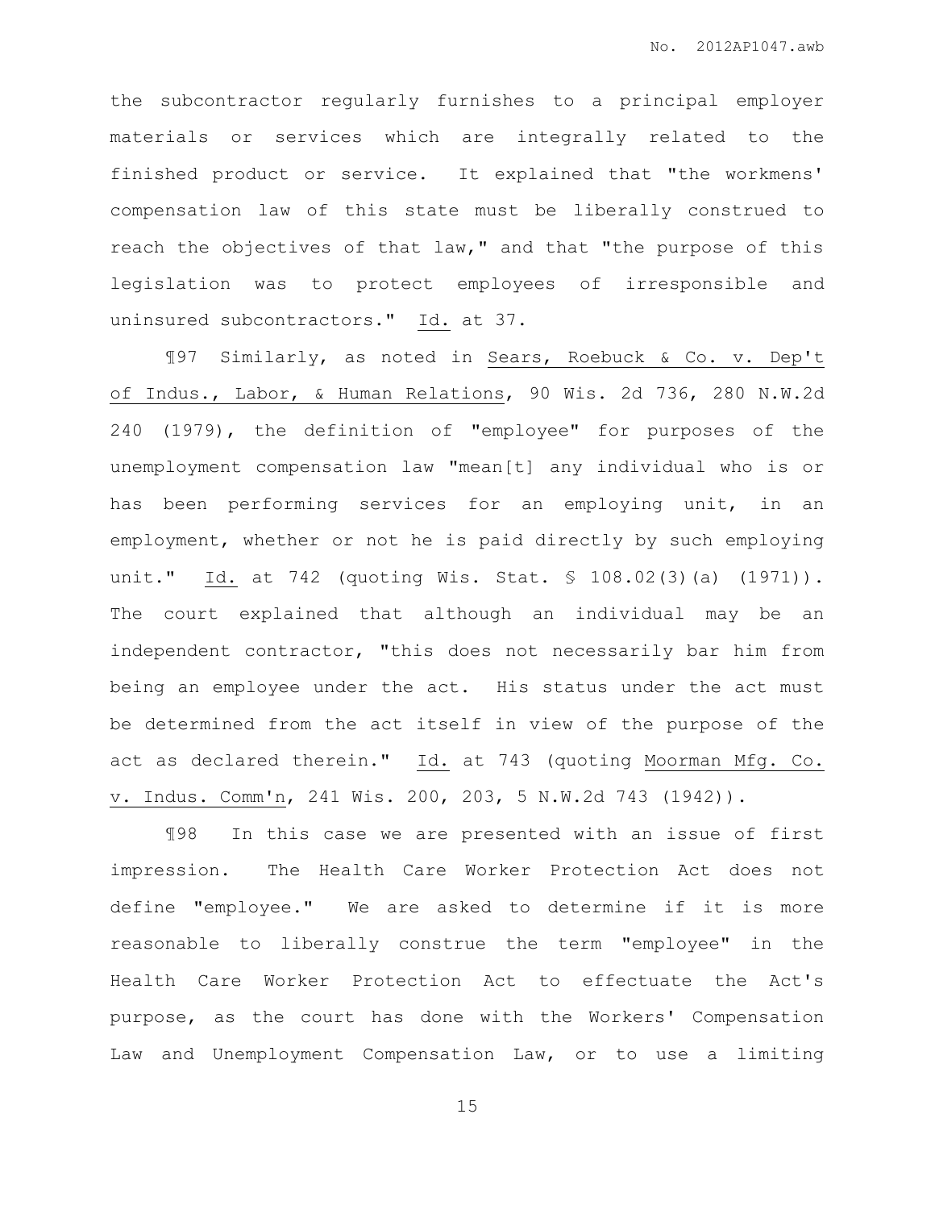the subcontractor regularly furnishes to a principal employer materials or services which are integrally related to the finished product or service. It explained that "the workmens' compensation law of this state must be liberally construed to reach the objectives of that law," and that "the purpose of this legislation was to protect employees of irresponsible and uninsured subcontractors." Id. at 37.

¶97 Similarly, as noted in Sears, Roebuck & Co. v. Dep't of Indus., Labor, & Human Relations, 90 Wis. 2d 736, 280 N.W.2d 240 (1979), the definition of "employee" for purposes of the unemployment compensation law "mean[t] any individual who is or has been performing services for an employing unit, in an employment, whether or not he is paid directly by such employing unit." Id. at 742 (quoting Wis. Stat. § 108.02(3)(a) (1971)). The court explained that although an individual may be an independent contractor, "this does not necessarily bar him from being an employee under the act. His status under the act must be determined from the act itself in view of the purpose of the act as declared therein." Id. at 743 (quoting Moorman Mfg. Co. v. Indus. Comm'n, 241 Wis. 200, 203, 5 N.W.2d 743 (1942)).

¶98 In this case we are presented with an issue of first impression. The Health Care Worker Protection Act does not define "employee." We are asked to determine if it is more reasonable to liberally construe the term "employee" in the Health Care Worker Protection Act to effectuate the Act's purpose, as the court has done with the Workers' Compensation Law and Unemployment Compensation Law, or to use a limiting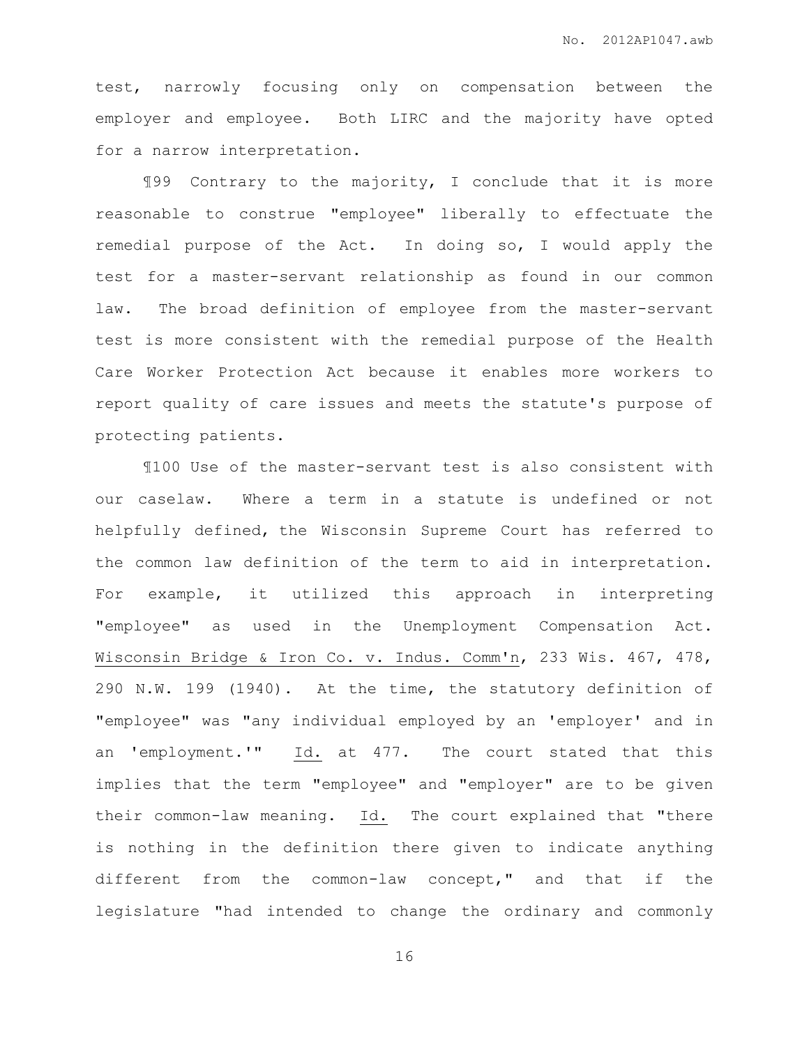test, narrowly focusing only on compensation between the employer and employee. Both LIRC and the majority have opted for a narrow interpretation.

¶99 Contrary to the majority, I conclude that it is more reasonable to construe "employee" liberally to effectuate the remedial purpose of the Act. In doing so, I would apply the test for a master-servant relationship as found in our common law. The broad definition of employee from the master-servant test is more consistent with the remedial purpose of the Health Care Worker Protection Act because it enables more workers to report quality of care issues and meets the statute's purpose of protecting patients.

¶100 Use of the master-servant test is also consistent with our caselaw. Where a term in a statute is undefined or not helpfully defined, the Wisconsin Supreme Court has referred to the common law definition of the term to aid in interpretation. For example, it utilized this approach in interpreting "employee" as used in the Unemployment Compensation Act. Wisconsin Bridge & Iron Co. v. Indus. Comm'n, 233 Wis. 467, 478, 290 N.W. 199 (1940). At the time, the statutory definition of "employee" was "any individual employed by an 'employer' and in an 'employment.'" Id. at 477. The court stated that this implies that the term "employee" and "employer" are to be given their common-law meaning. Id. The court explained that "there is nothing in the definition there given to indicate anything different from the common-law concept," and that if the legislature "had intended to change the ordinary and commonly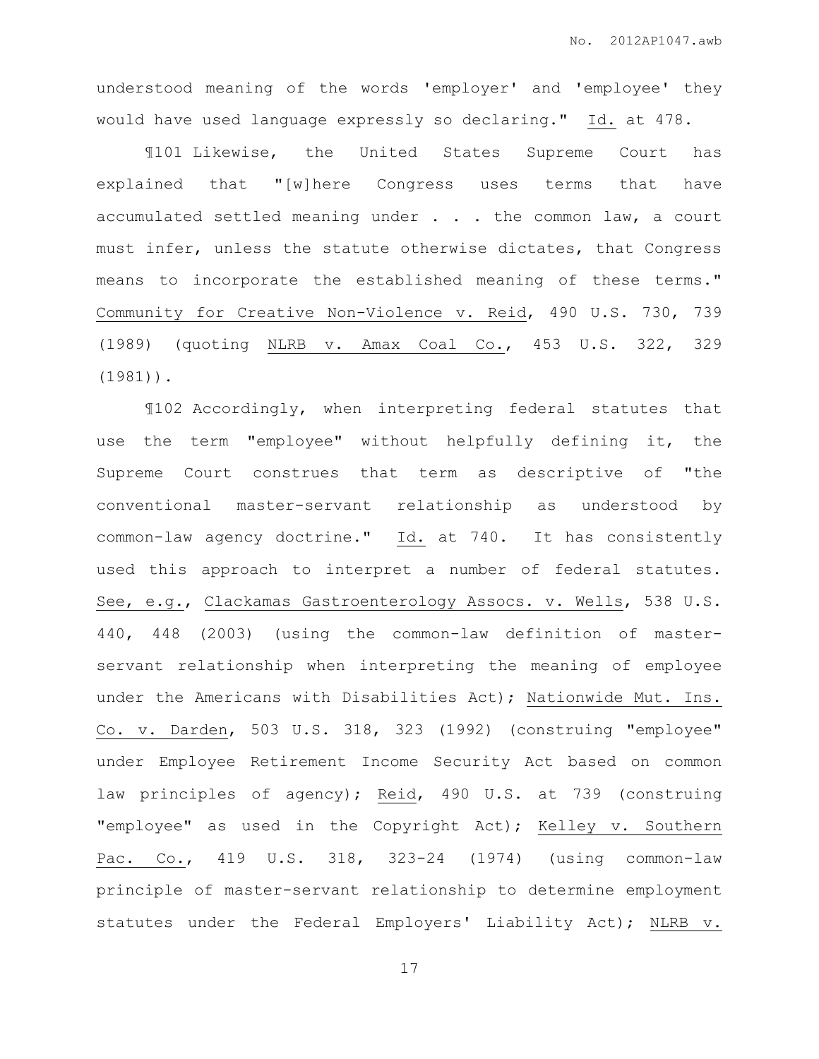understood meaning of the words 'employer' and 'employee' they would have used language expressly so declaring." Id. at 478.

¶101 Likewise, the United States Supreme Court has explained that "[w]here Congress uses terms that have accumulated settled meaning under . . . the common law, a court must infer, unless the statute otherwise dictates, that Congress means to incorporate the established meaning of these terms." Community for Creative Non-Violence v. Reid, 490 U.S. 730, 739 (1989) (quoting NLRB v. Amax Coal Co., 453 U.S. 322, 329 (1981)).

¶102 Accordingly, when interpreting federal statutes that use the term "employee" without helpfully defining it, the Supreme Court construes that term as descriptive of "the conventional master-servant relationship as understood by common-law agency doctrine." Id. at 740. It has consistently used this approach to interpret a number of federal statutes. See, e.g., Clackamas Gastroenterology Assocs. v. Wells, 538 U.S. 440, 448 (2003) (using the common-law definition of master-servant relationship when interpreting the meaning of employee under the Americans with Disabilities Act); Nationwide Mut. Ins. Co. v. Darden, 503 U.S. 318, 323 (1992) (construing "employee" under Employee Retirement Income Security Act based on common law principles of agency); Reid, 490 U.S. at 739 (construing "employee" as used in the Copyright Act); Kelley v. Southern Pac. Co., 419 U.S. 318, 323-24 (1974) (using common-law principle of master-servant relationship to determine employment statutes under the Federal Employers' Liability Act); NLRB v.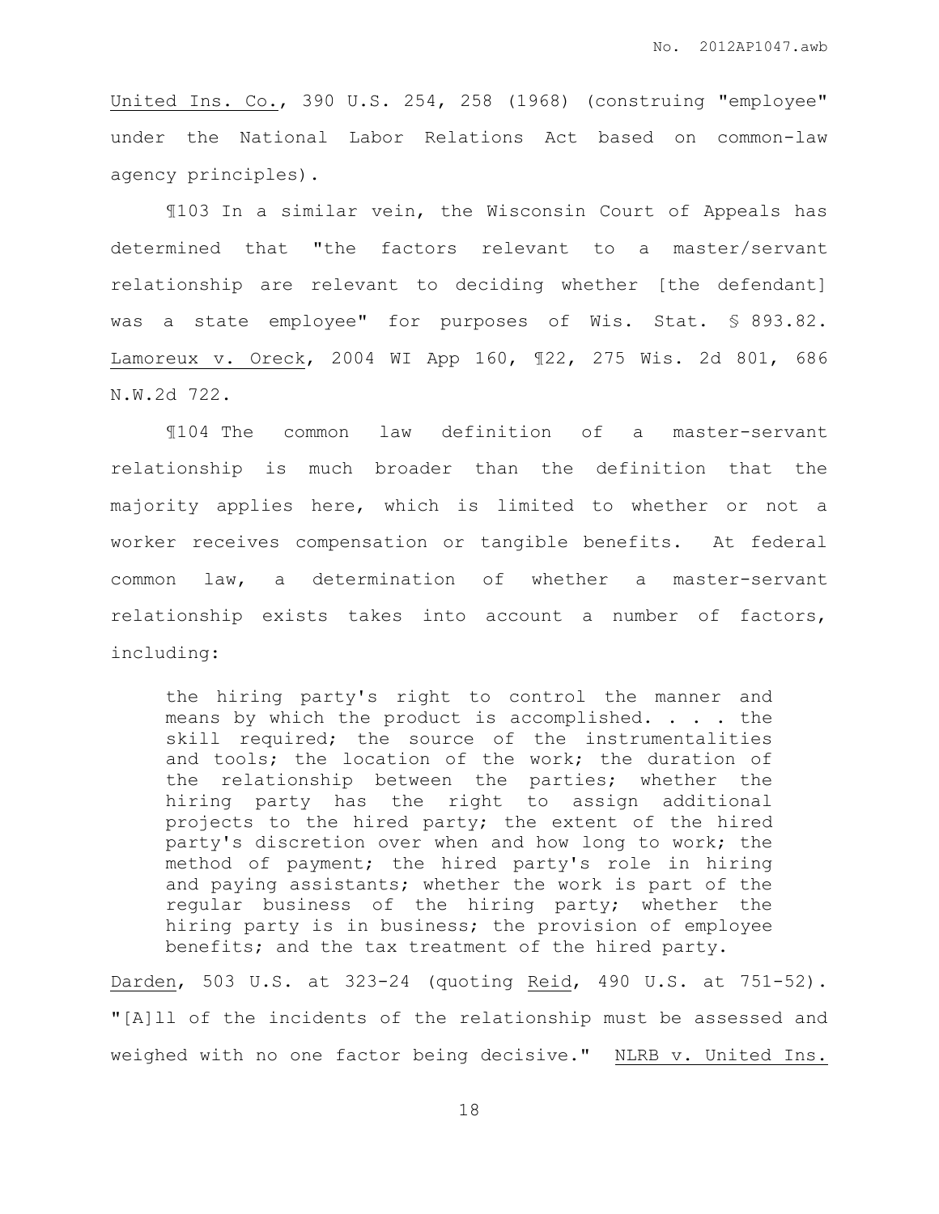United Ins. Co., 390 U.S. 254, 258 (1968) (construing "employee" under the National Labor Relations Act based on common-law agency principles).

¶103 In a similar vein, the Wisconsin Court of Appeals has determined that "the factors relevant to a master/servant relationship are relevant to deciding whether [the defendant] was a state employee" for purposes of Wis. Stat. § 893.82. Lamoreux v. Oreck, 2004 WI App 160, ¶22, 275 Wis. 2d 801, 686 N.W.2d 722.

¶104 The common law definition of a master-servant relationship is much broader than the definition that the majority applies here, which is limited to whether or not a worker receives compensation or tangible benefits. At federal common law, a determination of whether a master-servant relationship exists takes into account a number of factors, including:

> the hiring party's right to control the manner and means by which the product is accomplished. . . . the skill required; the source of the instrumentalities and tools; the location of the work; the duration of the relationship between the parties; whether the hiring party has the right to assign additional projects to the hired party; the extent of the hired party's discretion over when and how long to work; the method of payment; the hired party's role in hiring and paying assistants; whether the work is part of the regular business of the hiring party; whether the hiring party is in business; the provision of employee benefits; and the tax treatment of the hired party.

Darden, 503 U.S. at 323-24 (quoting Reid, 490 U.S. at 751-52). "[A]ll of the incidents of the relationship must be assessed and weighed with no one factor being decisive." NLRB v. United Ins.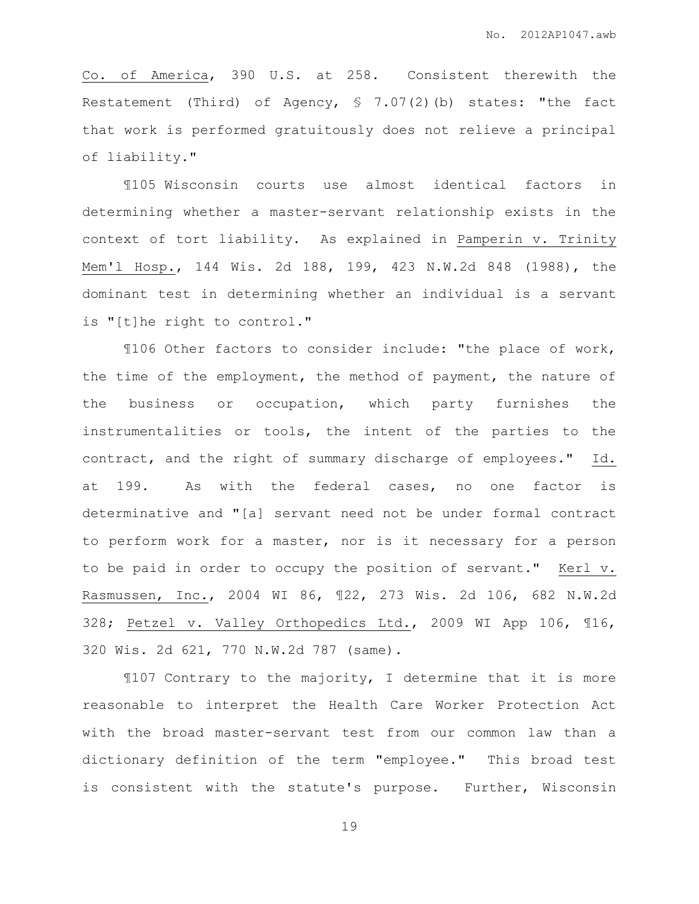Co. of America, 390 U.S. at 258. Consistent therewith the Restatement (Third) of Agency, § 7.07(2)(b) states: "the fact that work is performed gratuitously does not relieve a principal of liability."

¶105 Wisconsin courts use almost identical factors in determining whether a master-servant relationship exists in the context of tort liability. As explained in Pamperin v. Trinity Mem'l Hosp., 144 Wis. 2d 188, 199, 423 N.W.2d 848 (1988), the dominant test in determining whether an individual is a servant is "[t]he right to control."

¶106 Other factors to consider include: "the place of work, the time of the employment, the method of payment, the nature of the business or occupation, which party furnishes the instrumentalities or tools, the intent of the parties to the contract, and the right of summary discharge of employees." Id. at 199. As with the federal cases, no one factor is determinative and "[a] servant need not be under formal contract to perform work for a master, nor is it necessary for a person to be paid in order to occupy the position of servant." Kerl v. Rasmussen, Inc., 2004 WI 86, ¶22, 273 Wis. 2d 106, 682 N.W.2d 328; Petzel v. Valley Orthopedics Ltd., 2009 WI App 106, ¶16, 320 Wis. 2d 621, 770 N.W.2d 787 (same).

¶107 Contrary to the majority, I determine that it is more reasonable to interpret the Health Care Worker Protection Act with the broad master-servant test from our common law than a dictionary definition of the term "employee." This broad test is consistent with the statute's purpose. Further, Wisconsin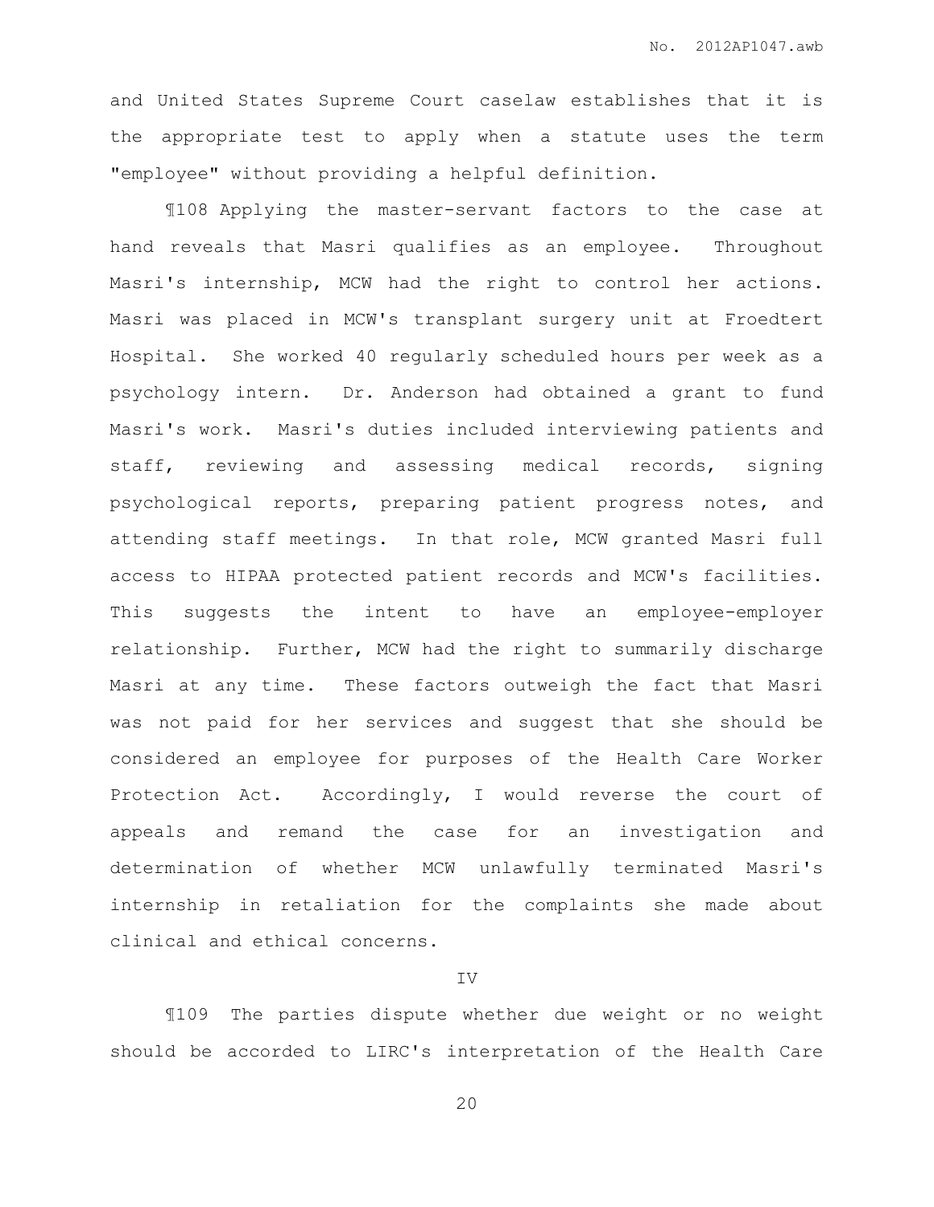and United States Supreme Court caselaw establishes that it is the appropriate test to apply when a statute uses the term "employee" without providing a helpful definition.

¶108 Applying the master-servant factors to the case at hand reveals that Masri qualifies as an employee. Throughout Masri's internship, MCW had the right to control her actions. Masri was placed in MCW's transplant surgery unit at Froedtert Hospital. She worked 40 regularly scheduled hours per week as a psychology intern. Dr. Anderson had obtained a grant to fund Masri's work. Masri's duties included interviewing patients and staff, reviewing and assessing medical records, signing psychological reports, preparing patient progress notes, and attending staff meetings. In that role, MCW granted Masri full access to HIPAA protected patient records and MCW's facilities. This suggests the intent to have an employee-employer relationship. Further, MCW had the right to summarily discharge Masri at any time. These factors outweigh the fact that Masri was not paid for her services and suggest that she should be considered an employee for purposes of the Health Care Worker Protection Act. Accordingly, I would reverse the court of appeals and remand the case for an investigation and determination of whether MCW unlawfully terminated Masri's internship in retaliation for the complaints she made about clinical and ethical concerns.

IV

¶109 The parties dispute whether due weight or no weight should be accorded to LIRC's interpretation of the Health Care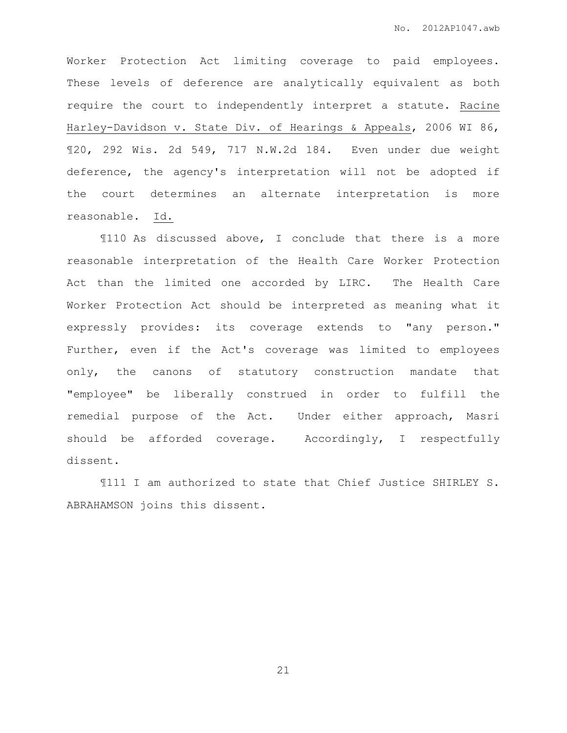Worker Protection Act limiting coverage to paid employees. These levels of deference are analytically equivalent as both require the court to independently interpret a statute. Racine Harley-Davidson v. State Div. of Hearings & Appeals, 2006 WI 86, ¶20, 292 Wis. 2d 549, 717 N.W.2d 184. Even under due weight deference, the agency's interpretation will not be adopted if the court determines an alternate interpretation is more reasonable. Id.

¶110 As discussed above, I conclude that there is a more reasonable interpretation of the Health Care Worker Protection Act than the limited one accorded by LIRC. The Health Care Worker Protection Act should be interpreted as meaning what it expressly provides: its coverage extends to "any person." Further, even if the Act's coverage was limited to employees only, the canons of statutory construction mandate that "employee" be liberally construed in order to fulfill the remedial purpose of the Act. Under either approach, Masri should be afforded coverage. Accordingly, I respectfully dissent.

¶111 I am authorized to state that Chief Justice SHIRLEY S. ABRAHAMSON joins this dissent.